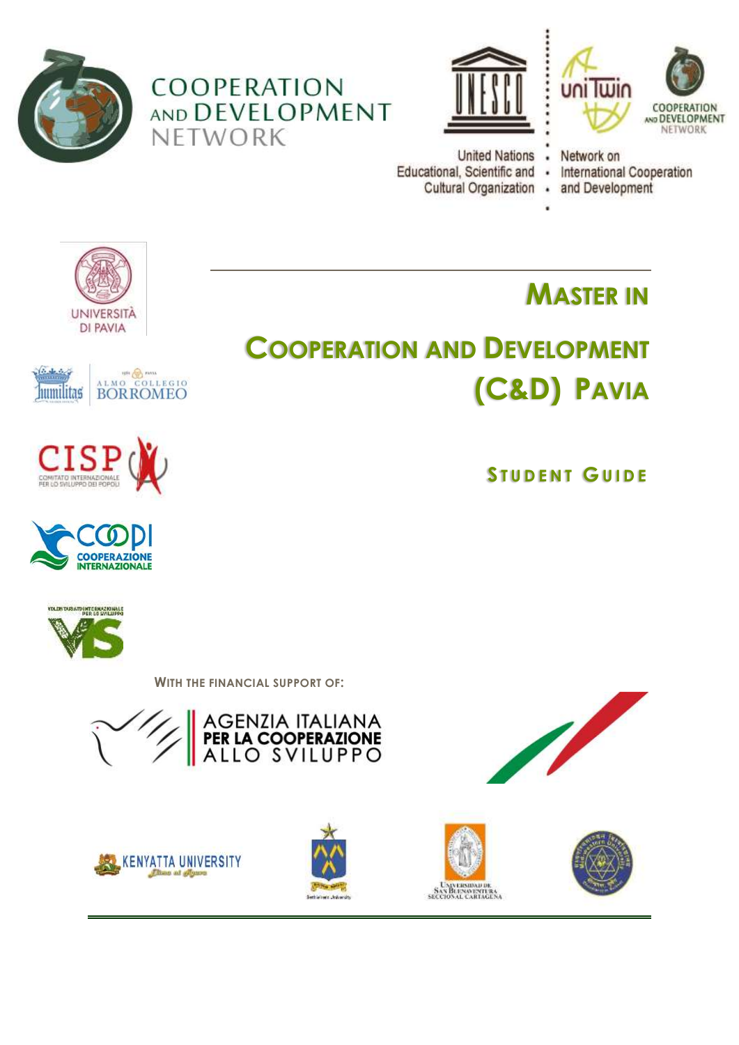COOPERATION AND DEVELOPMENT NETWORK

United Nations Educational, Scientific and Cultural Organization

uniTwin

Network on International Cooperation and Development

COOPERATION AND DEVELOPMENT NETWORK

UNIVERSITÀ DI PAVIA

ALMO COLLEGIO BORROMEO

CISP COMITATO INTERNAZIONALE PER LO SVILUPPO DEI POPOLI

COOPI COOPERAZIONE INTERNAZIONALE

VOLONTARIATO INTERNAZIONALE PER LO SVILUPPO VIS

# MASTER IN

# COOPERATION AND DEVELOPMENT (C&D) PAVIA

## STUDENT GUIDE

**WITH THE FINANCIAL SUPPORT OF:**

AGENZIA ITALIANA PER LA COOPERAZIONE ALLO SVILUPPO

KENYATTA UNIVERSITY

Bethlehem University

UNIVERSIDAD DE SAN BUENAVENTURA SECCIONAL CARTAGENA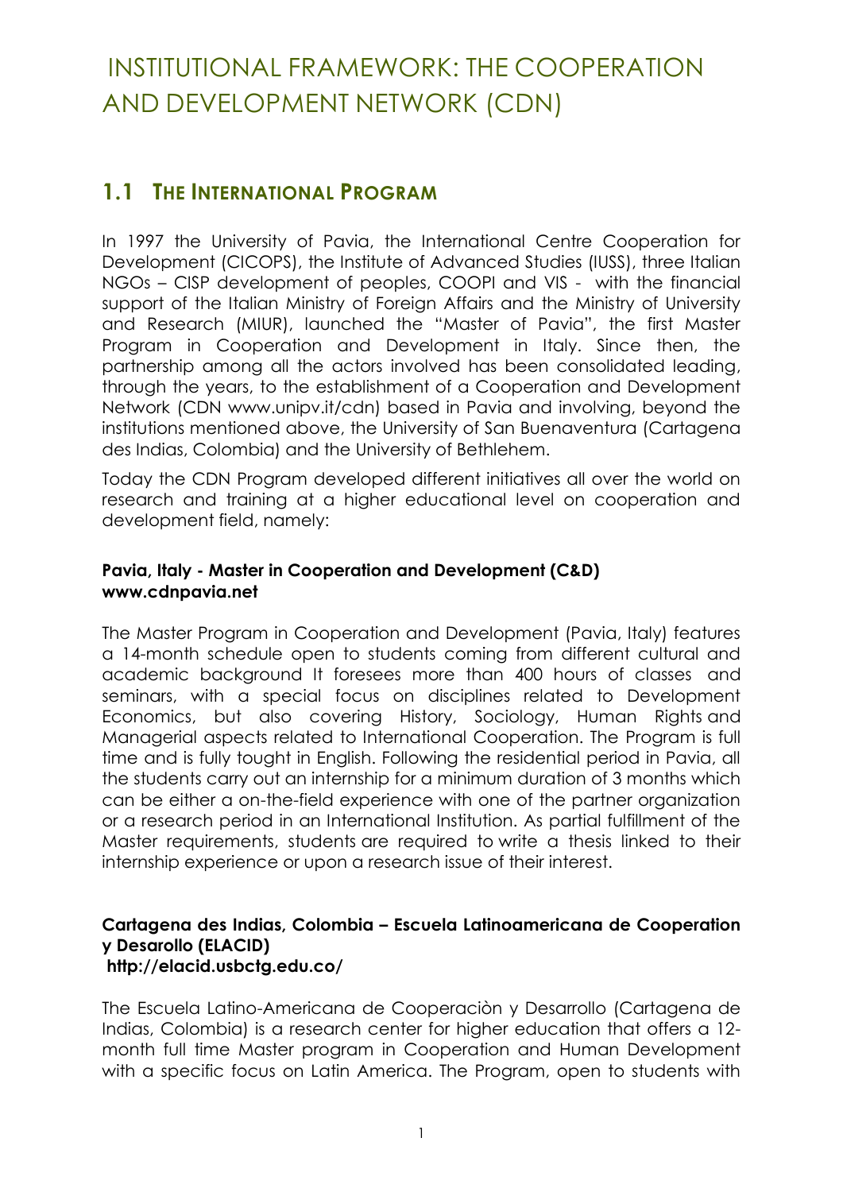# INSTITUTIONAL FRAMEWORK: THE COOPERATION AND DEVELOPMENT NETWORK (CDN)

## 1.1 THE INTERNATIONAL PROGRAM

In 1997 the University of Pavia, the International Centre Cooperation for Development (CICOPS), the Institute of Advanced Studies (IUSS), three Italian NGOs – CISP development of peoples, COOPI and VIS - with the financial support of the Italian Ministry of Foreign Affairs and the Ministry of University and Research (MIUR), launched the "Master of Pavia", the first Master Program in Cooperation and Development in Italy. Since then, the partnership among all the actors involved has been consolidated leading, through the years, to the establishment of a Cooperation and Development Network (CDN www.unipv.it/cdn) based in Pavia and involving, beyond the institutions mentioned above, the University of San Buenaventura (Cartagena des Indias, Colombia) and the University of Bethlehem.

Today the CDN Program developed different initiatives all over the world on research and training at a higher educational level on cooperation and development field, namely:

**Pavia, Italy - Master in Cooperation and Development (C&D)**
**www.cdnpavia.net**

The Master Program in Cooperation and Development (Pavia, Italy) features a 14-month schedule open to students coming from different cultural and academic background It foresees more than 400 hours of classes and seminars, with a special focus on disciplines related to Development Economics, but also covering History, Sociology, Human Rights and Managerial aspects related to International Cooperation. The Program is full time and is fully tought in English. Following the residential period in Pavia, all the students carry out an internship for a minimum duration of 3 months which can be either a on-the-field experience with one of the partner organization or a research period in an International Institution. As partial fulfillment of the Master requirements, students are required to write a thesis linked to their internship experience or upon a research issue of their interest.

**Cartagena des Indias, Colombia – Escuela Latinoamericana de Cooperation y Desarollo (ELACID)**
**http://elacid.usbctg.edu.co/**

The Escuela Latino-Americana de Cooperaciòn y Desarrollo (Cartagena de Indias, Colombia) is a research center for higher education that offers a 12-month full time Master program in Cooperation and Human Development with a specific focus on Latin America. The Program, open to students with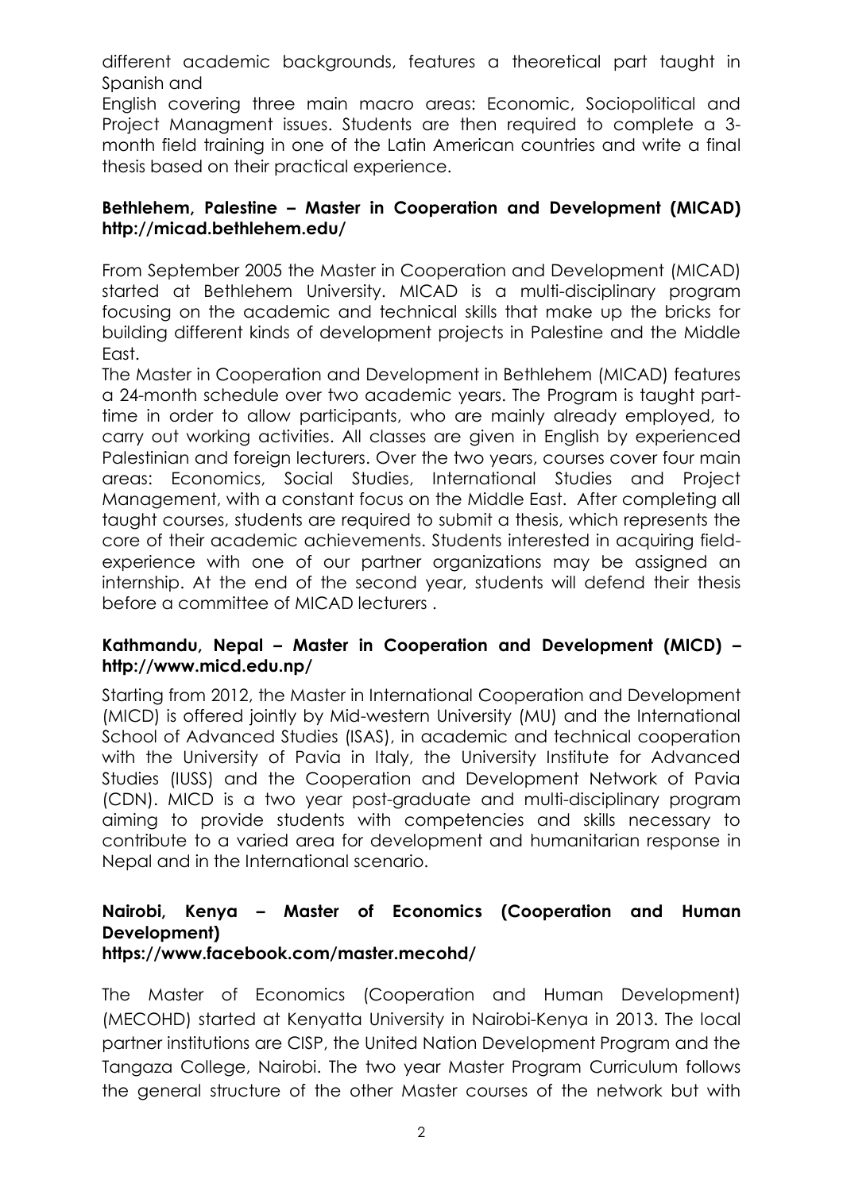different academic backgrounds, features a theoretical part taught in Spanish and

English covering three main macro areas: Economic, Sociopolitical and Project Managment issues. Students are then required to complete a 3-month field training in one of the Latin American countries and write a final thesis based on their practical experience.

**Bethlehem, Palestine – Master in Cooperation and Development (MICAD) http://micad.bethlehem.edu/**

From September 2005 the Master in Cooperation and Development (MICAD) started at Bethlehem University. MICAD is a multi-disciplinary program focusing on the academic and technical skills that make up the bricks for building different kinds of development projects in Palestine and the Middle East.

The Master in Cooperation and Development in Bethlehem (MICAD) features a 24-month schedule over two academic years. The Program is taught part-time in order to allow participants, who are mainly already employed, to carry out working activities. All classes are given in English by experienced Palestinian and foreign lecturers. Over the two years, courses cover four main areas: Economics, Social Studies, International Studies and Project Management, with a constant focus on the Middle East. After completing all taught courses, students are required to submit a thesis, which represents the core of their academic achievements. Students interested in acquiring field-experience with one of our partner organizations may be assigned an internship. At the end of the second year, students will defend their thesis before a committee of MICAD lecturers .

**Kathmandu, Nepal – Master in Cooperation and Development (MICD) – http://www.micd.edu.np/**

Starting from 2012, the Master in International Cooperation and Development (MICD) is offered jointly by Mid-western University (MU) and the International School of Advanced Studies (ISAS), in academic and technical cooperation with the University of Pavia in Italy, the University Institute for Advanced Studies (IUSS) and the Cooperation and Development Network of Pavia (CDN). MICD is a two year post-graduate and multi-disciplinary program aiming to provide students with competencies and skills necessary to contribute to a varied area for development and humanitarian response in Nepal and in the International scenario.

**Nairobi, Kenya – Master of Economics (Cooperation and Human Development)**
**https://www.facebook.com/master.mecohd/**

The Master of Economics (Cooperation and Human Development) (MECOHD) started at Kenyatta University in Nairobi-Kenya in 2013. The local partner institutions are CISP, the United Nation Development Program and the Tangaza College, Nairobi. The two year Master Program Curriculum follows the general structure of the other Master courses of the network but with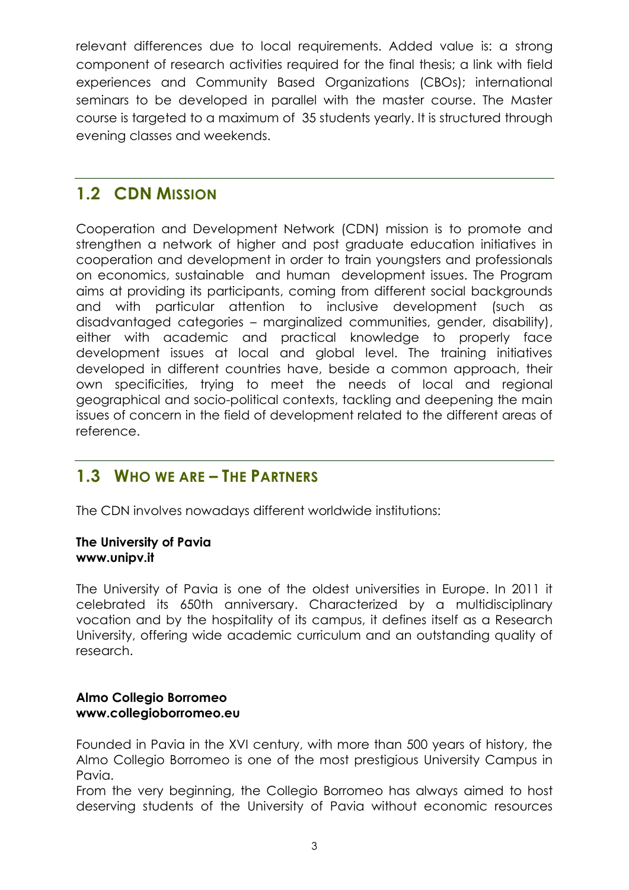relevant differences due to local requirements. Added value is: a strong component of research activities required for the final thesis; a link with field experiences and Community Based Organizations (CBOs); international seminars to be developed in parallel with the master course. The Master course is targeted to a maximum of 35 students yearly. It is structured through evening classes and weekends.

## 1.2 CDN MISSION

Cooperation and Development Network (CDN) mission is to promote and strengthen a network of higher and post graduate education initiatives in cooperation and development in order to train youngsters and professionals on economics, sustainable and human development issues. The Program aims at providing its participants, coming from different social backgrounds and with particular attention to inclusive development (such as disadvantaged categories – marginalized communities, gender, disability), either with academic and practical knowledge to properly face development issues at local and global level. The training initiatives developed in different countries have, beside a common approach, their own specificities, trying to meet the needs of local and regional geographical and socio-political contexts, tackling and deepening the main issues of concern in the field of development related to the different areas of reference.

## 1.3 WHO WE ARE – THE PARTNERS

The CDN involves nowadays different worldwide institutions:

**The University of Pavia**
**www.unipv.it**

The University of Pavia is one of the oldest universities in Europe. In 2011 it celebrated its 650th anniversary. Characterized by a multidisciplinary vocation and by the hospitality of its campus, it defines itself as a Research University, offering wide academic curriculum and an outstanding quality of research.

**Almo Collegio Borromeo**
**www.collegioborromeo.eu**

Founded in Pavia in the XVI century, with more than 500 years of history, the Almo Collegio Borromeo is one of the most prestigious University Campus in Pavia.

From the very beginning, the Collegio Borromeo has always aimed to host deserving students of the University of Pavia without economic resources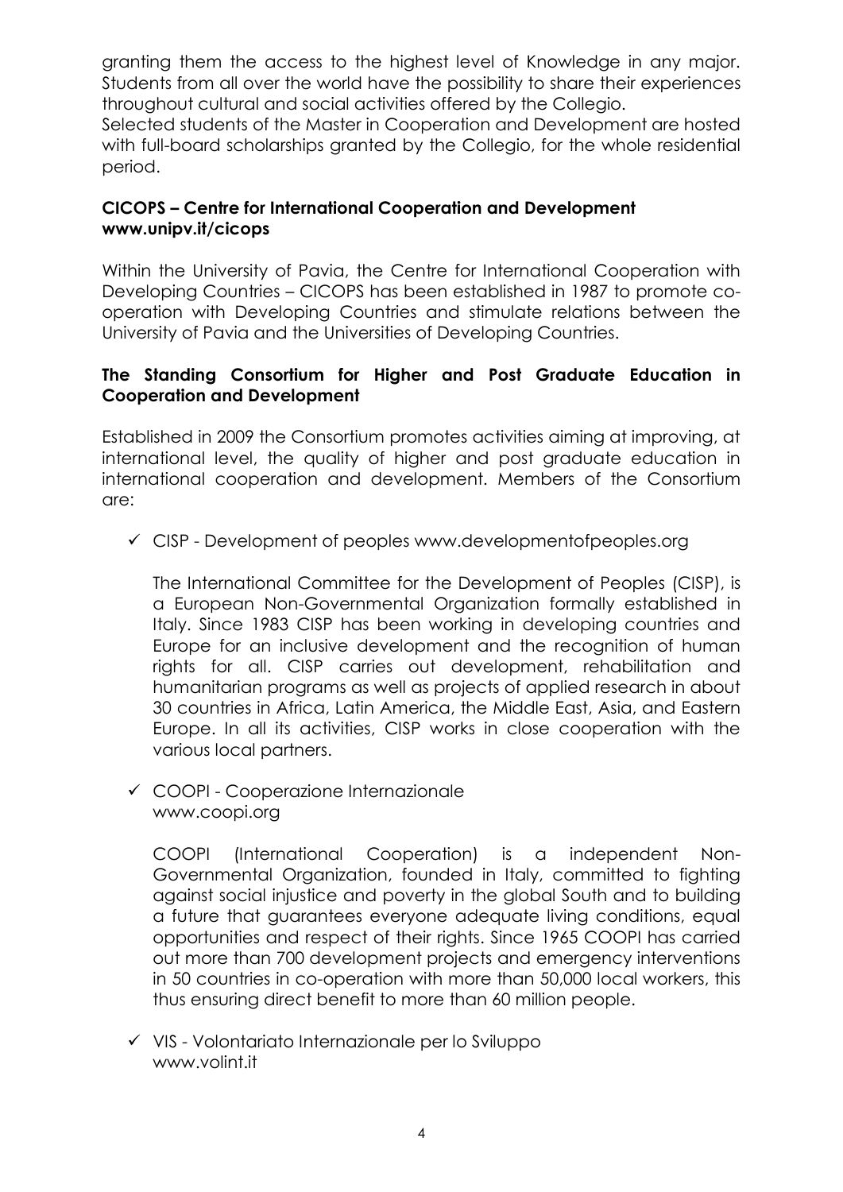granting them the access to the highest level of Knowledge in any major. Students from all over the world have the possibility to share their experiences throughout cultural and social activities offered by the Collegio.

Selected students of the Master in Cooperation and Development are hosted with full-board scholarships granted by the Collegio, for the whole residential period.

**CICOPS – Centre for International Cooperation and Development**
**www.unipv.it/cicops**

Within the University of Pavia, the Centre for International Cooperation with Developing Countries – CICOPS has been established in 1987 to promote co-operation with Developing Countries and stimulate relations between the University of Pavia and the Universities of Developing Countries.

**The Standing Consortium for Higher and Post Graduate Education in Cooperation and Development**

Established in 2009 the Consortium promotes activities aiming at improving, at international level, the quality of higher and post graduate education in international cooperation and development. Members of the Consortium are:

- ✓ CISP - Development of peoples www.developmentofpeoples.org

  The International Committee for the Development of Peoples (CISP), is a European Non-Governmental Organization formally established in Italy. Since 1983 CISP has been working in developing countries and Europe for an inclusive development and the recognition of human rights for all. CISP carries out development, rehabilitation and humanitarian programs as well as projects of applied research in about 30 countries in Africa, Latin America, the Middle East, Asia, and Eastern Europe. In all its activities, CISP works in close cooperation with the various local partners.

- ✓ COOPI - Cooperazione Internazionale
  www.coopi.org

  COOPI (International Cooperation) is a independent Non-Governmental Organization, founded in Italy, committed to fighting against social injustice and poverty in the global South and to building a future that guarantees everyone adequate living conditions, equal opportunities and respect of their rights. Since 1965 COOPI has carried out more than 700 development projects and emergency interventions in 50 countries in co-operation with more than 50,000 local workers, this thus ensuring direct benefit to more than 60 million people.

- ✓ VIS - Volontariato Internazionale per lo Sviluppo
  www.volint.it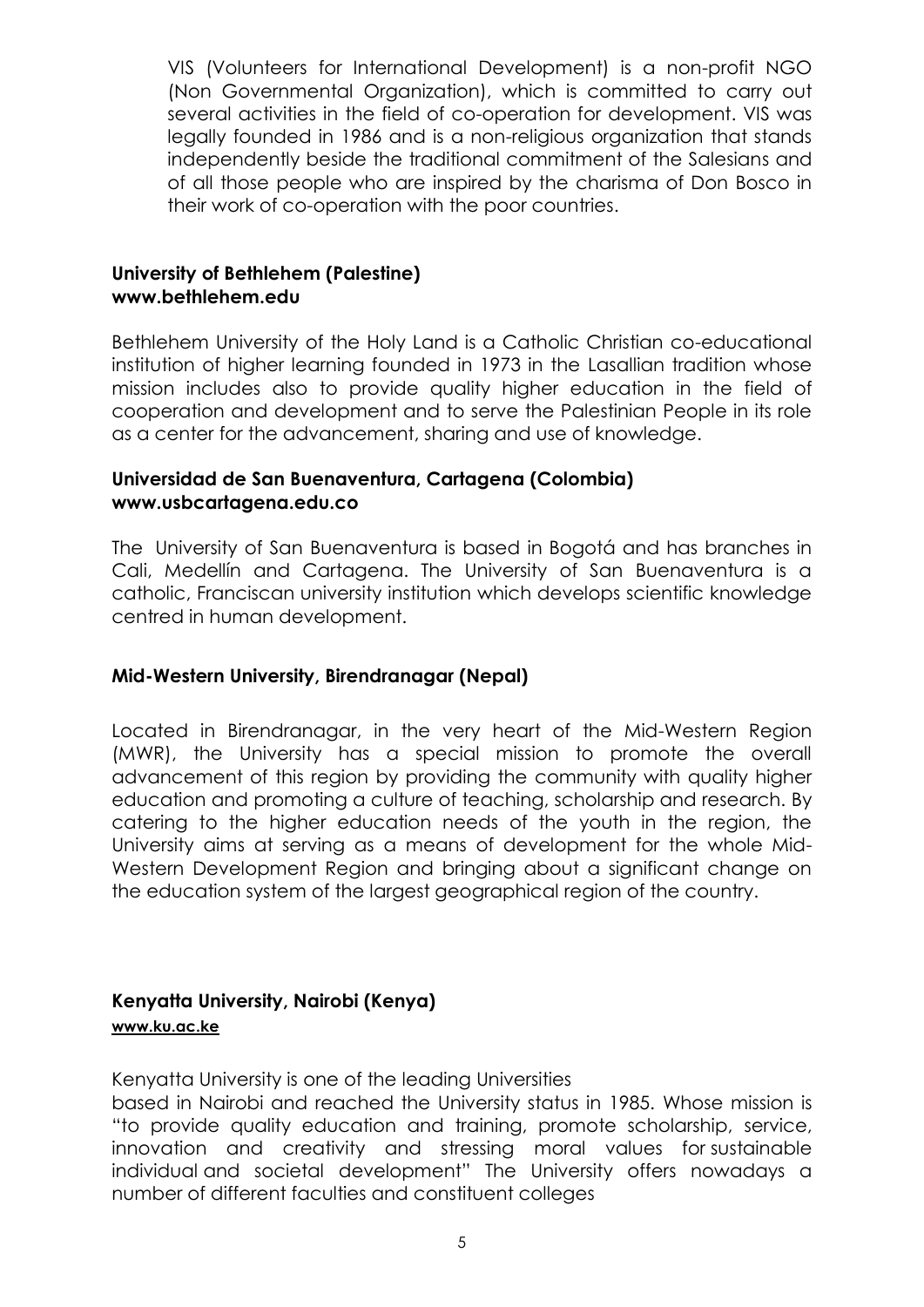VIS (Volunteers for International Development) is a non-profit NGO (Non Governmental Organization), which is committed to carry out several activities in the field of co-operation for development. VIS was legally founded in 1986 and is a non-religious organization that stands independently beside the traditional commitment of the Salesians and of all those people who are inspired by the charisma of Don Bosco in their work of co-operation with the poor countries.

**University of Bethlehem (Palestine)**
**www.bethlehem.edu**

Bethlehem University of the Holy Land is a Catholic Christian co-educational institution of higher learning founded in 1973 in the Lasallian tradition whose mission includes also to provide quality higher education in the field of cooperation and development and to serve the Palestinian People in its role as a center for the advancement, sharing and use of knowledge.

**Universidad de San Buenaventura, Cartagena (Colombia)**
**www.usbcartagena.edu.co**

The University of San Buenaventura is based in Bogotá and has branches in Cali, Medellín and Cartagena. The University of San Buenaventura is a catholic, Franciscan university institution which develops scientific knowledge centred in human development.

**Mid-Western University, Birendranagar (Nepal)**

Located in Birendranagar, in the very heart of the Mid-Western Region (MWR), the University has a special mission to promote the overall advancement of this region by providing the community with quality higher education and promoting a culture of teaching, scholarship and research. By catering to the higher education needs of the youth in the region, the University aims at serving as a means of development for the whole Mid-Western Development Region and bringing about a significant change on the education system of the largest geographical region of the country.

**Kenyatta University, Nairobi (Kenya)**
**www.ku.ac.ke**

Kenyatta University is one of the leading Universities based in Nairobi and reached the University status in 1985. Whose mission is "to provide quality education and training, promote scholarship, service, innovation and creativity and stressing moral values for sustainable individual and societal development" The University offers nowadays a number of different faculties and constituent colleges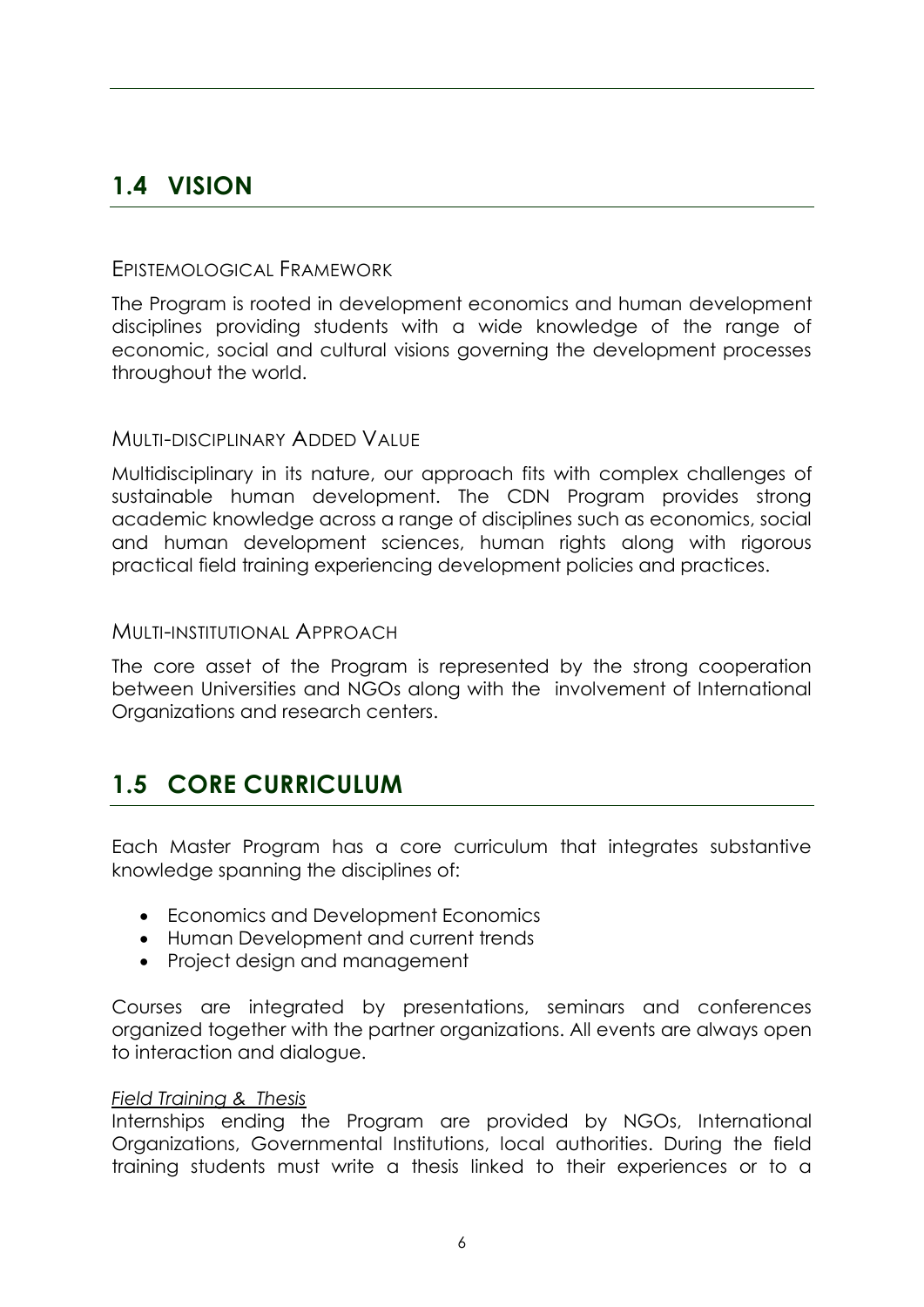## 1.4 VISION

### Epistemological Framework

The Program is rooted in development economics and human development disciplines providing students with a wide knowledge of the range of economic, social and cultural visions governing the development processes throughout the world.

### Multi-disciplinary Added Value

Multidisciplinary in its nature, our approach fits with complex challenges of sustainable human development. The CDN Program provides strong academic knowledge across a range of disciplines such as economics, social and human development sciences, human rights along with rigorous practical field training experiencing development policies and practices.

### Multi-institutional Approach

The core asset of the Program is represented by the strong cooperation between Universities and NGOs along with the involvement of International Organizations and research centers.

## 1.5 CORE CURRICULUM

Each Master Program has a core curriculum that integrates substantive knowledge spanning the disciplines of:

- Economics and Development Economics
- Human Development and current trends
- Project design and management

Courses are integrated by presentations, seminars and conferences organized together with the partner organizations. All events are always open to interaction and dialogue.

*Field Training & Thesis*

Internships ending the Program are provided by NGOs, International Organizations, Governmental Institutions, local authorities. During the field training students must write a thesis linked to their experiences or to a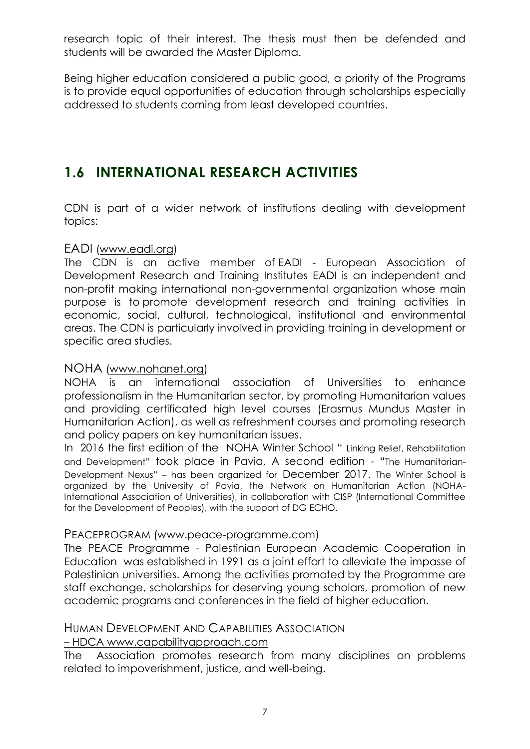research topic of their interest. The thesis must then be defended and students will be awarded the Master Diploma.

Being higher education considered a public good, a priority of the Programs is to provide equal opportunities of education through scholarships especially addressed to students coming from least developed countries.

## 1.6 INTERNATIONAL RESEARCH ACTIVITIES

CDN is part of a wider network of institutions dealing with development topics:

### EADI (www.eadi.org)

The CDN is an active member of EADI - European Association of Development Research and Training Institutes EADI is an independent and non-profit making international non-governmental organization whose main purpose is to promote development research and training activities in economic, social, cultural, technological, institutional and environmental areas. The CDN is particularly involved in providing training in development or specific area studies.

### NOHA (www.nohanet.org)

NOHA is an international association of Universities to enhance professionalism in the Humanitarian sector, by promoting Humanitarian values and providing certificated high level courses (Erasmus Mundus Master in Humanitarian Action), as well as refreshment courses and promoting research and policy papers on key humanitarian issues.

In 2016 the first edition of the NOHA Winter School " Linking Relief, Rehabilitation and Development" took place in Pavia. A second edition - "The Humanitarian-Development Nexus" – has been organized for December 2017. The Winter School is organized by the University of Pavia, the Network on Humanitarian Action (NOHA-International Association of Universities), in collaboration with CISP (International Committee for the Development of Peoples), with the support of DG ECHO.

### PEACEPROGRAM (www.peace-programme.com)

The PEACE Programme - Palestinian European Academic Cooperation in Education was established in 1991 as a joint effort to alleviate the impasse of Palestinian universities. Among the activities promoted by the Programme are staff exchange, scholarships for deserving young scholars, promotion of new academic programs and conferences in the field of higher education.

### HUMAN DEVELOPMENT AND CAPABILITIES ASSOCIATION – HDCA www.capabilityapproach.com

The Association promotes research from many disciplines on problems related to impoverishment, justice, and well-being.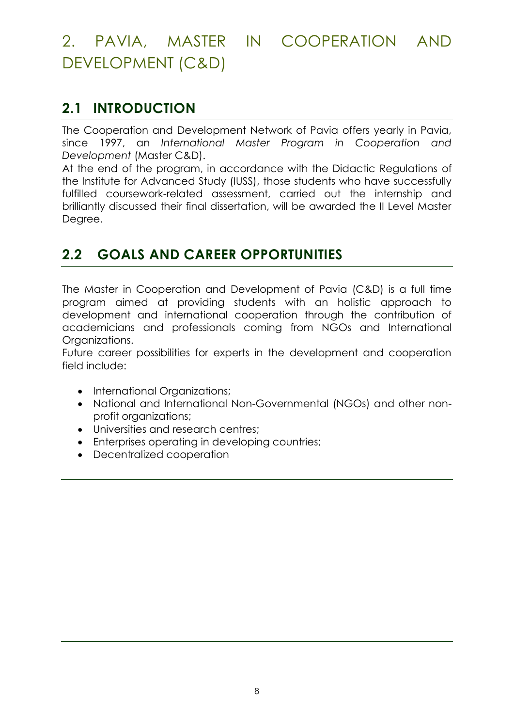# 2. PAVIA, MASTER IN COOPERATION AND DEVELOPMENT (C&D)

## 2.1 INTRODUCTION

The Cooperation and Development Network of Pavia offers yearly in Pavia, since 1997, an *International Master Program in Cooperation and Development* (Master C&D).

At the end of the program, in accordance with the Didactic Regulations of the Institute for Advanced Study (IUSS), those students who have successfully fulfilled coursework-related assessment, carried out the internship and brilliantly discussed their final dissertation, will be awarded the II Level Master Degree.

## 2.2 GOALS AND CAREER OPPORTUNITIES

The Master in Cooperation and Development of Pavia (C&D) is a full time program aimed at providing students with an holistic approach to development and international cooperation through the contribution of academicians and professionals coming from NGOs and International Organizations.

Future career possibilities for experts in the development and cooperation field include:

- International Organizations;
- National and International Non-Governmental (NGOs) and other non-profit organizations;
- Universities and research centres;
- Enterprises operating in developing countries;
- Decentralized cooperation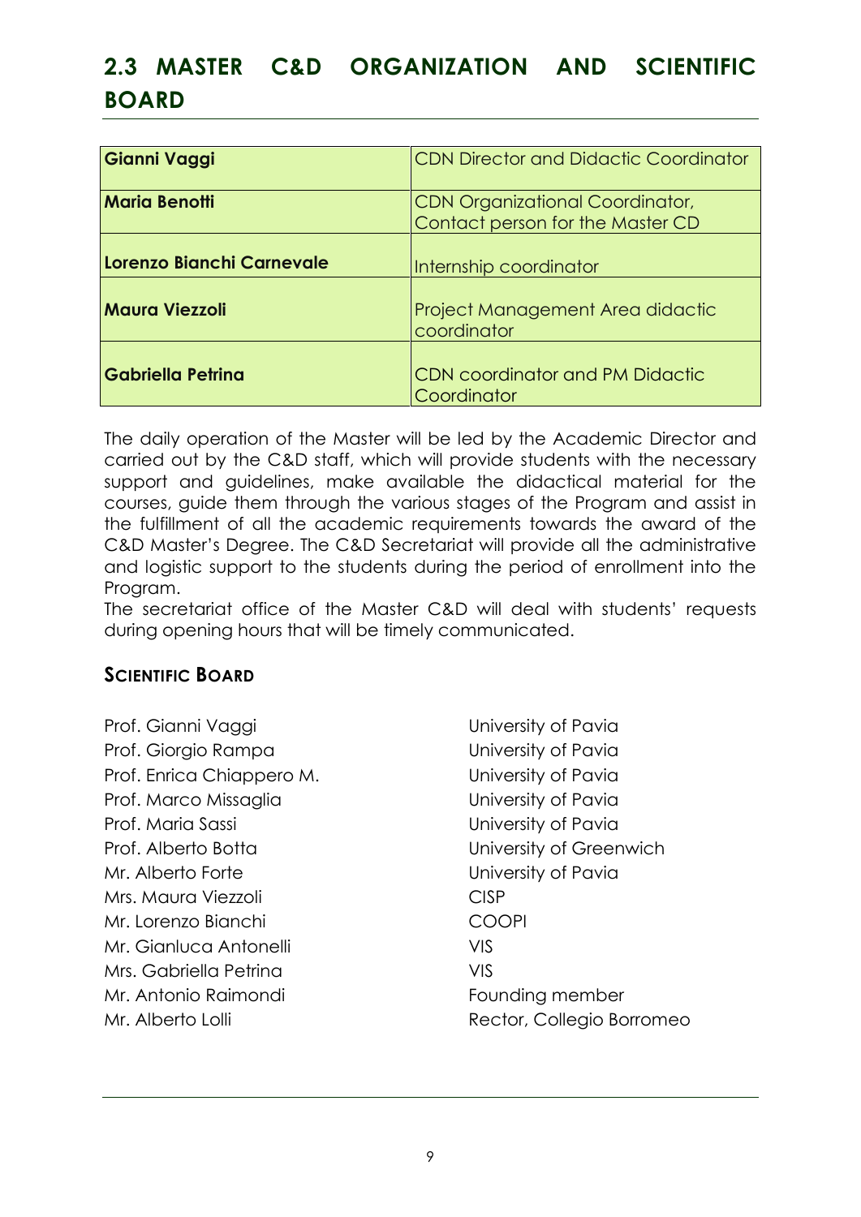## 2.3 MASTER C&D ORGANIZATION AND SCIENTIFIC BOARD

| | |
|---|---|
| **Gianni Vaggi** | CDN Director and Didactic Coordinator |
| **Maria Benotti** | CDN Organizational Coordinator, Contact person for the Master CD |
| **Lorenzo Bianchi Carnevale** | Internship coordinator |
| **Maura Viezzoli** | Project Management Area didactic coordinator |
| **Gabriella Petrina** | CDN coordinator and PM Didactic Coordinator |

The daily operation of the Master will be led by the Academic Director and carried out by the C&D staff, which will provide students with the necessary support and guidelines, make available the didactical material for the courses, guide them through the various stages of the Program and assist in the fulfillment of all the academic requirements towards the award of the C&D Master's Degree. The C&D Secretariat will provide all the administrative and logistic support to the students during the period of enrollment into the Program.

The secretariat office of the Master C&D will deal with students' requests during opening hours that will be timely communicated.

### SCIENTIFIC BOARD

| | |
|---|---|
| Prof. Gianni Vaggi | University of Pavia |
| Prof. Giorgio Rampa | University of Pavia |
| Prof. Enrica Chiappero M. | University of Pavia |
| Prof. Marco Missaglia | University of Pavia |
| Prof. Maria Sassi | University of Pavia |
| Prof. Alberto Botta | University of Greenwich |
| Mr. Alberto Forte | University of Pavia |
| Mrs. Maura Viezzoli | CISP |
| Mr. Lorenzo Bianchi | COOPI |
| Mr. Gianluca Antonelli | VIS |
| Mrs. Gabriella Petrina | VIS |
| Mr. Antonio Raimondi | Founding member |
| Mr. Alberto Lolli | Rector, Collegio Borromeo |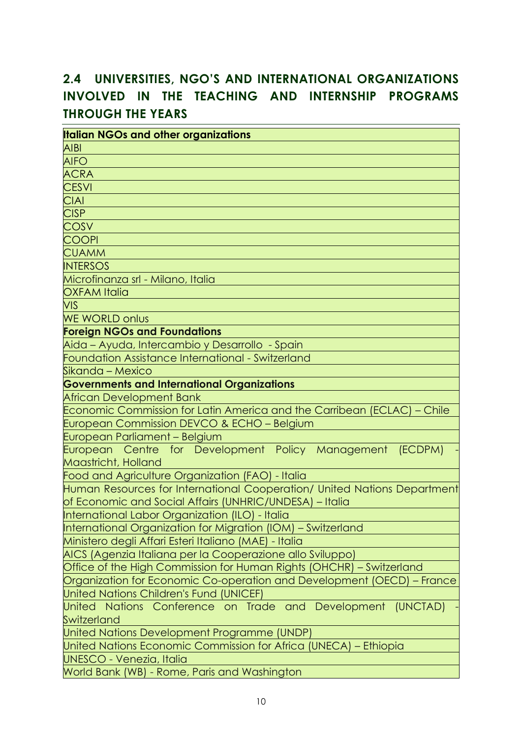## 2.4 UNIVERSITIES, NGO'S AND INTERNATIONAL ORGANIZATIONS INVOLVED IN THE TEACHING AND INTERNSHIP PROGRAMS THROUGH THE YEARS

| **Italian NGOs and other organizations** |
|---|
| AIBI |
| AIFO |
| ACRA |
| CESVI |
| CIAI |
| CISP |
| COSV |
| COOPI |
| CUAMM |
| INTERSOS |
| Microfinanza srl - Milano, Italia |
| OXFAM Italia |
| VIS |
| WE WORLD onlus |
| **Foreign NGOs and Foundations** |
| Aida – Ayuda, Intercambio y Desarrollo - Spain |
| Foundation Assistance International - Switzerland |
| Sikanda – Mexico |
| **Governments and International Organizations** |
| African Development Bank |
| Economic Commission for Latin America and the Carribean (ECLAC) – Chile |
| European Commission DEVCO & ECHO – Belgium |
| European Parliament – Belgium |
| European Centre for Development Policy Management (ECDPM) - Maastricht, Holland |
| Food and Agriculture Organization (FAO) - Italia |
| Human Resources for International Cooperation/ United Nations Department of Economic and Social Affairs (UNHRIC/UNDESA) – Italia |
| International Labor Organization (ILO) - Italia |
| International Organization for Migration (IOM) – Switzerland |
| Ministero degli Affari Esteri Italiano (MAE) - Italia |
| AICS (Agenzia Italiana per la Cooperazione allo Sviluppo) |
| Office of the High Commission for Human Rights (OHCHR) – Switzerland |
| Organization for Economic Co-operation and Development (OECD) – France |
| United Nations Children's Fund (UNICEF) |
| United Nations Conference on Trade and Development (UNCTAD) - Switzerland |
| United Nations Development Programme (UNDP) |
| United Nations Economic Commission for Africa (UNECA) – Ethiopia |
| UNESCO - Venezia, Italia |
| World Bank (WB) - Rome, Paris and Washington |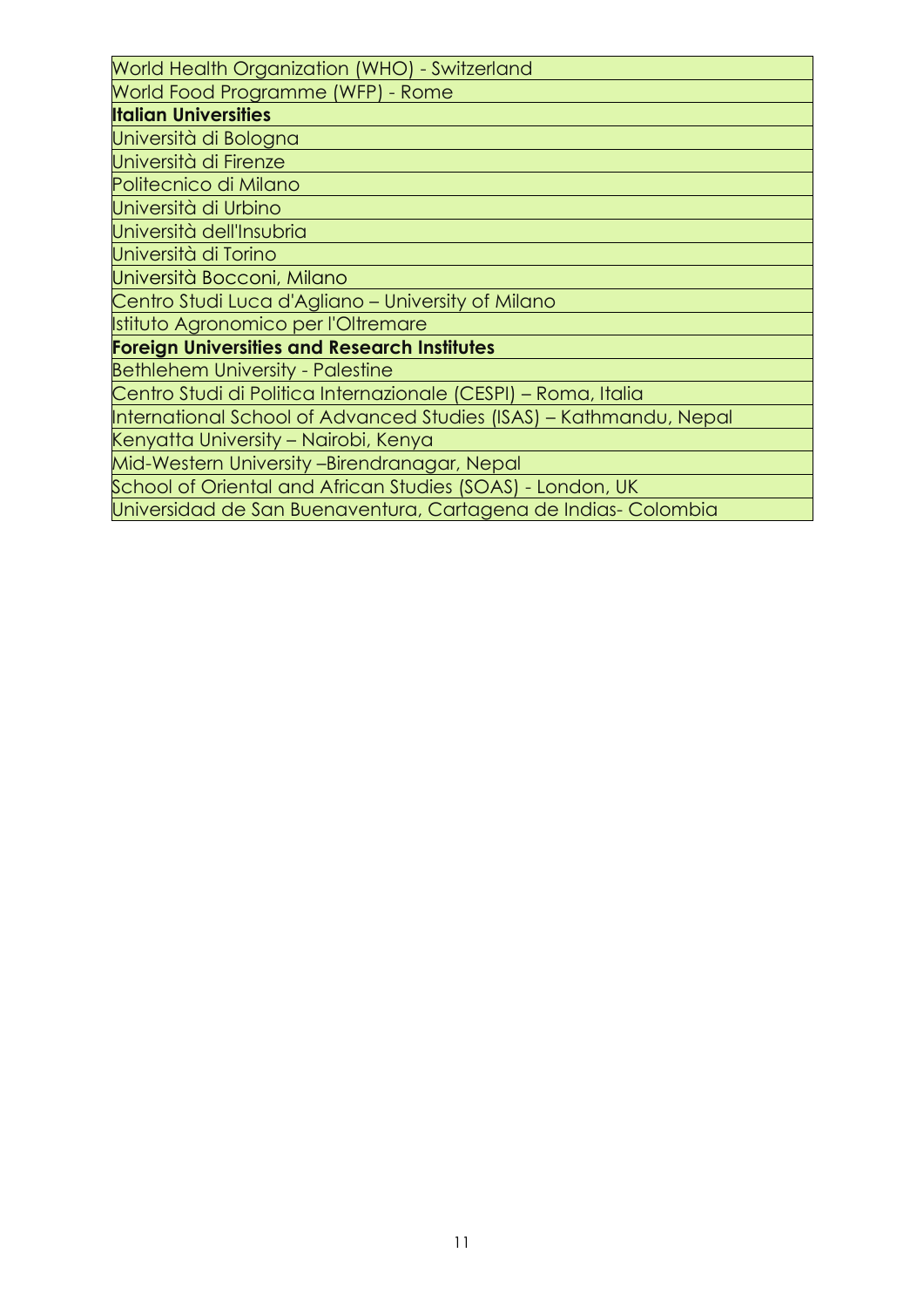| World Health Organization (WHO) - Switzerland |
|---|
| World Food Programme (WFP) - Rome |
| **Italian Universities** |
| Università di Bologna |
| Università di Firenze |
| Politecnico di Milano |
| Università di Urbino |
| Università dell'Insubria |
| Università di Torino |
| Università Bocconi, Milano |
| Centro Studi Luca d'Agliano – University of Milano |
| Istituto Agronomico per l'Oltremare |
| **Foreign Universities and Research Institutes** |
| Bethlehem University - Palestine |
| Centro Studi di Politica Internazionale (CESPI) – Roma, Italia |
| International School of Advanced Studies (ISAS) – Kathmandu, Nepal |
| Kenyatta University – Nairobi, Kenya |
| Mid-Western University –Birendranagar, Nepal |
| School of Oriental and African Studies (SOAS) - London, UK |
| Universidad de San Buenaventura, Cartagena de Indias- Colombia |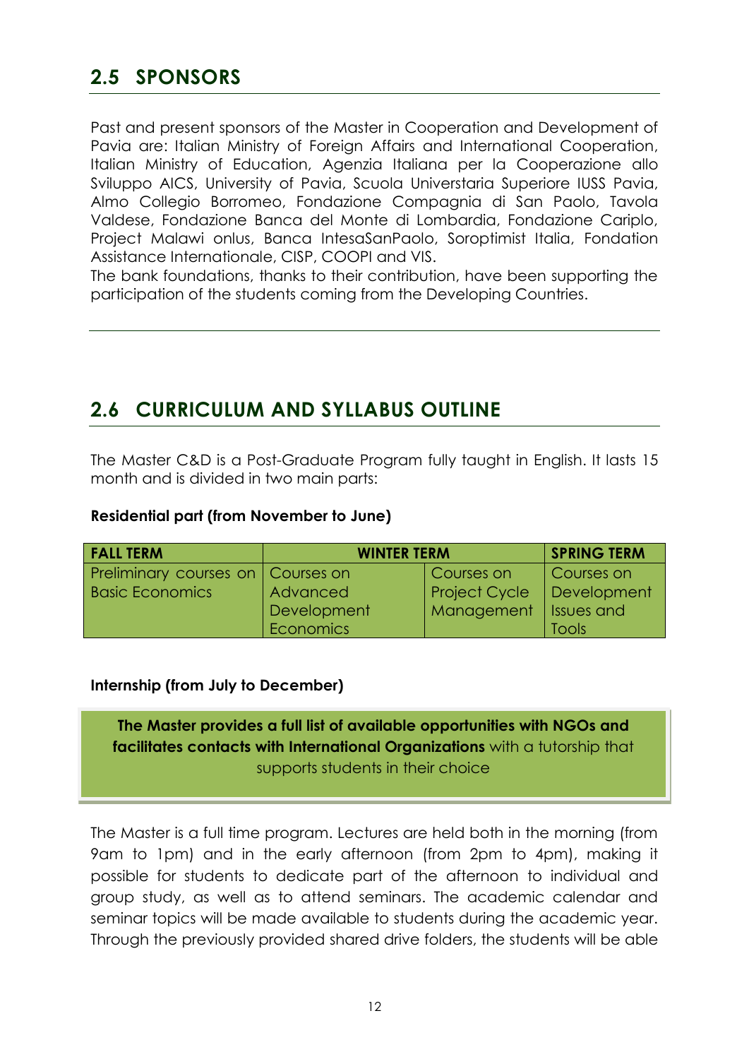## 2.5 SPONSORS

Past and present sponsors of the Master in Cooperation and Development of Pavia are: Italian Ministry of Foreign Affairs and International Cooperation, Italian Ministry of Education, Agenzia Italiana per la Cooperazione allo Sviluppo AICS, University of Pavia, Scuola Universtaria Superiore IUSS Pavia, Almo Collegio Borromeo, Fondazione Compagnia di San Paolo, Tavola Valdese, Fondazione Banca del Monte di Lombardia, Fondazione Cariplo, Project Malawi onlus, Banca IntesaSanPaolo, Soroptimist Italia, Fondation Assistance Internationale, CISP, COOPI and VIS.
The bank foundations, thanks to their contribution, have been supporting the participation of the students coming from the Developing Countries.

## 2.6 CURRICULUM AND SYLLABUS OUTLINE

The Master C&D is a Post-Graduate Program fully taught in English. It lasts 15 month and is divided in two main parts:

**Residential part (from November to June)**

| FALL TERM | WINTER TERM | | SPRING TERM |
|---|---|---|---|
| Preliminary courses on Basic Economics | Courses on Advanced Development Economics | Courses on Project Cycle Management | Courses on Development Issues and Tools |

**Internship (from July to December)**

**The Master provides a full list of available opportunities with NGOs and facilitates contacts with International Organizations** with a tutorship that supports students in their choice

The Master is a full time program. Lectures are held both in the morning (from 9am to 1pm) and in the early afternoon (from 2pm to 4pm), making it possible for students to dedicate part of the afternoon to individual and group study, as well as to attend seminars. The academic calendar and seminar topics will be made available to students during the academic year. Through the previously provided shared drive folders, the students will be able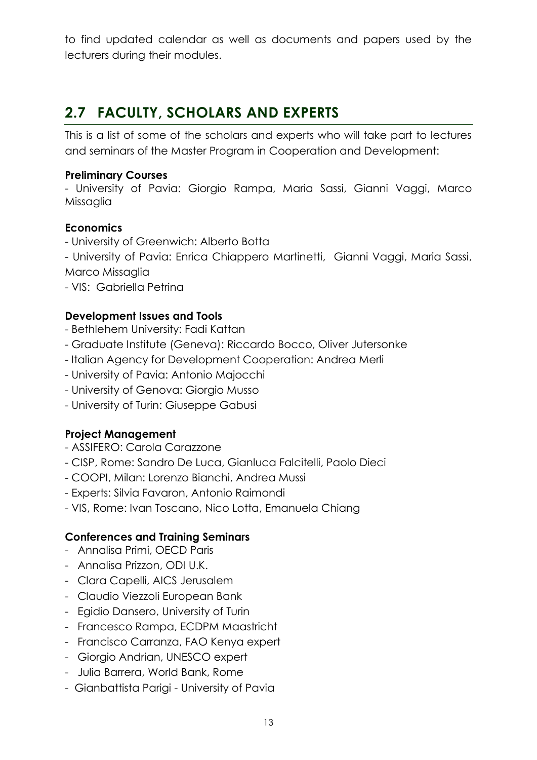to find updated calendar as well as documents and papers used by the lecturers during their modules.

## 2.7 FACULTY, SCHOLARS AND EXPERTS

This is a list of some of the scholars and experts who will take part to lectures and seminars of the Master Program in Cooperation and Development:

**Preliminary Courses**

- University of Pavia: Giorgio Rampa, Maria Sassi, Gianni Vaggi, Marco Missaglia

**Economics**

- University of Greenwich: Alberto Botta
- University of Pavia: Enrica Chiappero Martinetti, Gianni Vaggi, Maria Sassi, Marco Missaglia
- VIS: Gabriella Petrina

**Development Issues and Tools**

- Bethlehem University: Fadi Kattan
- Graduate Institute (Geneva): Riccardo Bocco, Oliver Jutersonke
- Italian Agency for Development Cooperation: Andrea Merli
- University of Pavia: Antonio Majocchi
- University of Genova: Giorgio Musso
- University of Turin: Giuseppe Gabusi

**Project Management**

- ASSIFERO: Carola Carazzone
- CISP, Rome: Sandro De Luca, Gianluca Falcitelli, Paolo Dieci
- COOPI, Milan: Lorenzo Bianchi, Andrea Mussi
- Experts: Silvia Favaron, Antonio Raimondi
- VIS, Rome: Ivan Toscano, Nico Lotta, Emanuela Chiang

**Conferences and Training Seminars**

- Annalisa Primi, OECD Paris
- Annalisa Prizzon, ODI U.K.
- Clara Capelli, AICS Jerusalem
- Claudio Viezzoli European Bank
- Egidio Dansero, University of Turin
- Francesco Rampa, ECDPM Maastricht
- Francisco Carranza, FAO Kenya expert
- Giorgio Andrian, UNESCO expert
- Julia Barrera, World Bank, Rome
- Gianbattista Parigi - University of Pavia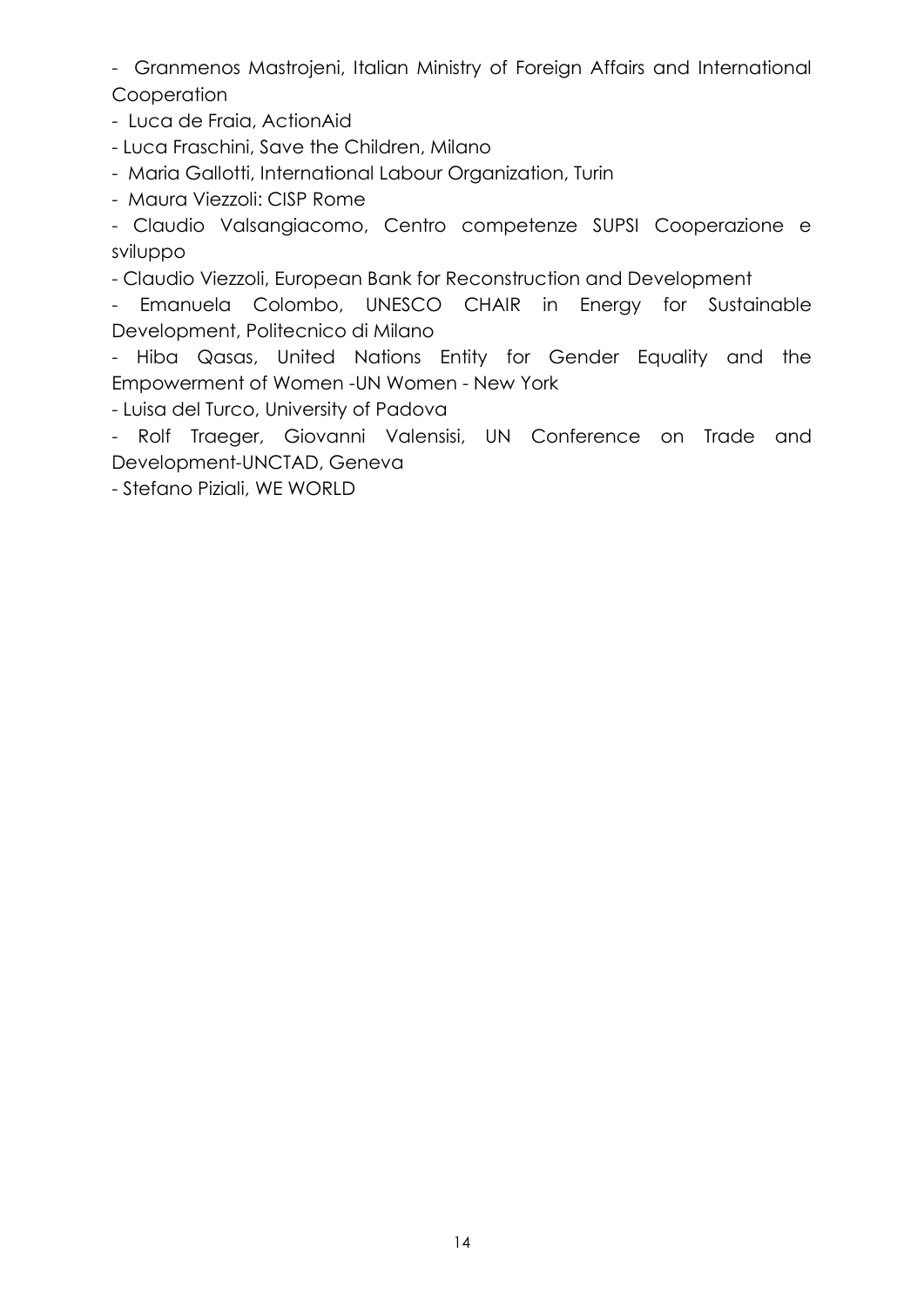- Granmenos Mastrojeni, Italian Ministry of Foreign Affairs and International Cooperation
- Luca de Fraia, ActionAid
- Luca Fraschini, Save the Children, Milano
- Maria Gallotti, International Labour Organization, Turin
- Maura Viezzoli: CISP Rome
- Claudio Valsangiacomo, Centro competenze SUPSI Cooperazione e sviluppo
- Claudio Viezzoli, European Bank for Reconstruction and Development
- Emanuela Colombo, UNESCO CHAIR in Energy for Sustainable Development, Politecnico di Milano
- Hiba Qasas, United Nations Entity for Gender Equality and the Empowerment of Women -UN Women - New York
- Luisa del Turco, University of Padova
- Rolf Traeger, Giovanni Valensisi, UN Conference on Trade and Development-UNCTAD, Geneva
- Stefano Piziali, WE WORLD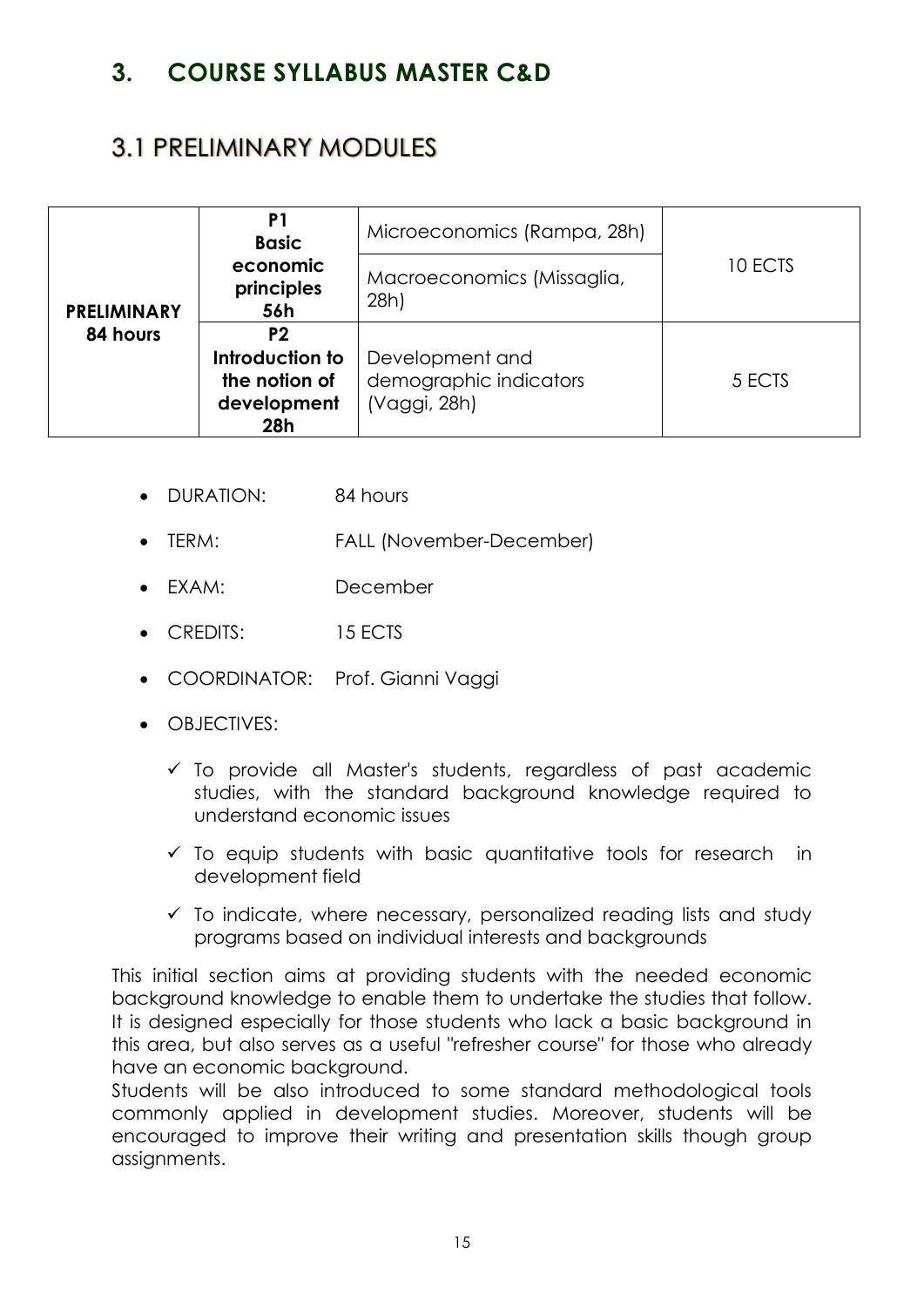# 3. COURSE SYLLABUS MASTER C&D

## 3.1 PRELIMINARY MODULES

| | | | |
|---|---|---|---|
| **PRELIMINARY 84 hours** | **P1 Basic economic principles 56h** | Microeconomics (Rampa, 28h) | 10 ECTS |
| | | Macroeconomics (Missaglia, 28h) | |
| | **P2 Introduction to the notion of development 28h** | Development and demographic indicators (Vaggi, 28h) | 5 ECTS |

- DURATION: 84 hours
- TERM: FALL (November-December)
- EXAM: December
- CREDITS: 15 ECTS
- COORDINATOR: Prof. Gianni Vaggi
- OBJECTIVES:
  - ✓ To provide all Master's students, regardless of past academic studies, with the standard background knowledge required to understand economic issues
  - ✓ To equip students with basic quantitative tools for research in development field
  - ✓ To indicate, where necessary, personalized reading lists and study programs based on individual interests and backgrounds

This initial section aims at providing students with the needed economic background knowledge to enable them to undertake the studies that follow. It is designed especially for those students who lack a basic background in this area, but also serves as a useful "refresher course" for those who already have an economic background.
Students will be also introduced to some standard methodological tools commonly applied in development studies. Moreover, students will be encouraged to improve their writing and presentation skills though group assignments.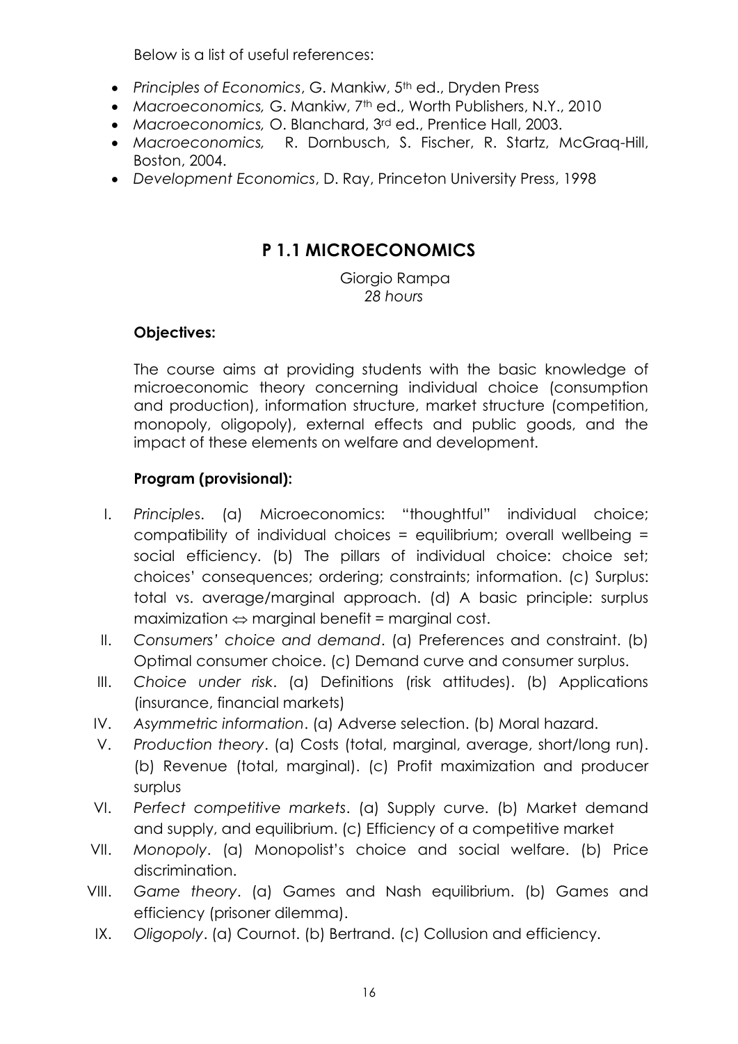Below is a list of useful references:

- *Principles of Economics*, G. Mankiw, 5th ed., Dryden Press
- *Macroeconomics,* G. Mankiw, 7th ed., Worth Publishers, N.Y., 2010
- *Macroeconomics,* O. Blanchard, 3rd ed., Prentice Hall, 2003.
- *Macroeconomics,* R. Dornbusch, S. Fischer, R. Startz, McGraq-Hill, Boston, 2004.
- *Development Economics*, D. Ray, Princeton University Press, 1998

## P 1.1 MICROECONOMICS

Giorgio Rampa
*28 hours*

**Objectives:**

The course aims at providing students with the basic knowledge of microeconomic theory concerning individual choice (consumption and production), information structure, market structure (competition, monopoly, oligopoly), external effects and public goods, and the impact of these elements on welfare and development.

**Program (provisional):**

I. *Principles*. (a) Microeconomics: "thoughtful" individual choice; compatibility of individual choices = equilibrium; overall wellbeing = social efficiency. (b) The pillars of individual choice: choice set; choices' consequences; ordering; constraints; information. (c) Surplus: total vs. average/marginal approach. (d) A basic principle: surplus maximization $\Leftrightarrow$ marginal benefit = marginal cost.

II. *Consumers' choice and demand*. (a) Preferences and constraint. (b) Optimal consumer choice. (c) Demand curve and consumer surplus.

III. *Choice under risk*. (a) Definitions (risk attitudes). (b) Applications (insurance, financial markets)

IV. *Asymmetric information*. (a) Adverse selection. (b) Moral hazard.

V. *Production theory*. (a) Costs (total, marginal, average, short/long run). (b) Revenue (total, marginal). (c) Profit maximization and producer surplus

VI. *Perfect competitive markets*. (a) Supply curve. (b) Market demand and supply, and equilibrium. (c) Efficiency of a competitive market

VII. *Monopoly*. (a) Monopolist's choice and social welfare. (b) Price discrimination.

VIII. *Game theory*. (a) Games and Nash equilibrium. (b) Games and efficiency (prisoner dilemma).

IX. *Oligopoly*. (a) Cournot. (b) Bertrand. (c) Collusion and efficiency.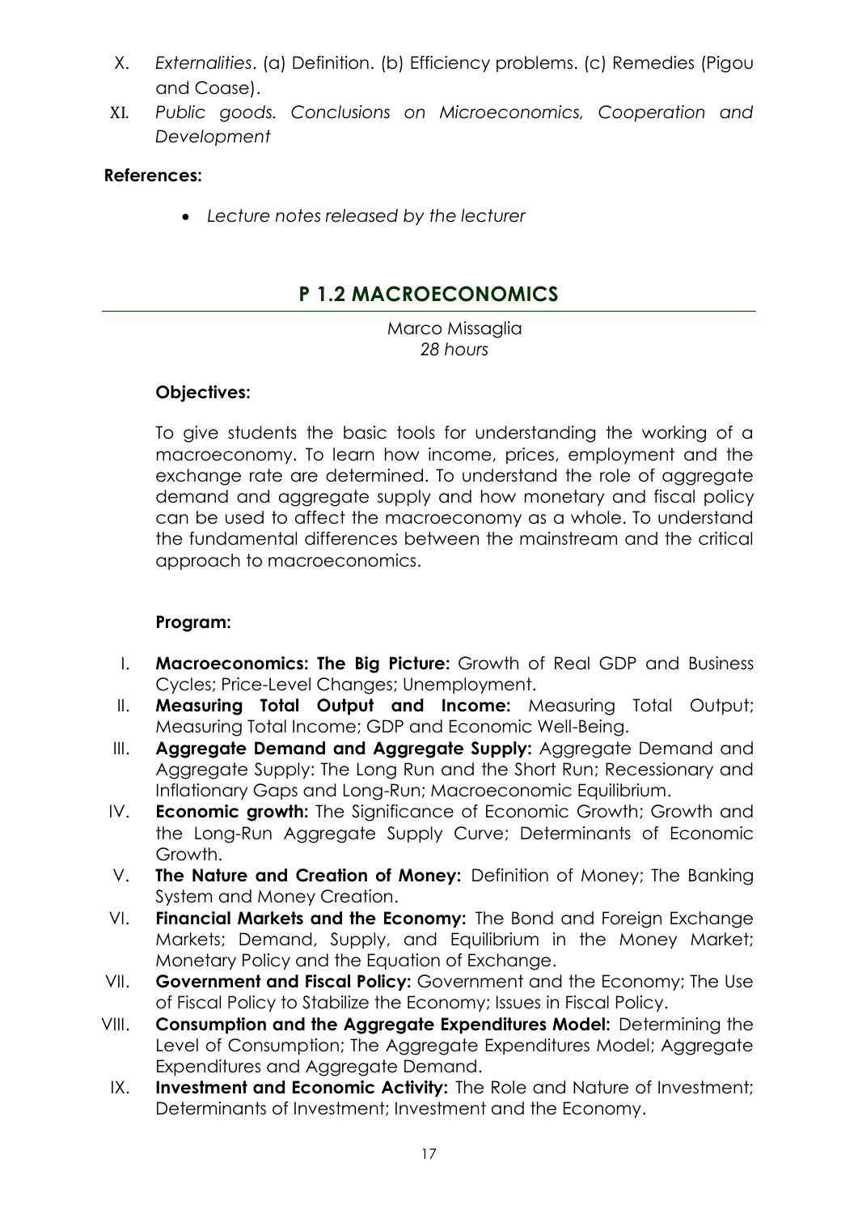X. *Externalities*. (a) Definition. (b) Efficiency problems. (c) Remedies (Pigou and Coase).

XI. *Public goods. Conclusions on Microeconomics, Cooperation and Development*

**References:**

- *Lecture notes released by the lecturer*

## P 1.2 MACROECONOMICS

Marco Missaglia
*28 hours*

**Objectives:**

To give students the basic tools for understanding the working of a macroeconomy. To learn how income, prices, employment and the exchange rate are determined. To understand the role of aggregate demand and aggregate supply and how monetary and fiscal policy can be used to affect the macroeconomy as a whole. To understand the fundamental differences between the mainstream and the critical approach to macroeconomics.

**Program:**

I. **Macroeconomics: The Big Picture:** Growth of Real GDP and Business Cycles; Price-Level Changes; Unemployment.

II. **Measuring Total Output and Income:** Measuring Total Output; Measuring Total Income; GDP and Economic Well-Being.

III. **Aggregate Demand and Aggregate Supply:** Aggregate Demand and Aggregate Supply: The Long Run and the Short Run; Recessionary and Inflationary Gaps and Long-Run; Macroeconomic Equilibrium.

IV. **Economic growth:** The Significance of Economic Growth; Growth and the Long-Run Aggregate Supply Curve; Determinants of Economic Growth.

V. **The Nature and Creation of Money:** Definition of Money; The Banking System and Money Creation.

VI. **Financial Markets and the Economy:** The Bond and Foreign Exchange Markets; Demand, Supply, and Equilibrium in the Money Market; Monetary Policy and the Equation of Exchange.

VII. **Government and Fiscal Policy:** Government and the Economy; The Use of Fiscal Policy to Stabilize the Economy; Issues in Fiscal Policy.

VIII. **Consumption and the Aggregate Expenditures Model:** Determining the Level of Consumption; The Aggregate Expenditures Model; Aggregate Expenditures and Aggregate Demand.

IX. **Investment and Economic Activity:** The Role and Nature of Investment; Determinants of Investment; Investment and the Economy.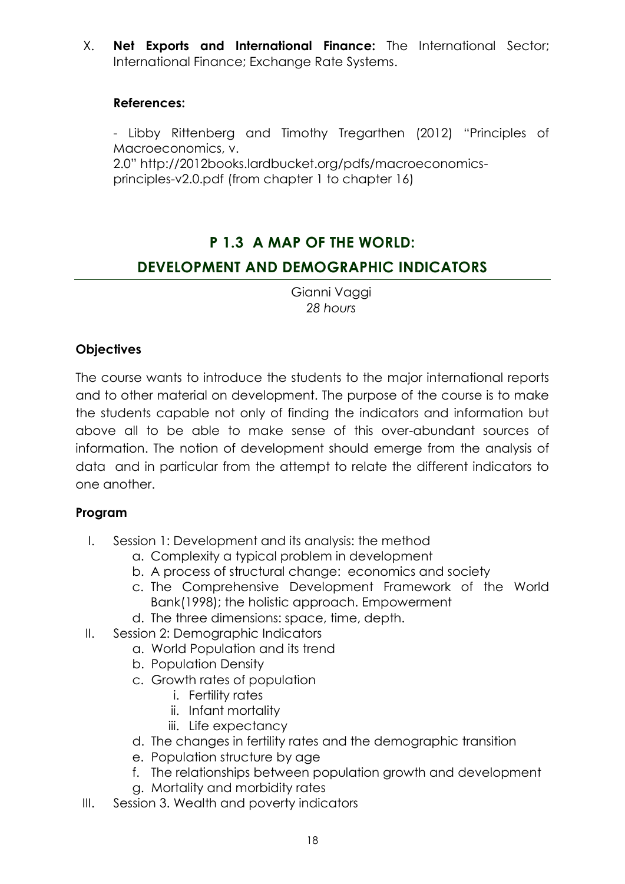X. **Net Exports and International Finance:** The International Sector; International Finance; Exchange Rate Systems.

**References:**

- Libby Rittenberg and Timothy Tregarthen (2012) "Principles of Macroeconomics, v. 2.0" http://2012books.lardbucket.org/pdfs/macroeconomics-principles-v2.0.pdf (from chapter 1 to chapter 16)

## P 1.3 A MAP OF THE WORLD: DEVELOPMENT AND DEMOGRAPHIC INDICATORS

Gianni Vaggi
*28 hours*

### Objectives

The course wants to introduce the students to the major international reports and to other material on development. The purpose of the course is to make the students capable not only of finding the indicators and information but above all to be able to make sense of this over-abundant sources of information. The notion of development should emerge from the analysis of data and in particular from the attempt to relate the different indicators to one another.

### Program

I. Session 1: Development and its analysis: the method
   a. Complexity a typical problem in development
   b. A process of structural change: economics and society
   c. The Comprehensive Development Framework of the World Bank(1998); the holistic approach. Empowerment
   d. The three dimensions: space, time, depth.

II. Session 2: Demographic Indicators
   a. World Population and its trend
   b. Population Density
   c. Growth rates of population
      i. Fertility rates
      ii. Infant mortality
      iii. Life expectancy
   d. The changes in fertility rates and the demographic transition
   e. Population structure by age
   f. The relationships between population growth and development
   g. Mortality and morbidity rates

III. Session 3. Wealth and poverty indicators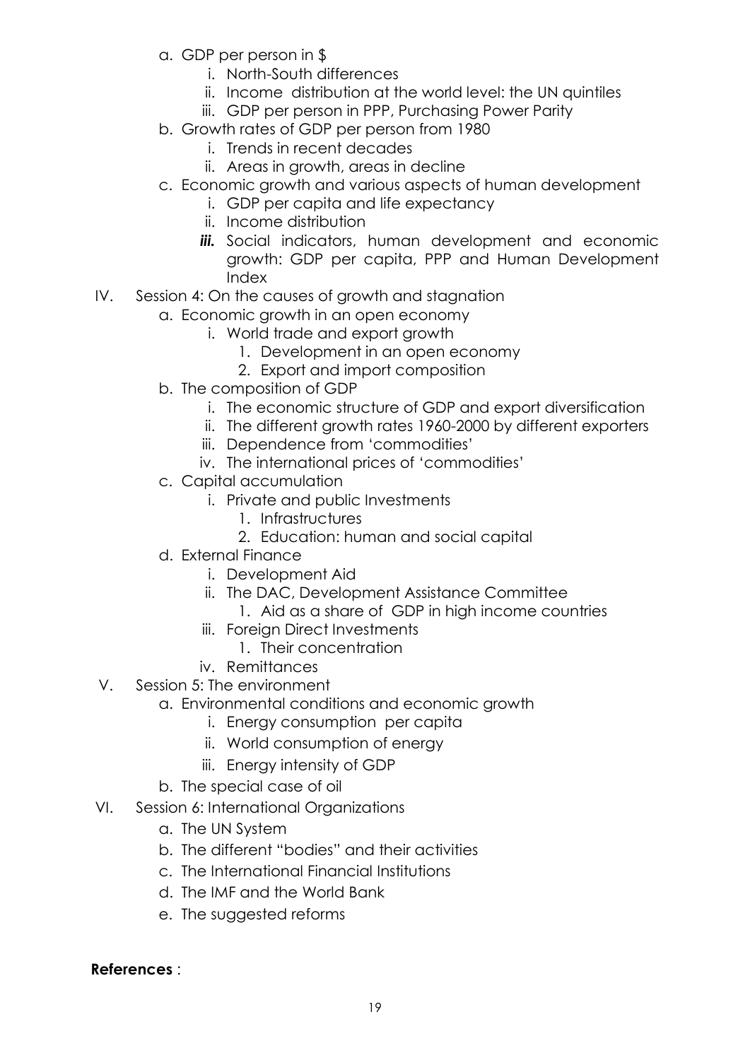a. GDP per person in $
    i. North-South differences
    ii. Income distribution at the world level: the UN quintiles
    iii. GDP per person in PPP, Purchasing Power Parity
b. Growth rates of GDP per person from 1980
    i. Trends in recent decades
    ii. Areas in growth, areas in decline
c. Economic growth and various aspects of human development
    i. GDP per capita and life expectancy
    ii. Income distribution
    ***iii.*** Social indicators, human development and economic growth: GDP per capita, PPP and Human Development Index

IV. Session 4: On the causes of growth and stagnation
   a. Economic growth in an open economy
      i. World trade and export growth
         1. Development in an open economy
         2. Export and import composition
   b. The composition of GDP
      i. The economic structure of GDP and export diversification
      ii. The different growth rates 1960-2000 by different exporters
      iii. Dependence from 'commodities'
      iv. The international prices of 'commodities'
   c. Capital accumulation
      i. Private and public Investments
         1. Infrastructures
         2. Education: human and social capital
   d. External Finance
      i. Development Aid
      ii. The DAC, Development Assistance Committee
         1. Aid as a share of GDP in high income countries
      iii. Foreign Direct Investments
         1. Their concentration
      iv. Remittances

V. Session 5: The environment
   a. Environmental conditions and economic growth
      i. Energy consumption per capita
      ii. World consumption of energy
      iii. Energy intensity of GDP
   b. The special case of oil

VI. Session 6: International Organizations
   a. The UN System
   b. The different "bodies" and their activities
   c. The International Financial Institutions
   d. The IMF and the World Bank
   e. The suggested reforms

**References** :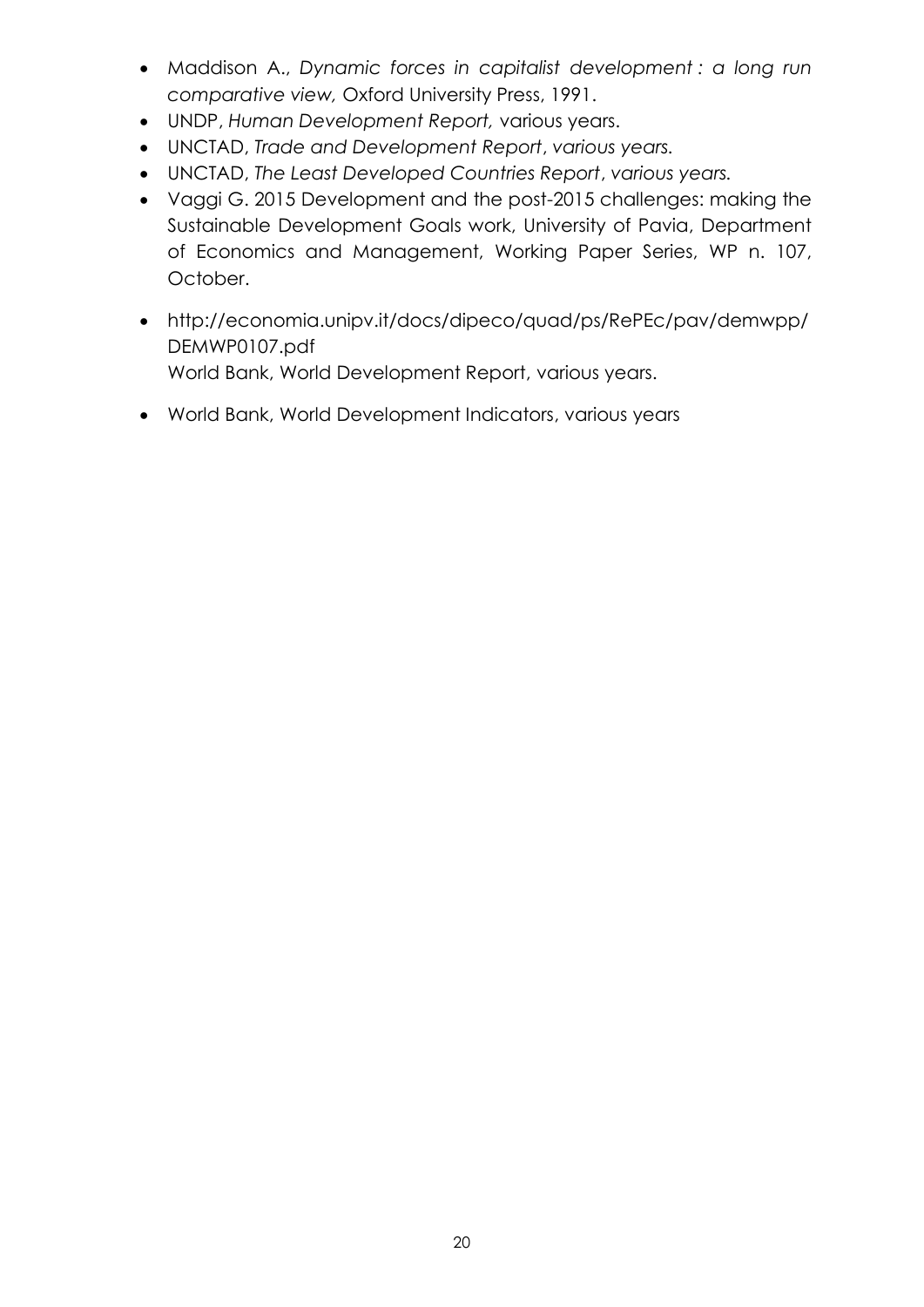- Maddison A., *Dynamic forces in capitalist development : a long run comparative view,* Oxford University Press, 1991.
- UNDP, *Human Development Report,* various years.
- UNCTAD, *Trade and Development Report*, *various years.*
- UNCTAD, *The Least Developed Countries Report*, *various years.*
- Vaggi G. 2015 Development and the post-2015 challenges: making the Sustainable Development Goals work, University of Pavia, Department of Economics and Management, Working Paper Series, WP n. 107, October.
- http://economia.unipv.it/docs/dipeco/quad/ps/RePEc/pav/demwpp/DEMWP0107.pdf
  World Bank, World Development Report, various years.
- World Bank, World Development Indicators, various years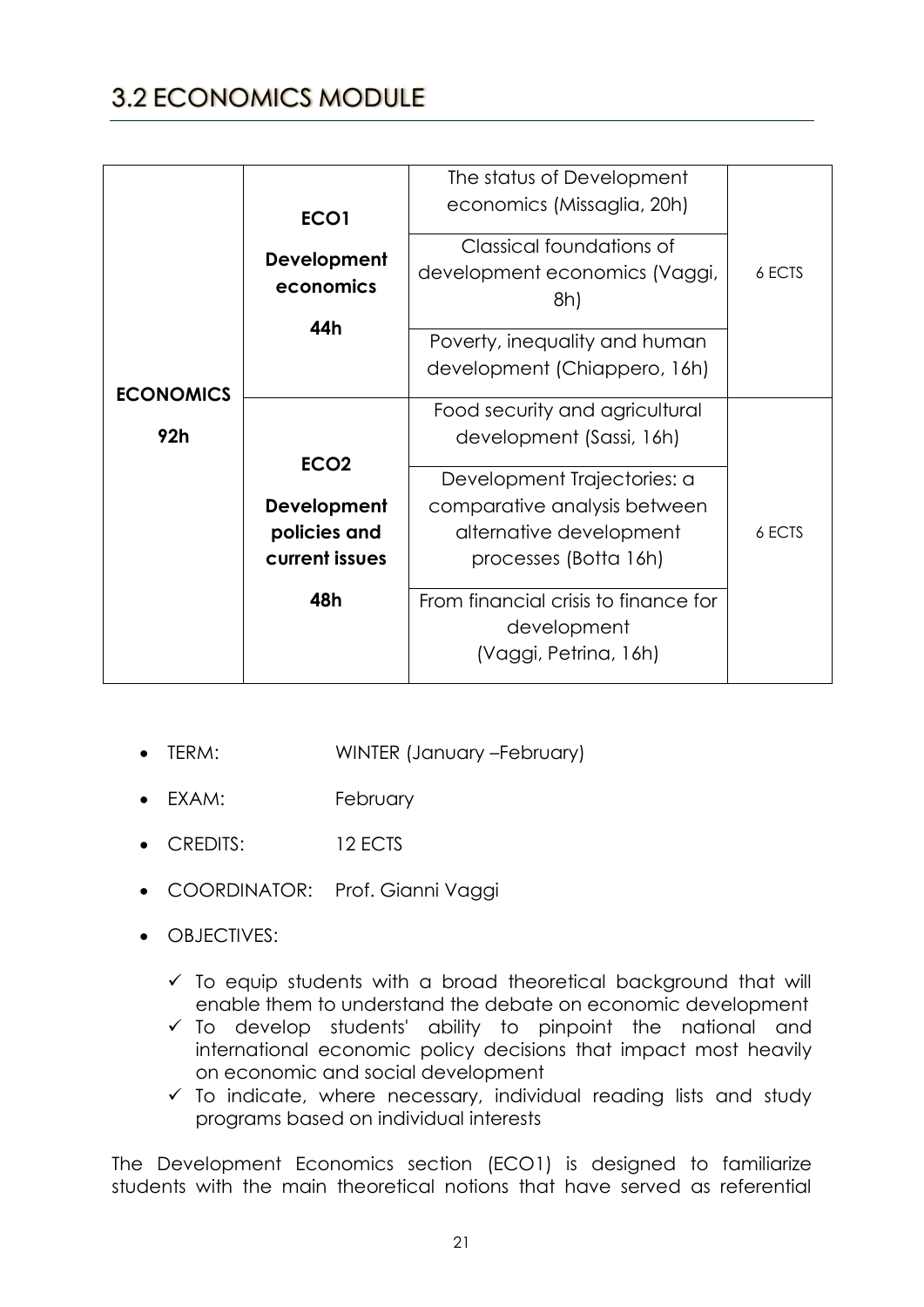## 3.2 ECONOMICS MODULE

| | | | |
|---|---|---|---|
| **ECONOMICS** **92h** | **ECO1** **Development economics** **44h** | The status of Development economics (Missaglia, 20h) | 6 ECTS |
| | | Classical foundations of development economics (Vaggi, 8h) | |
| | | Poverty, inequality and human development (Chiappero, 16h) | |
| | **ECO2** **Development policies and current issues** **48h** | Food security and agricultural development (Sassi, 16h) | 6 ECTS |
| | | Development Trajectories: a comparative analysis between alternative development processes (Botta 16h) | |
| | | From financial crisis to finance for development (Vaggi, Petrina, 16h) | |

- TERM: WINTER (January –February)
- EXAM: February
- CREDITS: 12 ECTS
- COORDINATOR: Prof. Gianni Vaggi
- OBJECTIVES:
  - ✓ To equip students with a broad theoretical background that will enable them to understand the debate on economic development
  - ✓ To develop students' ability to pinpoint the national and international economic policy decisions that impact most heavily on economic and social development
  - ✓ To indicate, where necessary, individual reading lists and study programs based on individual interests

The Development Economics section (ECO1) is designed to familiarize students with the main theoretical notions that have served as referential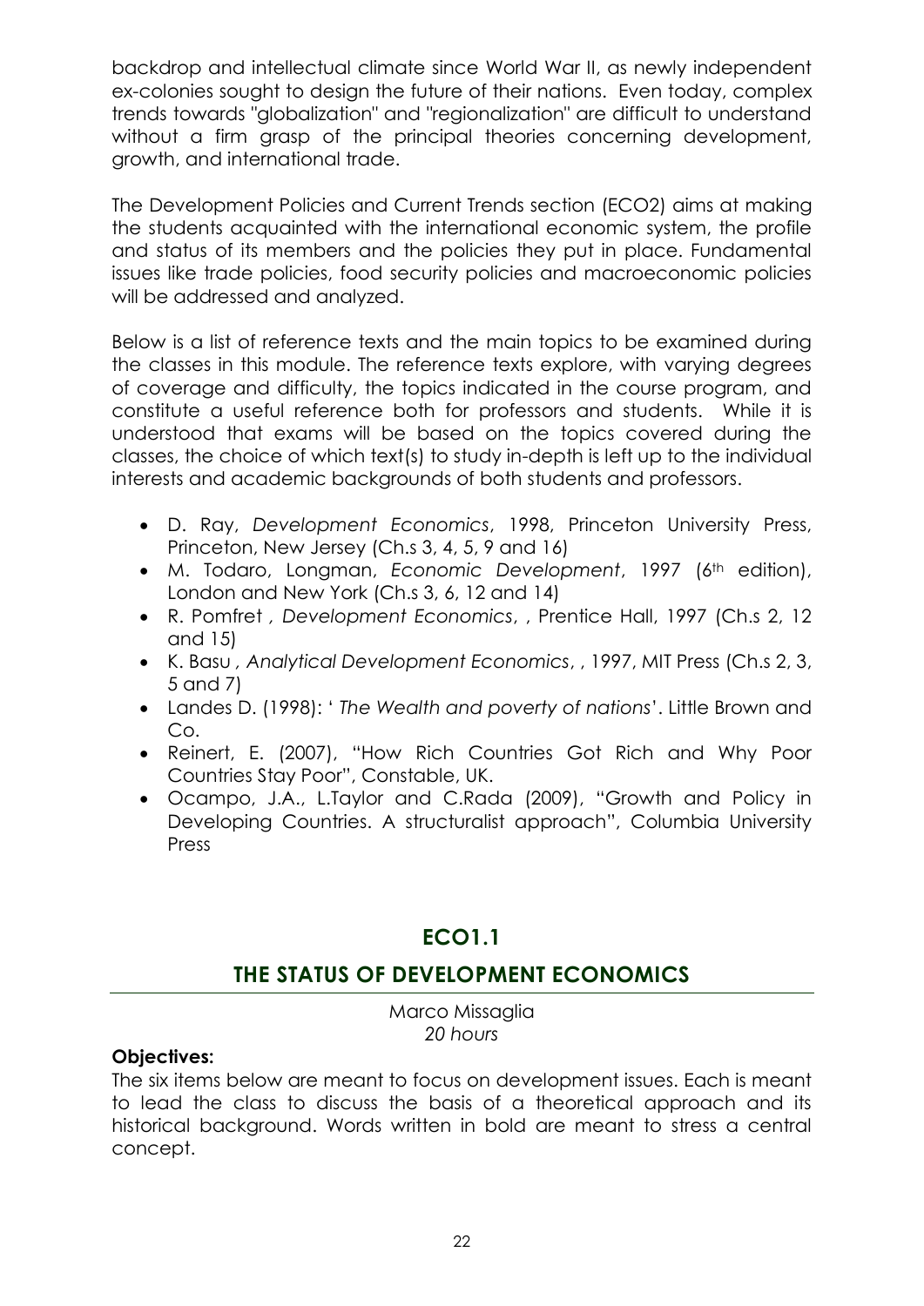backdrop and intellectual climate since World War II, as newly independent ex-colonies sought to design the future of their nations. Even today, complex trends towards "globalization" and "regionalization" are difficult to understand without a firm grasp of the principal theories concerning development, growth, and international trade.

The Development Policies and Current Trends section (ECO2) aims at making the students acquainted with the international economic system, the profile and status of its members and the policies they put in place. Fundamental issues like trade policies, food security policies and macroeconomic policies will be addressed and analyzed.

Below is a list of reference texts and the main topics to be examined during the classes in this module. The reference texts explore, with varying degrees of coverage and difficulty, the topics indicated in the course program, and constitute a useful reference both for professors and students. While it is understood that exams will be based on the topics covered during the classes, the choice of which text(s) to study in-depth is left up to the individual interests and academic backgrounds of both students and professors.

- D. Ray, *Development Economics*, 1998, Princeton University Press, Princeton, New Jersey (Ch.s 3, 4, 5, 9 and 16)
- M. Todaro, Longman, *Economic Development*, 1997 (6th edition), London and New York (Ch.s 3, 6, 12 and 14)
- R. Pomfret , *Development Economics*, , Prentice Hall, 1997 (Ch.s 2, 12 and 15)
- K. Basu , *Analytical Development Economics*, , 1997, MIT Press (Ch.s 2, 3, 5 and 7)
- Landes D. (1998): ' *The Wealth and poverty of nations*'. Little Brown and Co.
- Reinert, E. (2007), "How Rich Countries Got Rich and Why Poor Countries Stay Poor", Constable, UK.
- Ocampo, J.A., L.Taylor and C.Rada (2009), "Growth and Policy in Developing Countries. A structuralist approach", Columbia University Press

## ECO1.1

## THE STATUS OF DEVELOPMENT ECONOMICS

Marco Missaglia
*20 hours*

**Objectives:**
The six items below are meant to focus on development issues. Each is meant to lead the class to discuss the basis of a theoretical approach and its historical background. Words written in bold are meant to stress a central concept.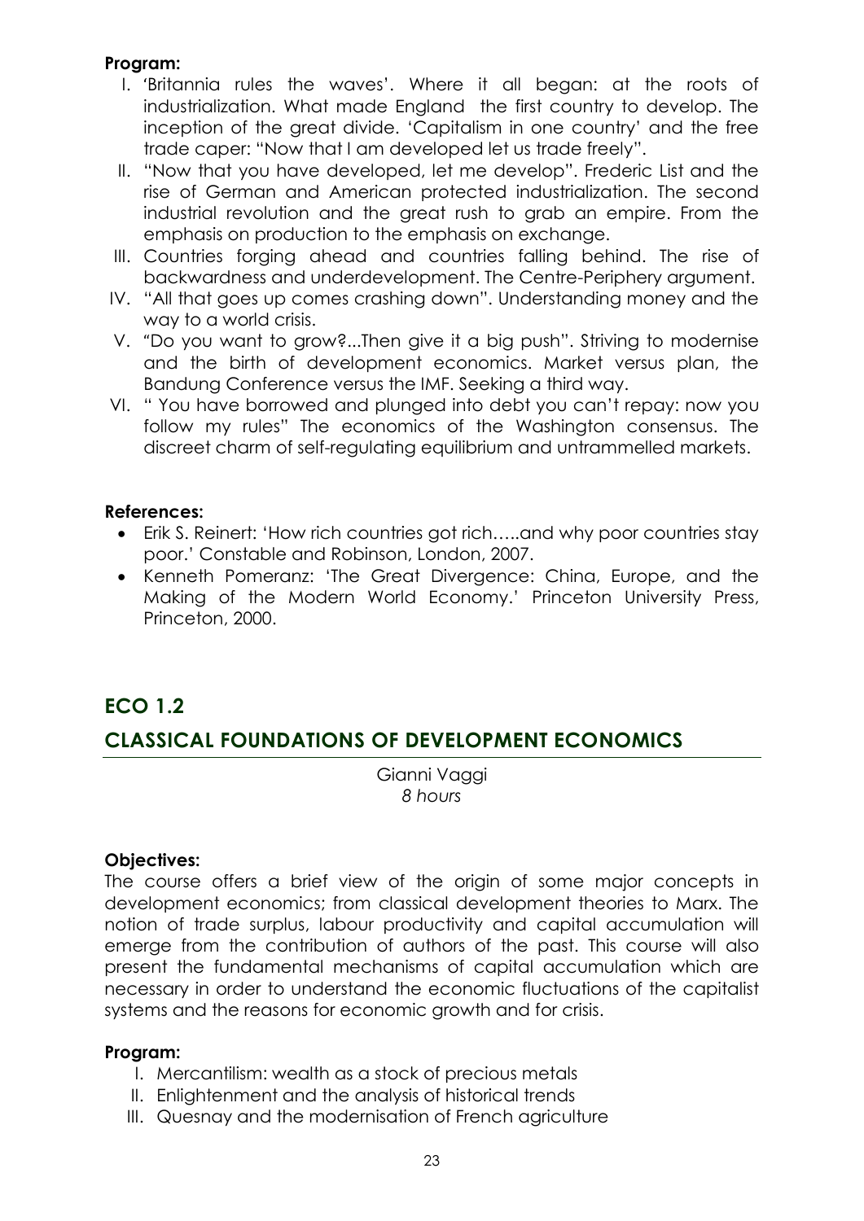**Program:**

I. 'Britannia rules the waves'. Where it all began: at the roots of industrialization. What made England the first country to develop. The inception of the great divide. 'Capitalism in one country' and the free trade caper: "Now that I am developed let us trade freely".
II. "Now that you have developed, let me develop". Frederic List and the rise of German and American protected industrialization. The second industrial revolution and the great rush to grab an empire. From the emphasis on production to the emphasis on exchange.
III. Countries forging ahead and countries falling behind. The rise of backwardness and underdevelopment. The Centre-Periphery argument.
IV. "All that goes up comes crashing down". Understanding money and the way to a world crisis.
V. "Do you want to grow?...Then give it a big push". Striving to modernise and the birth of development economics. Market versus plan, the Bandung Conference versus the IMF. Seeking a third way.
VI. " You have borrowed and plunged into debt you can't repay: now you follow my rules" The economics of the Washington consensus. The discreet charm of self-regulating equilibrium and untrammelled markets.

**References:**

- Erik S. Reinert: 'How rich countries got rich…..and why poor countries stay poor.' Constable and Robinson, London, 2007.
- Kenneth Pomeranz: 'The Great Divergence: China, Europe, and the Making of the Modern World Economy.' Princeton University Press, Princeton, 2000.

## ECO 1.2

## CLASSICAL FOUNDATIONS OF DEVELOPMENT ECONOMICS

Gianni Vaggi
*8 hours*

**Objectives:**

The course offers a brief view of the origin of some major concepts in development economics; from classical development theories to Marx. The notion of trade surplus, labour productivity and capital accumulation will emerge from the contribution of authors of the past. This course will also present the fundamental mechanisms of capital accumulation which are necessary in order to understand the economic fluctuations of the capitalist systems and the reasons for economic growth and for crisis.

**Program:**

I. Mercantilism: wealth as a stock of precious metals
II. Enlightenment and the analysis of historical trends
III. Quesnay and the modernisation of French agriculture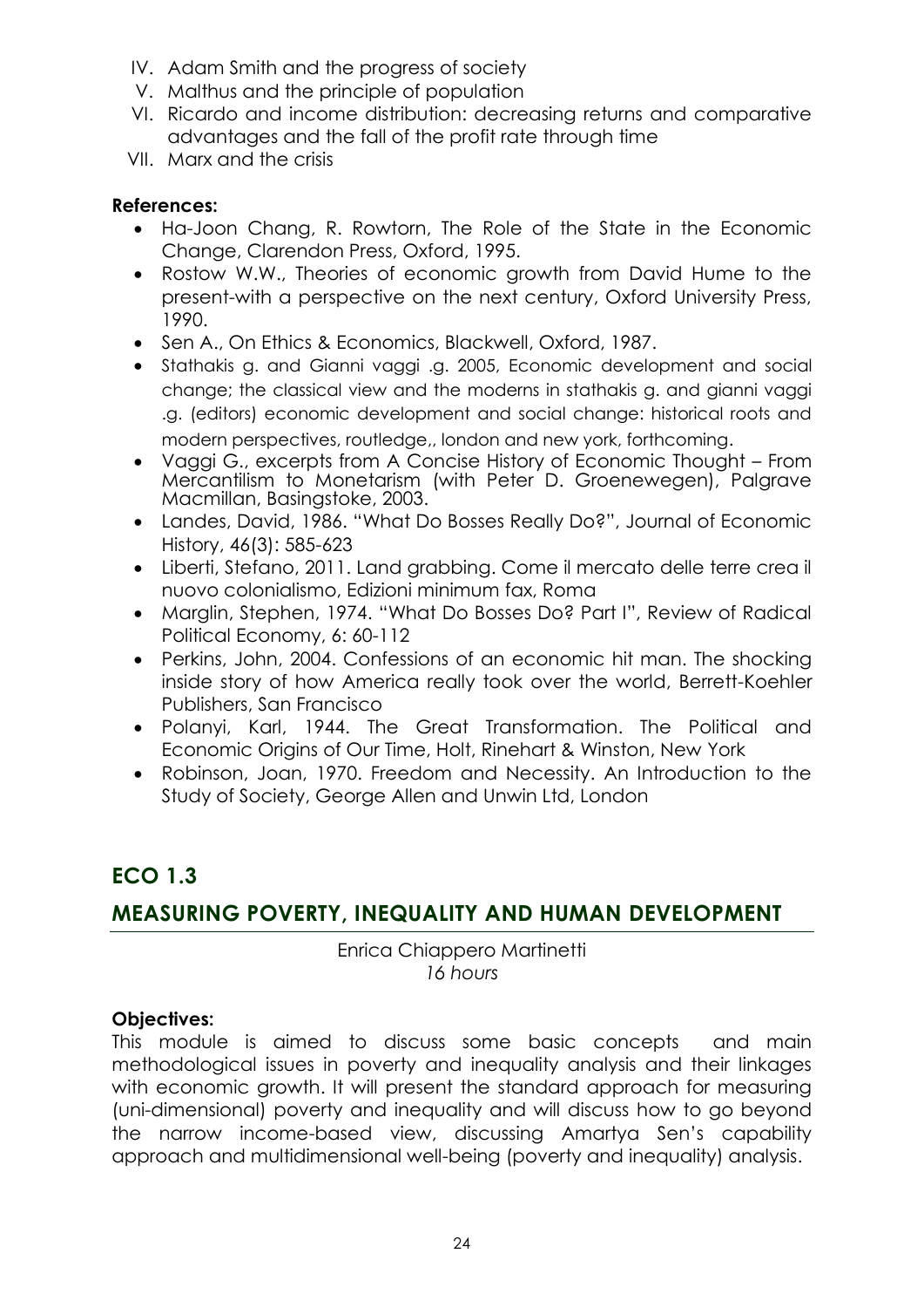IV. Adam Smith and the progress of society
V. Malthus and the principle of population
VI. Ricardo and income distribution: decreasing returns and comparative advantages and the fall of the profit rate through time
VII. Marx and the crisis

**References:**

- Ha-Joon Chang, R. Rowtorn, The Role of the State in the Economic Change, Clarendon Press, Oxford, 1995.
- Rostow W.W., Theories of economic growth from David Hume to the present-with a perspective on the next century, Oxford University Press, 1990.
- Sen A., On Ethics & Economics, Blackwell, Oxford, 1987.
- Stathakis g. and Gianni vaggi .g. 2005, Economic development and social change; the classical view and the moderns in stathakis g. and gianni vaggi .g. (editors) economic development and social change: historical roots and modern perspectives, routledge,, london and new york, forthcoming.
- Vaggi G., excerpts from A Concise History of Economic Thought – From Mercantilism to Monetarism (with Peter D. Groenewegen), Palgrave Macmillan, Basingstoke, 2003.
- Landes, David, 1986. "What Do Bosses Really Do?", Journal of Economic History, 46(3): 585-623
- Liberti, Stefano, 2011. Land grabbing. Come il mercato delle terre crea il nuovo colonialismo, Edizioni minimum fax, Roma
- Marglin, Stephen, 1974. "What Do Bosses Do? Part I", Review of Radical Political Economy, 6: 60-112
- Perkins, John, 2004. Confessions of an economic hit man. The shocking inside story of how America really took over the world, Berrett-Koehler Publishers, San Francisco
- Polanyi, Karl, 1944. The Great Transformation. The Political and Economic Origins of Our Time, Holt, Rinehart & Winston, New York
- Robinson, Joan, 1970. Freedom and Necessity. An Introduction to the Study of Society, George Allen and Unwin Ltd, London

## ECO 1.3

## MEASURING POVERTY, INEQUALITY AND HUMAN DEVELOPMENT

Enrica Chiappero Martinetti
*16 hours*

**Objectives:**

This module is aimed to discuss some basic concepts and main methodological issues in poverty and inequality analysis and their linkages with economic growth. It will present the standard approach for measuring (uni-dimensional) poverty and inequality and will discuss how to go beyond the narrow income-based view, discussing Amartya Sen's capability approach and multidimensional well-being (poverty and inequality) analysis.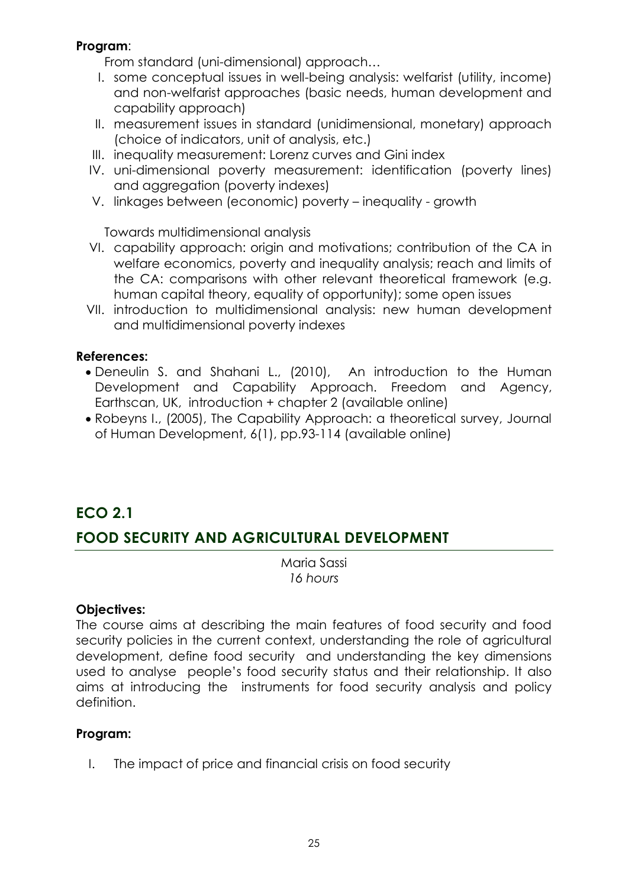**Program**:

From standard (uni-dimensional) approach…

I. some conceptual issues in well-being analysis: welfarist (utility, income) and non-welfarist approaches (basic needs, human development and capability approach)
II. measurement issues in standard (unidimensional, monetary) approach (choice of indicators, unit of analysis, etc.)
III. inequality measurement: Lorenz curves and Gini index
IV. uni-dimensional poverty measurement: identification (poverty lines) and aggregation (poverty indexes)
V. linkages between (economic) poverty – inequality - growth

Towards multidimensional analysis

VI. capability approach: origin and motivations; contribution of the CA in welfare economics, poverty and inequality analysis; reach and limits of the CA: comparisons with other relevant theoretical framework (e.g. human capital theory, equality of opportunity); some open issues
VII. introduction to multidimensional analysis: new human development and multidimensional poverty indexes

**References:**

- Deneulin S. and Shahani L., (2010), An introduction to the Human Development and Capability Approach. Freedom and Agency, Earthscan, UK, introduction + chapter 2 (available online)
- Robeyns I., (2005), The Capability Approach: a theoretical survey, Journal of Human Development, 6(1), pp.93-114 (available online)

## ECO 2.1

## FOOD SECURITY AND AGRICULTURAL DEVELOPMENT

Maria Sassi
*16 hours*

**Objectives:**

The course aims at describing the main features of food security and food security policies in the current context, understanding the role of agricultural development, define food security and understanding the key dimensions used to analyse people's food security status and their relationship. It also aims at introducing the instruments for food security analysis and policy definition.

**Program:**

I. The impact of price and financial crisis on food security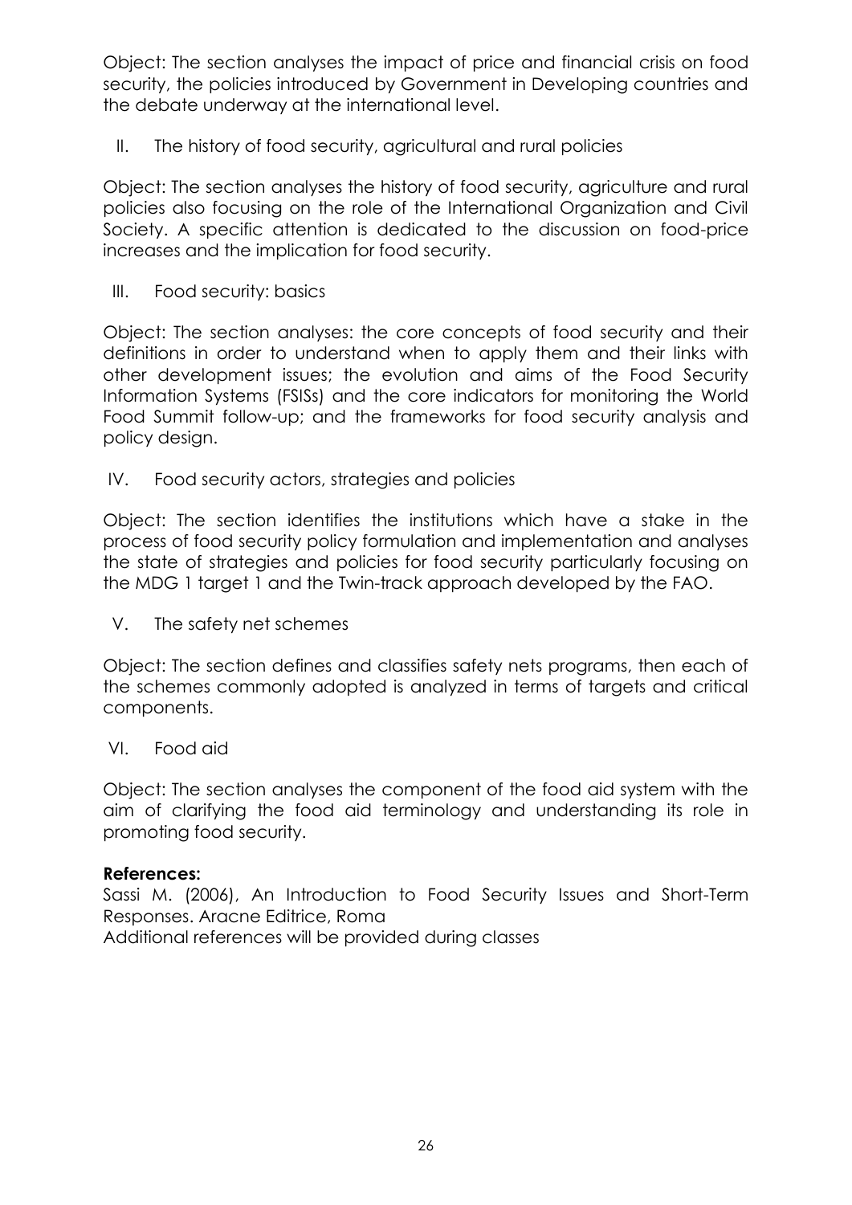Object: The section analyses the impact of price and financial crisis on food security, the policies introduced by Government in Developing countries and the debate underway at the international level.

II. The history of food security, agricultural and rural policies

Object: The section analyses the history of food security, agriculture and rural policies also focusing on the role of the International Organization and Civil Society. A specific attention is dedicated to the discussion on food-price increases and the implication for food security.

III. Food security: basics

Object: The section analyses: the core concepts of food security and their definitions in order to understand when to apply them and their links with other development issues; the evolution and aims of the Food Security Information Systems (FSISs) and the core indicators for monitoring the World Food Summit follow-up; and the frameworks for food security analysis and policy design.

IV. Food security actors, strategies and policies

Object: The section identifies the institutions which have a stake in the process of food security policy formulation and implementation and analyses the state of strategies and policies for food security particularly focusing on the MDG 1 target 1 and the Twin-track approach developed by the FAO.

V. The safety net schemes

Object: The section defines and classifies safety nets programs, then each of the schemes commonly adopted is analyzed in terms of targets and critical components.

VI. Food aid

Object: The section analyses the component of the food aid system with the aim of clarifying the food aid terminology and understanding its role in promoting food security.

**References:**
Sassi M. (2006), An Introduction to Food Security Issues and Short-Term Responses. Aracne Editrice, Roma
Additional references will be provided during classes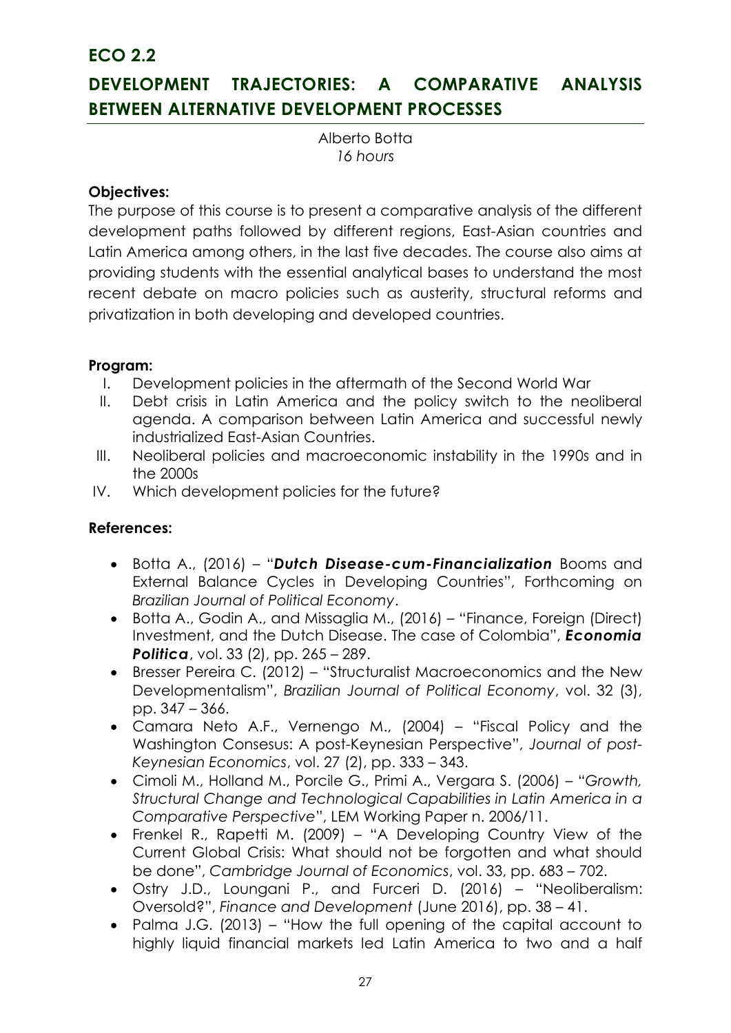## ECO 2.2

## DEVELOPMENT TRAJECTORIES: A COMPARATIVE ANALYSIS BETWEEN ALTERNATIVE DEVELOPMENT PROCESSES

Alberto Botta
*16 hours*

**Objectives:**

The purpose of this course is to present a comparative analysis of the different development paths followed by different regions, East-Asian countries and Latin America among others, in the last five decades. The course also aims at providing students with the essential analytical bases to understand the most recent debate on macro policies such as austerity, structural reforms and privatization in both developing and developed countries.

**Program:**

I. Development policies in the aftermath of the Second World War
II. Debt crisis in Latin America and the policy switch to the neoliberal agenda. A comparison between Latin America and successful newly industrialized East-Asian Countries.
III. Neoliberal policies and macroeconomic instability in the 1990s and in the 2000s
IV. Which development policies for the future?

**References:**

- Botta A., (2016) – "***Dutch Disease-cum-Financialization*** Booms and External Balance Cycles in Developing Countries", Forthcoming on *Brazilian Journal of Political Economy*.
- Botta A., Godin A., and Missaglia M., (2016) – "Finance, Foreign (Direct) Investment, and the Dutch Disease. The case of Colombia", ***Economia Politica***, vol. 33 (2), pp. 265 – 289.
- Bresser Pereira C. (2012) – "Structuralist Macroeconomics and the New Developmentalism", *Brazilian Journal of Political Economy*, vol. 32 (3), pp. 347 – 366.
- Camara Neto A.F., Vernengo M., (2004) – "Fiscal Policy and the Washington Consesus: A post-Keynesian Perspective", *Journal of post-Keynesian Economics*, vol. 27 (2), pp. 333 – 343.
- Cimoli M., Holland M., Porcile G., Primi A., Vergara S. (2006) – "*Growth, Structural Change and Technological Capabilities in Latin America in a Comparative Perspective*", LEM Working Paper n. 2006/11.
- Frenkel R., Rapetti M. (2009) – "A Developing Country View of the Current Global Crisis: What should not be forgotten and what should be done", *Cambridge Journal of Economics*, vol. 33, pp. 683 – 702.
- Ostry J.D., Loungani P., and Furceri D. (2016) – "Neoliberalism: Oversold?", *Finance and Development* (June 2016), pp. 38 – 41.
- Palma J.G. (2013) – "How the full opening of the capital account to highly liquid financial markets led Latin America to two and a half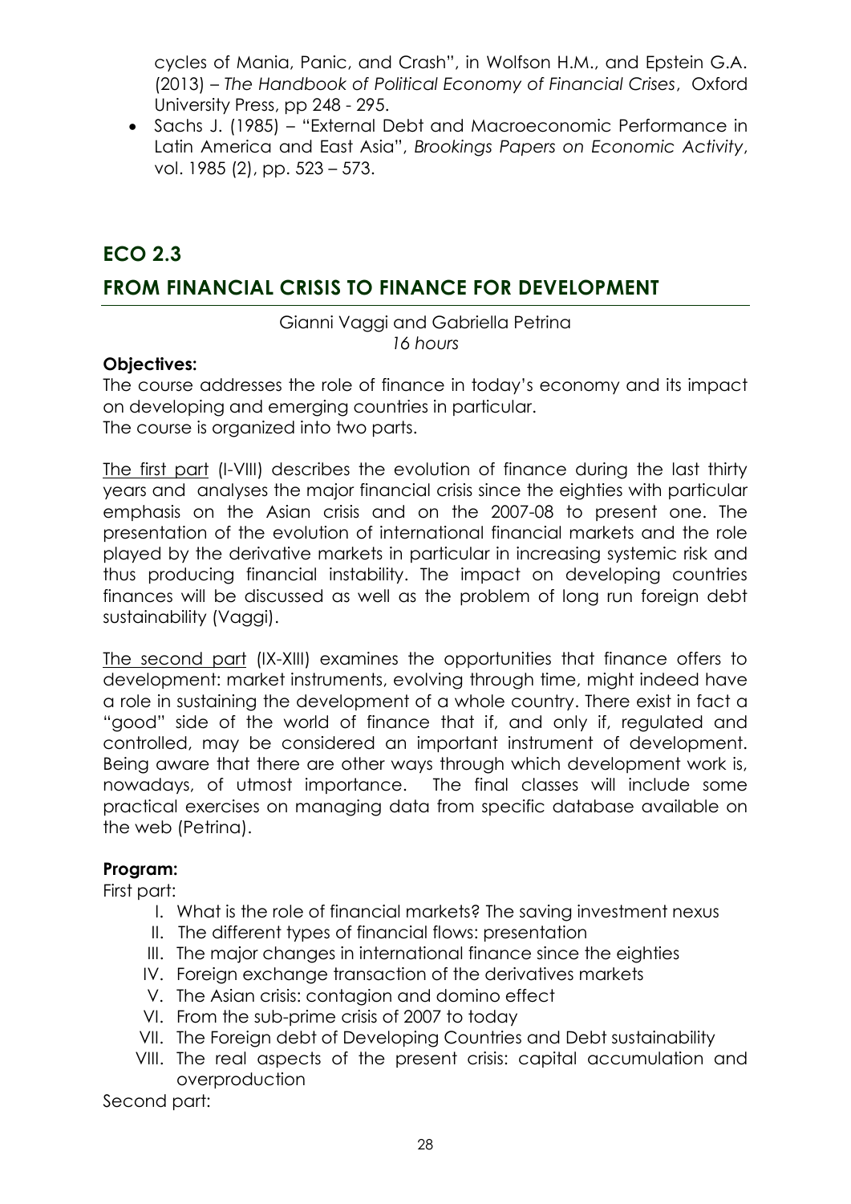cycles of Mania, Panic, and Crash", in Wolfson H.M., and Epstein G.A. (2013) – *The Handbook of Political Economy of Financial Crises*, Oxford University Press, pp 248 - 295.

- Sachs J. (1985) – "External Debt and Macroeconomic Performance in Latin America and East Asia", *Brookings Papers on Economic Activity*, vol. 1985 (2), pp. 523 – 573.

## ECO 2.3

## FROM FINANCIAL CRISIS TO FINANCE FOR DEVELOPMENT

Gianni Vaggi and Gabriella Petrina
*16 hours*

**Objectives:**

The course addresses the role of finance in today's economy and its impact on developing and emerging countries in particular.
The course is organized into two parts.

The first part (I-VIII) describes the evolution of finance during the last thirty years and analyses the major financial crisis since the eighties with particular emphasis on the Asian crisis and on the 2007-08 to present one. The presentation of the evolution of international financial markets and the role played by the derivative markets in particular in increasing systemic risk and thus producing financial instability. The impact on developing countries finances will be discussed as well as the problem of long run foreign debt sustainability (Vaggi).

The second part (IX-XIII) examines the opportunities that finance offers to development: market instruments, evolving through time, might indeed have a role in sustaining the development of a whole country. There exist in fact a "good" side of the world of finance that if, and only if, regulated and controlled, may be considered an important instrument of development. Being aware that there are other ways through which development work is, nowadays, of utmost importance. The final classes will include some practical exercises on managing data from specific database available on the web (Petrina).

**Program:**

First part:

I. What is the role of financial markets? The saving investment nexus
II. The different types of financial flows: presentation
III. The major changes in international finance since the eighties
IV. Foreign exchange transaction of the derivatives markets
V. The Asian crisis: contagion and domino effect
VI. From the sub-prime crisis of 2007 to today
VII. The Foreign debt of Developing Countries and Debt sustainability
VIII. The real aspects of the present crisis: capital accumulation and overproduction

Second part: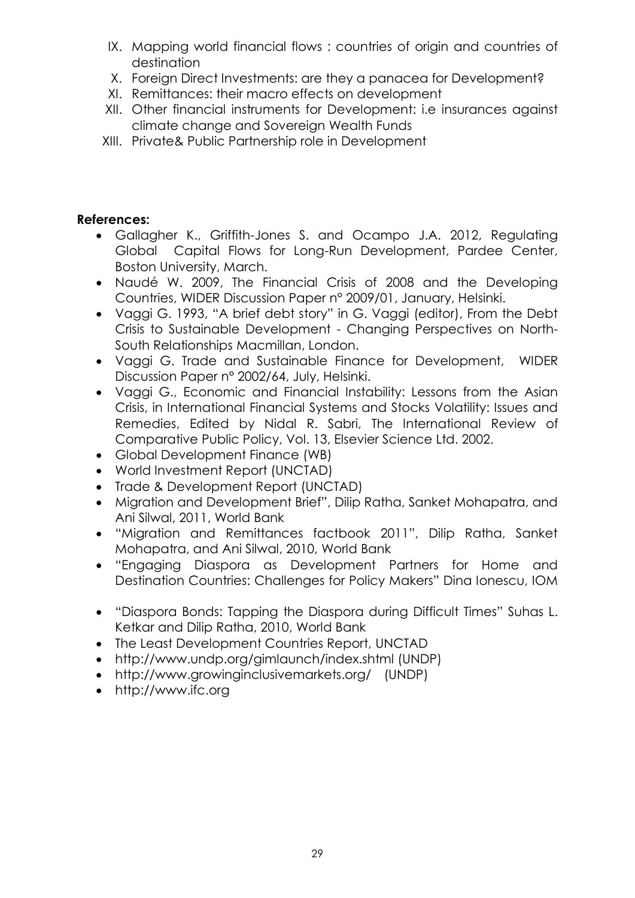IX. Mapping world financial flows : countries of origin and countries of destination
X. Foreign Direct Investments: are they a panacea for Development?
XI. Remittances: their macro effects on development
XII. Other financial instruments for Development: i.e insurances against climate change and Sovereign Wealth Funds
XIII. Private& Public Partnership role in Development

**References:**

- Gallagher K., Griffith-Jones S. and Ocampo J.A. 2012, Regulating Global Capital Flows for Long-Run Development, Pardee Center, Boston University, March.
- Naudé W. 2009, The Financial Crisis of 2008 and the Developing Countries, WIDER Discussion Paper n° 2009/01, January, Helsinki.
- Vaggi G. 1993, "A brief debt story" in G. Vaggi (editor), From the Debt Crisis to Sustainable Development - Changing Perspectives on North-South Relationships Macmillan, London.
- Vaggi G. Trade and Sustainable Finance for Development, WIDER Discussion Paper n° 2002/64, July, Helsinki.
- Vaggi G., Economic and Financial Instability: Lessons from the Asian Crisis, in International Financial Systems and Stocks Volatility: Issues and Remedies, Edited by Nidal R. Sabri, The International Review of Comparative Public Policy, Vol. 13, Elsevier Science Ltd. 2002.
- Global Development Finance (WB)
- World Investment Report (UNCTAD)
- Trade & Development Report (UNCTAD)
- Migration and Development Brief", Dilip Ratha, Sanket Mohapatra, and Ani Silwal, 2011, World Bank
- "Migration and Remittances factbook 2011", Dilip Ratha, Sanket Mohapatra, and Ani Silwal, 2010, World Bank
- "Engaging Diaspora as Development Partners for Home and Destination Countries: Challenges for Policy Makers" Dina Ionescu, IOM
- "Diaspora Bonds: Tapping the Diaspora during Difficult Times" Suhas L. Ketkar and Dilip Ratha, 2010, World Bank
- The Least Development Countries Report, UNCTAD
- http://www.undp.org/gimlaunch/index.shtml (UNDP)
- http://www.growinginclusivemarkets.org/ (UNDP)
- http://www.ifc.org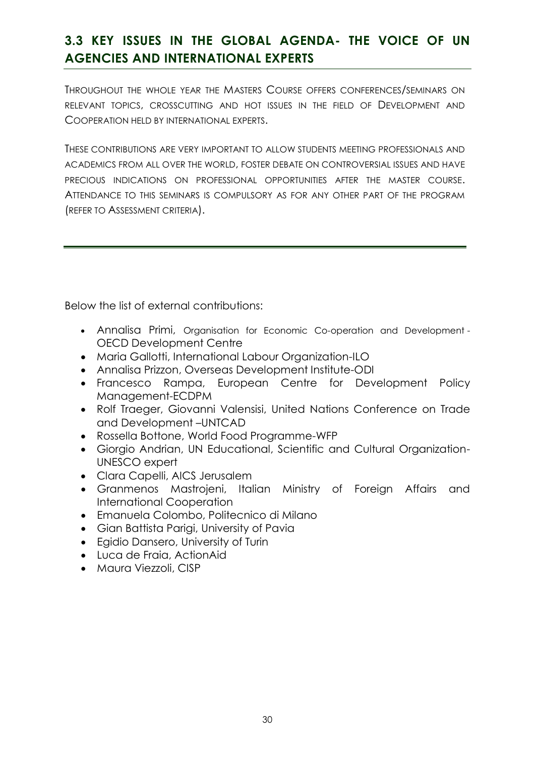## 3.3 KEY ISSUES IN THE GLOBAL AGENDA- THE VOICE OF UN AGENCIES AND INTERNATIONAL EXPERTS

THROUGHOUT THE WHOLE YEAR THE MASTERS COURSE OFFERS CONFERENCES/SEMINARS ON RELEVANT TOPICS, CROSSCUTTING AND HOT ISSUES IN THE FIELD OF DEVELOPMENT AND COOPERATION HELD BY INTERNATIONAL EXPERTS.

THESE CONTRIBUTIONS ARE VERY IMPORTANT TO ALLOW STUDENTS MEETING PROFESSIONALS AND ACADEMICS FROM ALL OVER THE WORLD, FOSTER DEBATE ON CONTROVERSIAL ISSUES AND HAVE PRECIOUS INDICATIONS ON PROFESSIONAL OPPORTUNITIES AFTER THE MASTER COURSE. ATTENDANCE TO THIS SEMINARS IS COMPULSORY AS FOR ANY OTHER PART OF THE PROGRAM (REFER TO ASSESSMENT CRITERIA).

---

Below the list of external contributions:

- Annalisa Primi, Organisation for Economic Co-operation and Development - OECD Development Centre
- Maria Gallotti, International Labour Organization-ILO
- Annalisa Prizzon, Overseas Development Institute-ODI
- Francesco Rampa, European Centre for Development Policy Management-ECDPM
- Rolf Traeger, Giovanni Valensisi, United Nations Conference on Trade and Development –UNTCAD
- Rossella Bottone, World Food Programme-WFP
- Giorgio Andrian, UN Educational, Scientific and Cultural Organization-UNESCO expert
- Clara Capelli, AICS Jerusalem
- Granmenos Mastrojeni, Italian Ministry of Foreign Affairs and International Cooperation
- Emanuela Colombo, Politecnico di Milano
- Gian Battista Parigi, University of Pavia
- Egidio Dansero, University of Turin
- Luca de Fraia, ActionAid
- Maura Viezzoli, CISP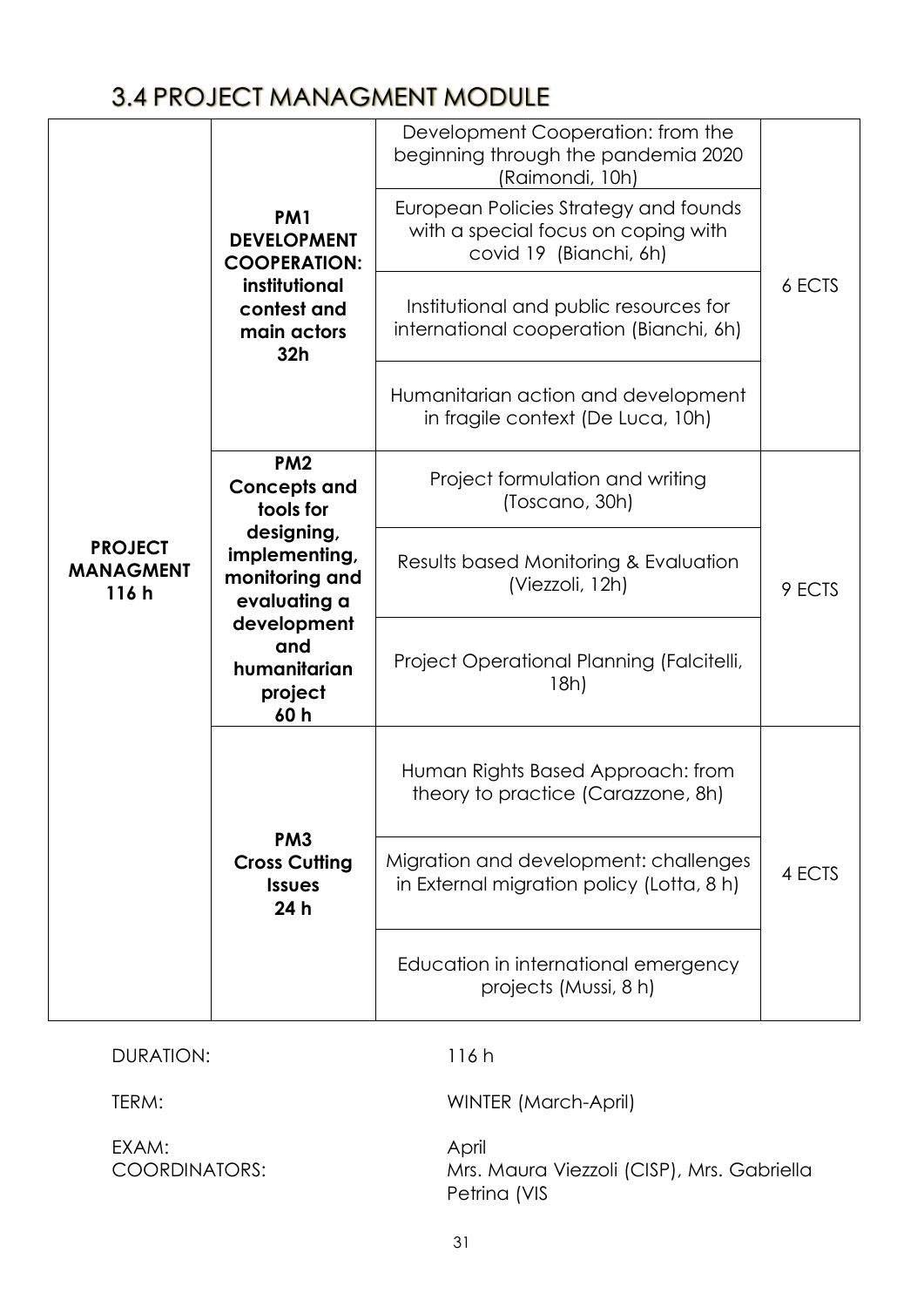## 3.4 PROJECT MANAGMENT MODULE

| | | | |
|---|---|---|---|
| **PROJECT MANAGMENT 116 h** | **PM1 DEVELOPMENT COOPERATION: institutional contest and main actors 32h** | Development Cooperation: from the beginning through the pandemia 2020 (Raimondi, 10h) | 6 ECTS |
| | | European Policies Strategy and founds with a special focus on coping with covid 19 (Bianchi, 6h) | |
| | | Institutional and public resources for international cooperation (Bianchi, 6h) | |
| | | Humanitarian action and development in fragile context (De Luca, 10h) | |
| | **PM2 Concepts and tools for designing, implementing, monitoring and evaluating a development and humanitarian project 60 h** | Project formulation and writing (Toscano, 30h) | 9 ECTS |
| | | Results based Monitoring & Evaluation (Viezzoli, 12h) | |
| | | Project Operational Planning (Falcitelli, 18h) | |
| | **PM3 Cross Cutting Issues 24 h** | Human Rights Based Approach: from theory to practice (Carazzone, 8h) | 4 ECTS |
| | | Migration and development: challenges in External migration policy (Lotta, 8 h) | |
| | | Education in international emergency projects (Mussi, 8 h) | |

DURATION: 116 h

TERM: WINTER (March-April)

EXAM: April

COORDINATORS: Mrs. Maura Viezzoli (CISP), Mrs. Gabriella Petrina (VIS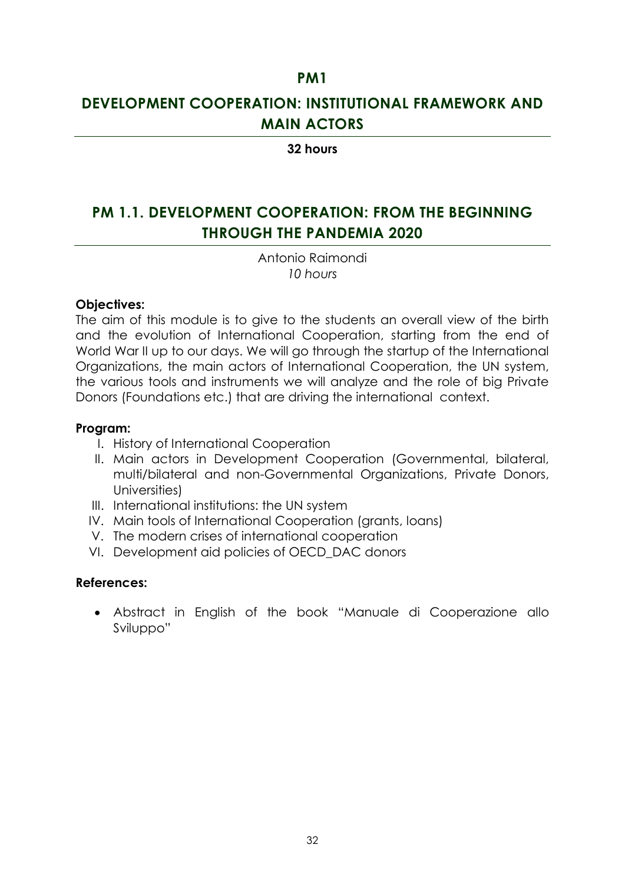# PM1

# DEVELOPMENT COOPERATION: INSTITUTIONAL FRAMEWORK AND MAIN ACTORS

**32 hours**

## PM 1.1. DEVELOPMENT COOPERATION: FROM THE BEGINNING THROUGH THE PANDEMIA 2020

Antonio Raimondi
*10 hours*

**Objectives:**

The aim of this module is to give to the students an overall view of the birth and the evolution of International Cooperation, starting from the end of World War II up to our days. We will go through the startup of the International Organizations, the main actors of International Cooperation, the UN system, the various tools and instruments we will analyze and the role of big Private Donors (Foundations etc.) that are driving the international context.

**Program:**

I. History of International Cooperation
II. Main actors in Development Cooperation (Governmental, bilateral, multi/bilateral and non-Governmental Organizations, Private Donors, Universities)
III. International institutions: the UN system
IV. Main tools of International Cooperation (grants, loans)
V. The modern crises of international cooperation
VI. Development aid policies of OECD_DAC donors

**References:**

- Abstract in English of the book "Manuale di Cooperazione allo Sviluppo"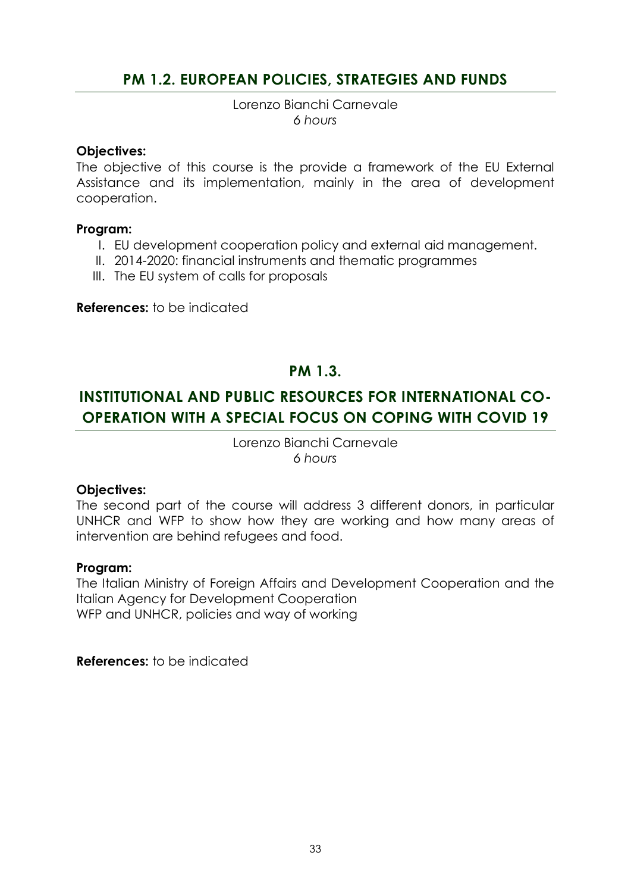## PM 1.2. EUROPEAN POLICIES, STRATEGIES AND FUNDS

Lorenzo Bianchi Carnevale
*6 hours*

**Objectives:**
The objective of this course is the provide a framework of the EU External Assistance and its implementation, mainly in the area of development cooperation.

**Program:**

I. EU development cooperation policy and external aid management.
II. 2014-2020: financial instruments and thematic programmes
III. The EU system of calls for proposals

**References:** to be indicated

## PM 1.3.

## INSTITUTIONAL AND PUBLIC RESOURCES FOR INTERNATIONAL CO-OPERATION WITH A SPECIAL FOCUS ON COPING WITH COVID 19

Lorenzo Bianchi Carnevale
*6 hours*

**Objectives:**
The second part of the course will address 3 different donors, in particular UNHCR and WFP to show how they are working and how many areas of intervention are behind refugees and food.

**Program:**
The Italian Ministry of Foreign Affairs and Development Cooperation and the Italian Agency for Development Cooperation
WFP and UNHCR, policies and way of working

**References:** to be indicated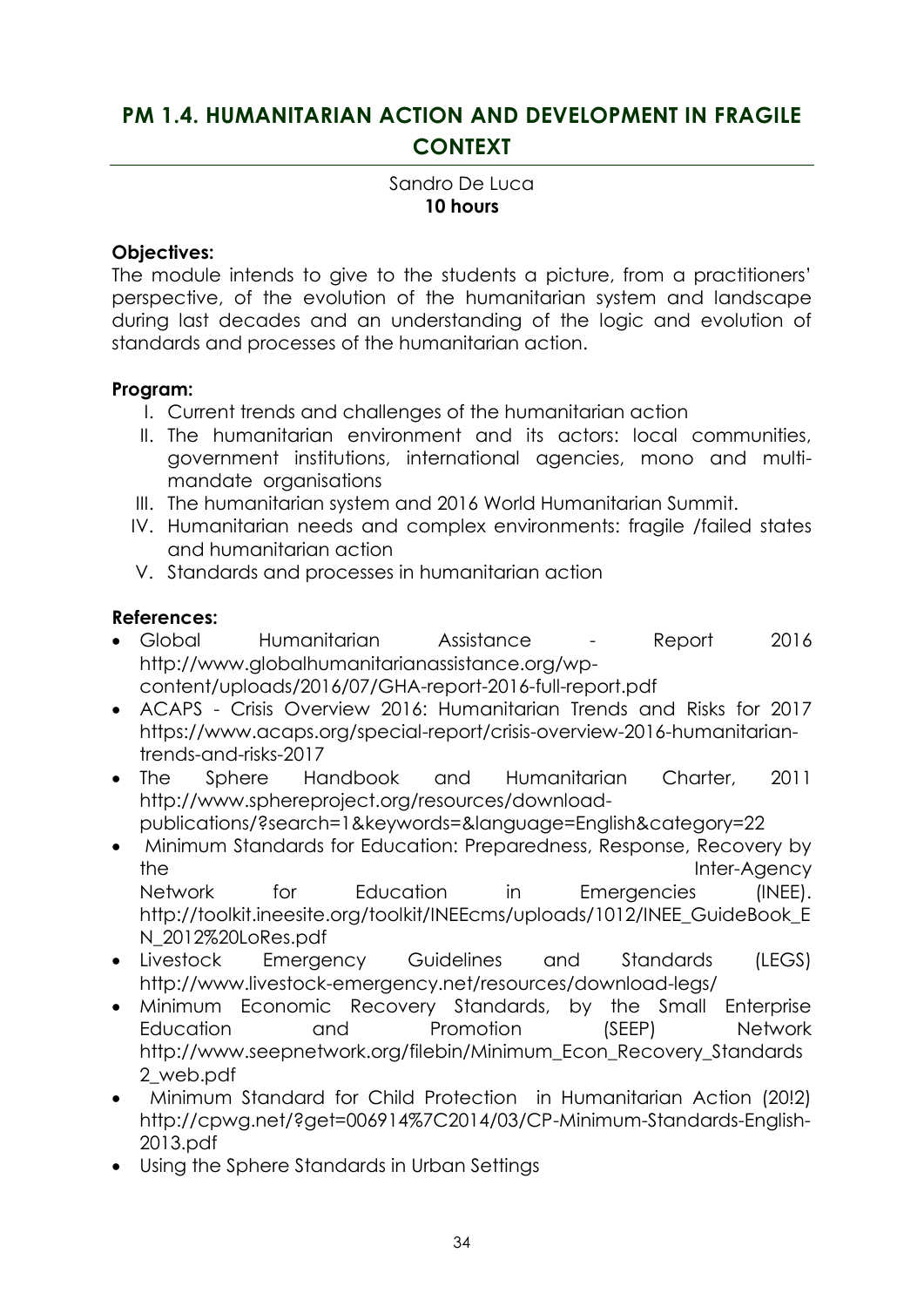## PM 1.4. HUMANITARIAN ACTION AND DEVELOPMENT IN FRAGILE CONTEXT

Sandro De Luca
**10 hours**

**Objectives:**
The module intends to give to the students a picture, from a practitioners' perspective, of the evolution of the humanitarian system and landscape during last decades and an understanding of the logic and evolution of standards and processes of the humanitarian action.

**Program:**

I. Current trends and challenges of the humanitarian action
II. The humanitarian environment and its actors: local communities, government institutions, international agencies, mono and multi-mandate organisations
III. The humanitarian system and 2016 World Humanitarian Summit.
IV. Humanitarian needs and complex environments: fragile /failed states and humanitarian action
V. Standards and processes in humanitarian action

**References:**

- Global Humanitarian Assistance - Report 2016 http://www.globalhumanitarianassistance.org/wp-content/uploads/2016/07/GHA-report-2016-full-report.pdf
- ACAPS - Crisis Overview 2016: Humanitarian Trends and Risks for 2017 https://www.acaps.org/special-report/crisis-overview-2016-humanitarian-trends-and-risks-2017
- The Sphere Handbook and Humanitarian Charter, 2011 http://www.sphereproject.org/resources/download-publications/?search=1&keywords=&language=English&category=22
- Minimum Standards for Education: Preparedness, Response, Recovery by the Inter-Agency Network for Education in Emergencies (INEE). http://toolkit.ineesite.org/toolkit/INEEcms/uploads/1012/INEE_GuideBook_EN_2012%20LoRes.pdf
- Livestock Emergency Guidelines and Standards (LEGS) http://www.livestock-emergency.net/resources/download-legs/
- Minimum Economic Recovery Standards, by the Small Enterprise Education and Promotion (SEEP) Network http://www.seepnetwork.org/filebin/Minimum_Econ_Recovery_Standards2_web.pdf
- Minimum Standard for Child Protection in Humanitarian Action (20!2) http://cpwg.net/?get=006914%7C2014/03/CP-Minimum-Standards-English-2013.pdf
- Using the Sphere Standards in Urban Settings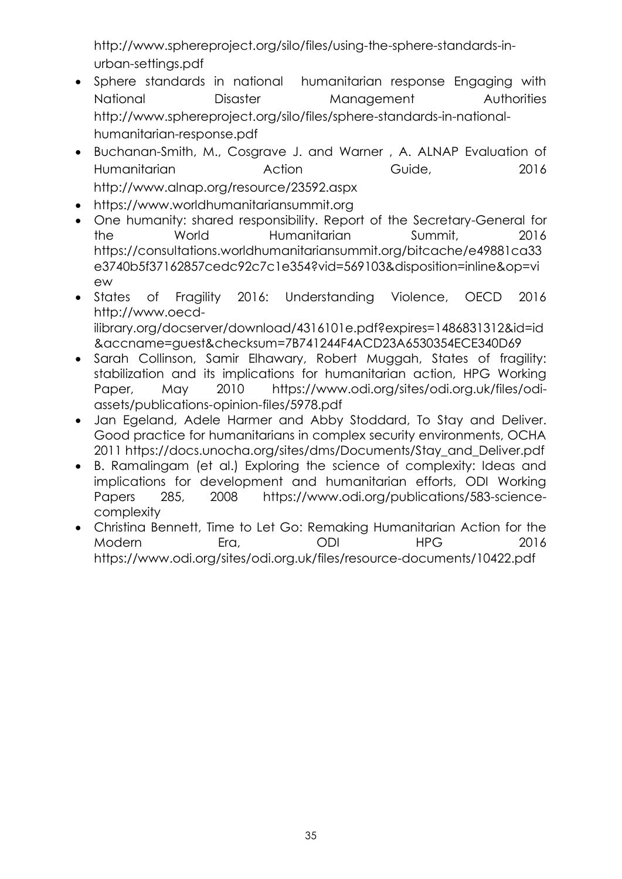http://www.sphereproject.org/silo/files/using-the-sphere-standards-in-urban-settings.pdf

- Sphere standards in national humanitarian response Engaging with National Disaster Management Authorities http://www.sphereproject.org/silo/files/sphere-standards-in-national-humanitarian-response.pdf
- Buchanan-Smith, M., Cosgrave J. and Warner , A. ALNAP Evaluation of Humanitarian Action Guide, 2016 http://www.alnap.org/resource/23592.aspx
- https://www.worldhumanitariansummit.org
- One humanity: shared responsibility. Report of the Secretary-General for the World Humanitarian Summit, 2016 https://consultations.worldhumanitariansummit.org/bitcache/e49881ca33e3740b5f37162857cedc92c7c1e354?vid=569103&disposition=inline&op=view
- States of Fragility 2016: Understanding Violence, OECD 2016 http://www.oecd-ilibrary.org/docserver/download/4316101e.pdf?expires=1486831312&id=id&accname=guest&checksum=7B741244F4ACD23A6530354ECE340D69
- Sarah Collinson, Samir Elhawary, Robert Muggah, States of fragility: stabilization and its implications for humanitarian action, HPG Working Paper, May 2010 https://www.odi.org/sites/odi.org.uk/files/odi-assets/publications-opinion-files/5978.pdf
- Jan Egeland, Adele Harmer and Abby Stoddard, To Stay and Deliver. Good practice for humanitarians in complex security environments, OCHA 2011 https://docs.unocha.org/sites/dms/Documents/Stay_and_Deliver.pdf
- B. Ramalingam (et al.) Exploring the science of complexity: Ideas and implications for development and humanitarian efforts, ODI Working Papers 285, 2008 https://www.odi.org/publications/583-science-complexity
- Christina Bennett, Time to Let Go: Remaking Humanitarian Action for the Modern Era, ODI HPG 2016 https://www.odi.org/sites/odi.org.uk/files/resource-documents/10422.pdf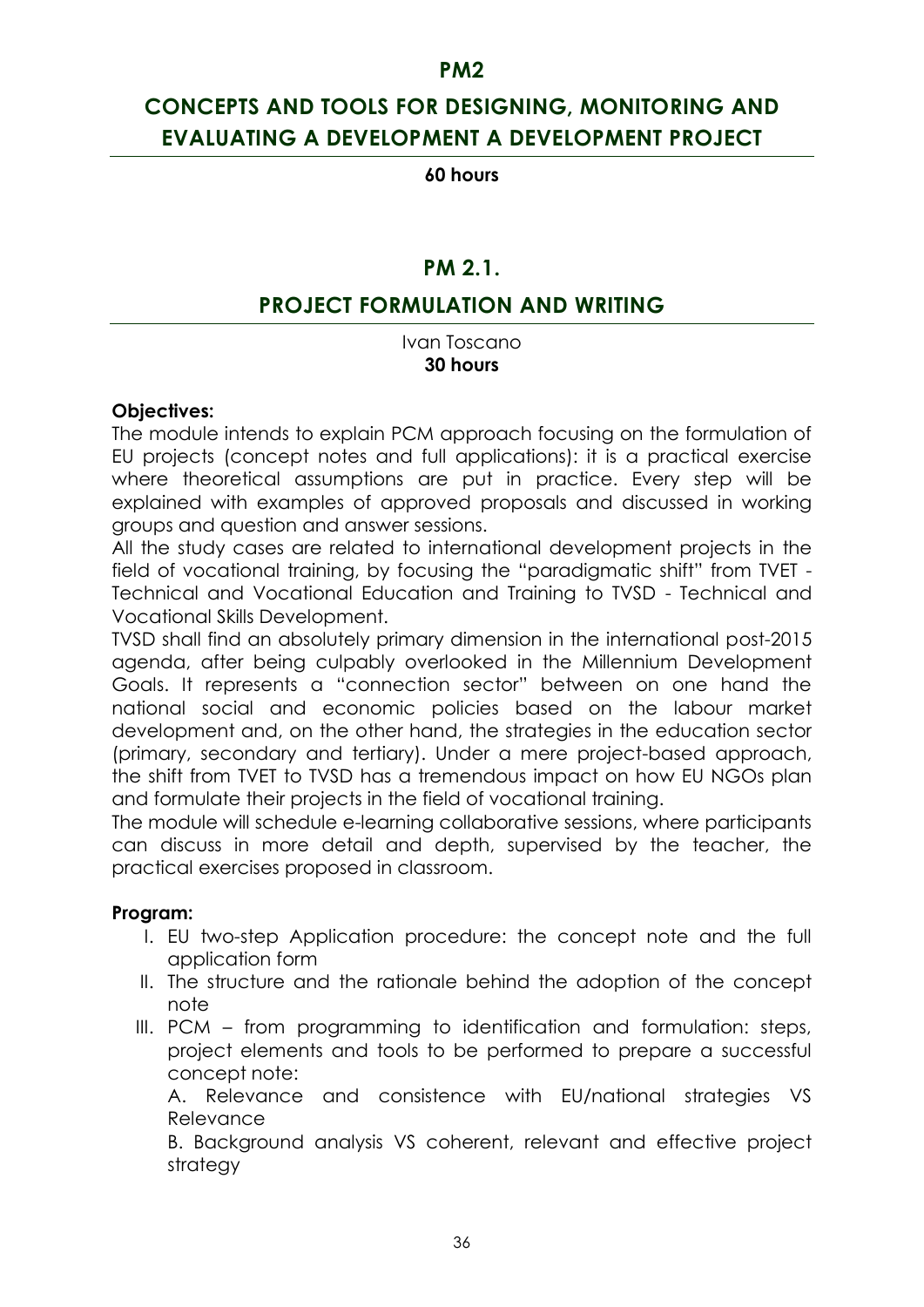# PM2

# CONCEPTS AND TOOLS FOR DESIGNING, MONITORING AND EVALUATING A DEVELOPMENT A DEVELOPMENT PROJECT

**60 hours**

## PM 2.1.

## PROJECT FORMULATION AND WRITING

Ivan Toscano
**30 hours**

**Objectives:**

The module intends to explain PCM approach focusing on the formulation of EU projects (concept notes and full applications): it is a practical exercise where theoretical assumptions are put in practice. Every step will be explained with examples of approved proposals and discussed in working groups and question and answer sessions.

All the study cases are related to international development projects in the field of vocational training, by focusing the "paradigmatic shift" from TVET - Technical and Vocational Education and Training to TVSD - Technical and Vocational Skills Development.

TVSD shall find an absolutely primary dimension in the international post-2015 agenda, after being culpably overlooked in the Millennium Development Goals. It represents a "connection sector" between on one hand the national social and economic policies based on the labour market development and, on the other hand, the strategies in the education sector (primary, secondary and tertiary). Under a mere project-based approach, the shift from TVET to TVSD has a tremendous impact on how EU NGOs plan and formulate their projects in the field of vocational training.

The module will schedule e-learning collaborative sessions, where participants can discuss in more detail and depth, supervised by the teacher, the practical exercises proposed in classroom.

**Program:**

I. EU two-step Application procedure: the concept note and the full application form
II. The structure and the rationale behind the adoption of the concept note
III. PCM – from programming to identification and formulation: steps, project elements and tools to be performed to prepare a successful concept note:

A. Relevance and consistence with EU/national strategies VS Relevance

B. Background analysis VS coherent, relevant and effective project strategy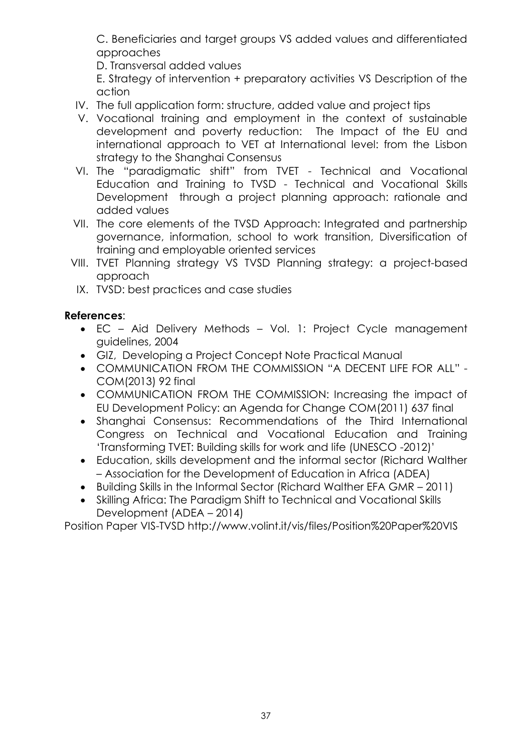C. Beneficiaries and target groups VS added values and differentiated approaches

D. Transversal added values

E. Strategy of intervention + preparatory activities VS Description of the action

IV. The full application form: structure, added value and project tips
V. Vocational training and employment in the context of sustainable development and poverty reduction: The Impact of the EU and international approach to VET at International level: from the Lisbon strategy to the Shanghai Consensus
VI. The "paradigmatic shift" from TVET - Technical and Vocational Education and Training to TVSD - Technical and Vocational Skills Development through a project planning approach: rationale and added values
VII. The core elements of the TVSD Approach: Integrated and partnership governance, information, school to work transition, Diversification of training and employable oriented services
VIII. TVET Planning strategy VS TVSD Planning strategy: a project-based approach
IX. TVSD: best practices and case studies

**References**:

- EC – Aid Delivery Methods – Vol. 1: Project Cycle management guidelines, 2004
- GIZ, Developing a Project Concept Note Practical Manual
- COMMUNICATION FROM THE COMMISSION "A DECENT LIFE FOR ALL" - COM(2013) 92 final
- COMMUNICATION FROM THE COMMISSION: Increasing the impact of EU Development Policy: an Agenda for Change COM(2011) 637 final
- Shanghai Consensus: Recommendations of the Third International Congress on Technical and Vocational Education and Training 'Transforming TVET: Building skills for work and life (UNESCO -2012)'
- Education, skills development and the informal sector (Richard Walther – Association for the Development of Education in Africa (ADEA)
- Building Skills in the Informal Sector (Richard Walther EFA GMR – 2011)
- Skilling Africa: The Paradigm Shift to Technical and Vocational Skills Development (ADEA – 2014)

Position Paper VIS-TVSD http://www.volint.it/vis/files/Position%20Paper%20VIS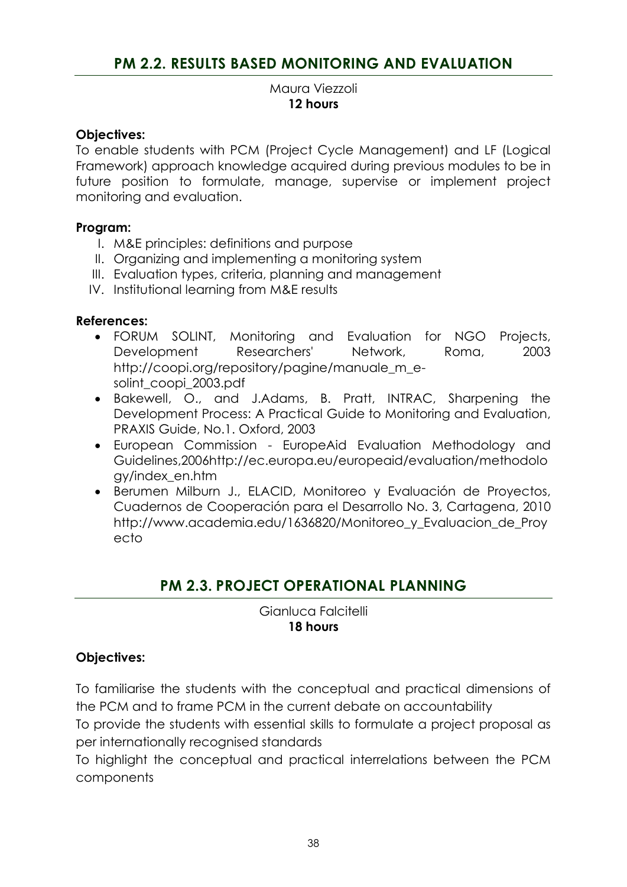## PM 2.2. RESULTS BASED MONITORING AND EVALUATION

Maura Viezzoli
**12 hours**

**Objectives:**
To enable students with PCM (Project Cycle Management) and LF (Logical Framework) approach knowledge acquired during previous modules to be in future position to formulate, manage, supervise or implement project monitoring and evaluation.

**Program:**

I. M&E principles: definitions and purpose
II. Organizing and implementing a monitoring system
III. Evaluation types, criteria, planning and management
IV. Institutional learning from M&E results

**References:**

- FORUM SOLINT, Monitoring and Evaluation for NGO Projects, Development Researchers' Network, Roma, 2003 http://coopi.org/repository/pagine/manuale_m_e-solint_coopi_2003.pdf
- Bakewell, O., and J.Adams, B. Pratt, INTRAC, Sharpening the Development Process: A Practical Guide to Monitoring and Evaluation, PRAXIS Guide, No.1. Oxford, 2003
- European Commission - EuropeAid Evaluation Methodology and Guidelines,2006http://ec.europa.eu/europeaid/evaluation/methodology/index_en.htm
- Berumen Milburn J., ELACID, Monitoreo y Evaluación de Proyectos, Cuadernos de Cooperación para el Desarrollo No. 3, Cartagena, 2010 http://www.academia.edu/1636820/Monitoreo_y_Evaluacion_de_Proyecto

## PM 2.3. PROJECT OPERATIONAL PLANNING

Gianluca Falcitelli
**18 hours**

**Objectives:**

To familiarise the students with the conceptual and practical dimensions of the PCM and to frame PCM in the current debate on accountability

To provide the students with essential skills to formulate a project proposal as per internationally recognised standards

To highlight the conceptual and practical interrelations between the PCM components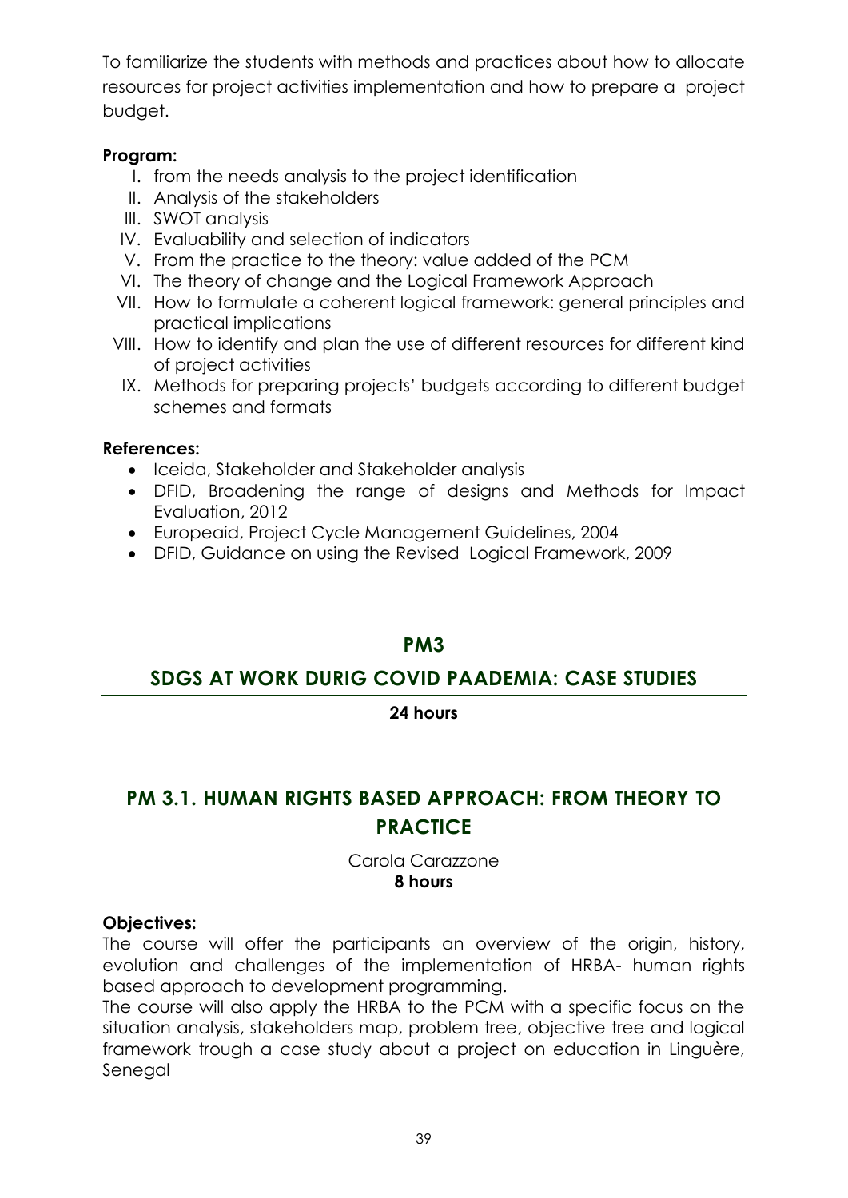To familiarize the students with methods and practices about how to allocate resources for project activities implementation and how to prepare a project budget.

**Program:**

I. from the needs analysis to the project identification
II. Analysis of the stakeholders
III. SWOT analysis
IV. Evaluability and selection of indicators
V. From the practice to the theory: value added of the PCM
VI. The theory of change and the Logical Framework Approach
VII. How to formulate a coherent logical framework: general principles and practical implications
VIII. How to identify and plan the use of different resources for different kind of project activities
IX. Methods for preparing projects' budgets according to different budget schemes and formats

**References:**

- Iceida, Stakeholder and Stakeholder analysis
- DFID, Broadening the range of designs and Methods for Impact Evaluation, 2012
- Europeaid, Project Cycle Management Guidelines, 2004
- DFID, Guidance on using the Revised Logical Framework, 2009

## PM3

## SDGS AT WORK DURIG COVID PAADEMIA: CASE STUDIES

**24 hours**

## PM 3.1. HUMAN RIGHTS BASED APPROACH: FROM THEORY TO PRACTICE

Carola Carazzone
**8 hours**

**Objectives:**

The course will offer the participants an overview of the origin, history, evolution and challenges of the implementation of HRBA- human rights based approach to development programming.

The course will also apply the HRBA to the PCM with a specific focus on the situation analysis, stakeholders map, problem tree, objective tree and logical framework trough a case study about a project on education in Linguère, Senegal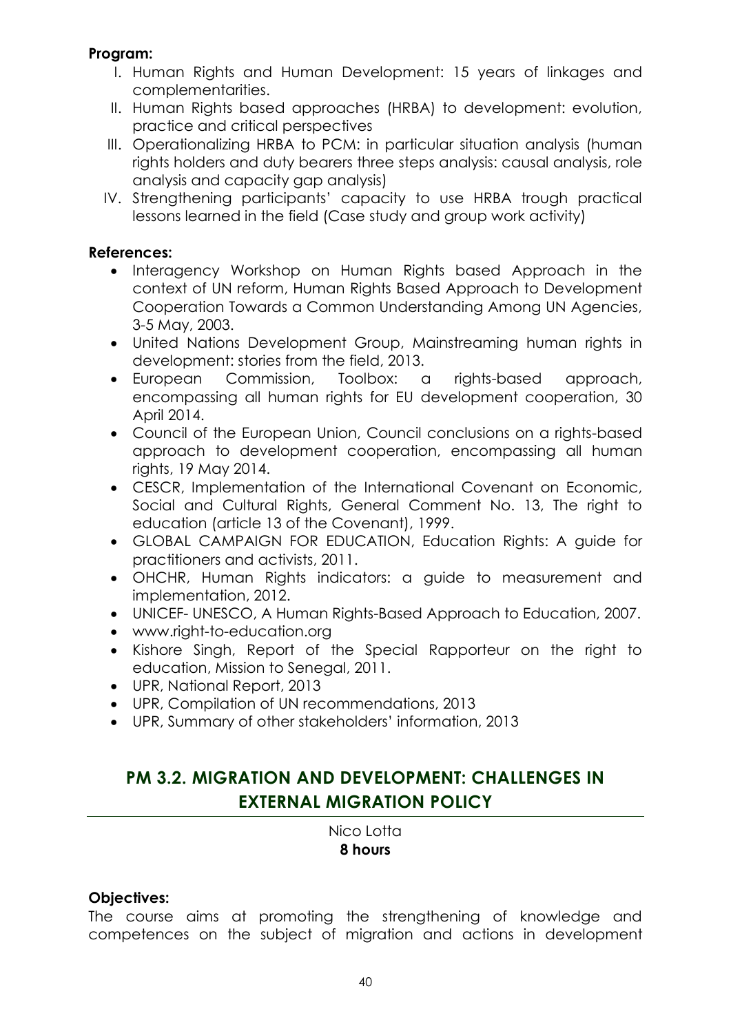**Program:**

I. Human Rights and Human Development: 15 years of linkages and complementarities.
II. Human Rights based approaches (HRBA) to development: evolution, practice and critical perspectives
III. Operationalizing HRBA to PCM: in particular situation analysis (human rights holders and duty bearers three steps analysis: causal analysis, role analysis and capacity gap analysis)
IV. Strengthening participants' capacity to use HRBA trough practical lessons learned in the field (Case study and group work activity)

**References:**

- Interagency Workshop on Human Rights based Approach in the context of UN reform, Human Rights Based Approach to Development Cooperation Towards a Common Understanding Among UN Agencies, 3-5 May, 2003.
- United Nations Development Group, Mainstreaming human rights in development: stories from the field, 2013.
- European Commission, Toolbox: a rights-based approach, encompassing all human rights for EU development cooperation, 30 April 2014.
- Council of the European Union, Council conclusions on a rights-based approach to development cooperation, encompassing all human rights, 19 May 2014.
- CESCR, Implementation of the International Covenant on Economic, Social and Cultural Rights, General Comment No. 13, The right to education (article 13 of the Covenant), 1999.
- GLOBAL CAMPAIGN FOR EDUCATION, Education Rights: A guide for practitioners and activists, 2011.
- OHCHR, Human Rights indicators: a guide to measurement and implementation, 2012.
- UNICEF- UNESCO, A Human Rights-Based Approach to Education, 2007.
- www.right-to-education.org
- Kishore Singh, Report of the Special Rapporteur on the right to education, Mission to Senegal, 2011.
- UPR, National Report, 2013
- UPR, Compilation of UN recommendations, 2013
- UPR, Summary of other stakeholders' information, 2013

## PM 3.2. MIGRATION AND DEVELOPMENT: CHALLENGES IN EXTERNAL MIGRATION POLICY

Nico Lotta
**8 hours**

**Objectives:**

The course aims at promoting the strengthening of knowledge and competences on the subject of migration and actions in development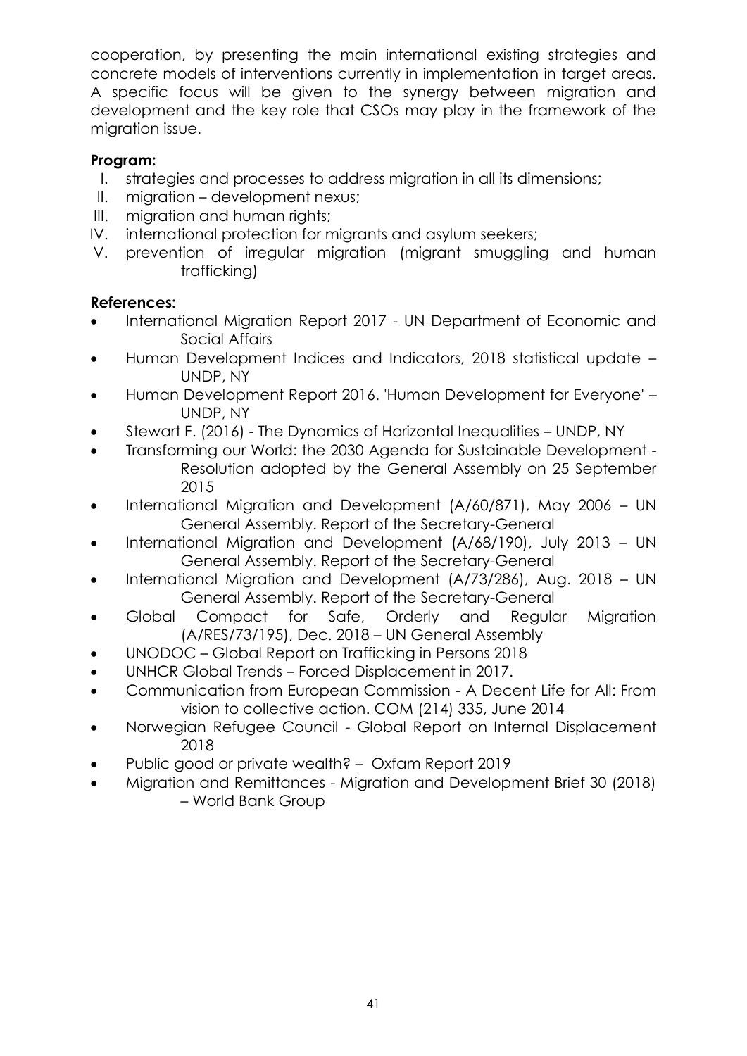cooperation, by presenting the main international existing strategies and concrete models of interventions currently in implementation in target areas. A specific focus will be given to the synergy between migration and development and the key role that CSOs may play in the framework of the migration issue.

**Program:**

I. strategies and processes to address migration in all its dimensions;
II. migration – development nexus;
III. migration and human rights;
IV. international protection for migrants and asylum seekers;
V. prevention of irregular migration (migrant smuggling and human trafficking)

**References:**

- International Migration Report 2017 - UN Department of Economic and Social Affairs
- Human Development Indices and Indicators, 2018 statistical update – UNDP, NY
- Human Development Report 2016. 'Human Development for Everyone' – UNDP, NY
- Stewart F. (2016) - The Dynamics of Horizontal Inequalities – UNDP, NY
- Transforming our World: the 2030 Agenda for Sustainable Development - Resolution adopted by the General Assembly on 25 September 2015
- International Migration and Development (A/60/871), May 2006 – UN General Assembly. Report of the Secretary-General
- International Migration and Development (A/68/190), July 2013 – UN General Assembly. Report of the Secretary-General
- International Migration and Development (A/73/286), Aug. 2018 – UN General Assembly. Report of the Secretary-General
- Global Compact for Safe, Orderly and Regular Migration (A/RES/73/195), Dec. 2018 – UN General Assembly
- UNODOC – Global Report on Trafficking in Persons 2018
- UNHCR Global Trends – Forced Displacement in 2017.
- Communication from European Commission - A Decent Life for All: From vision to collective action. COM (214) 335, June 2014
- Norwegian Refugee Council - Global Report on Internal Displacement 2018
- Public good or private wealth? – Oxfam Report 2019
- Migration and Remittances - Migration and Development Brief 30 (2018) – World Bank Group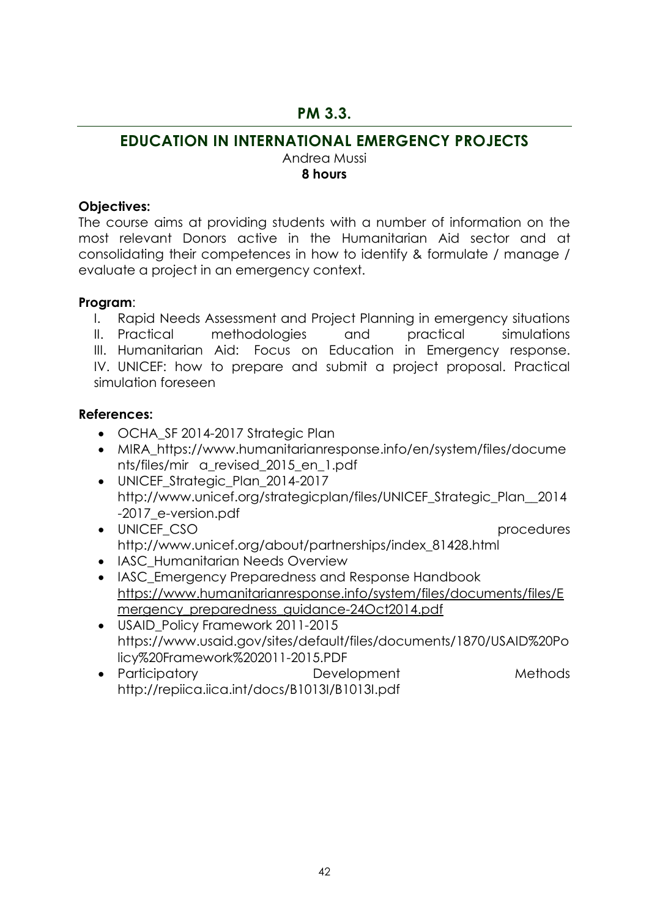## PM 3.3.

## EDUCATION IN INTERNATIONAL EMERGENCY PROJECTS

Andrea Mussi

**8 hours**

**Objectives:**

The course aims at providing students with a number of information on the most relevant Donors active in the Humanitarian Aid sector and at consolidating their competences in how to identify & formulate / manage / evaluate a project in an emergency context.

**Program**:

I. Rapid Needs Assessment and Project Planning in emergency situations
II. Practical methodologies and practical simulations
III. Humanitarian Aid: Focus on Education in Emergency response.
IV. UNICEF: how to prepare and submit a project proposal. Practical simulation foreseen

**References:**

- OCHA_SF 2014-2017 Strategic Plan
- MIRA_https://www.humanitarianresponse.info/en/system/files/documents/files/mir a_revised_2015_en_1.pdf
- UNICEF_Strategic_Plan_2014-2017 http://www.unicef.org/strategicplan/files/UNICEF_Strategic_Plan__2014-2017_e-version.pdf
- UNICEF_CSO procedures http://www.unicef.org/about/partnerships/index_81428.html
- IASC_Humanitarian Needs Overview
- IASC_Emergency Preparedness and Response Handbook https://www.humanitarianresponse.info/system/files/documents/files/Emergency_preparedness_guidance-24Oct2014.pdf
- USAID_Policy Framework 2011-2015 https://www.usaid.gov/sites/default/files/documents/1870/USAID%20Policy%20Framework%202011-2015.PDF
- Participatory Development Methods http://repiica.iica.int/docs/B1013I/B1013I.pdf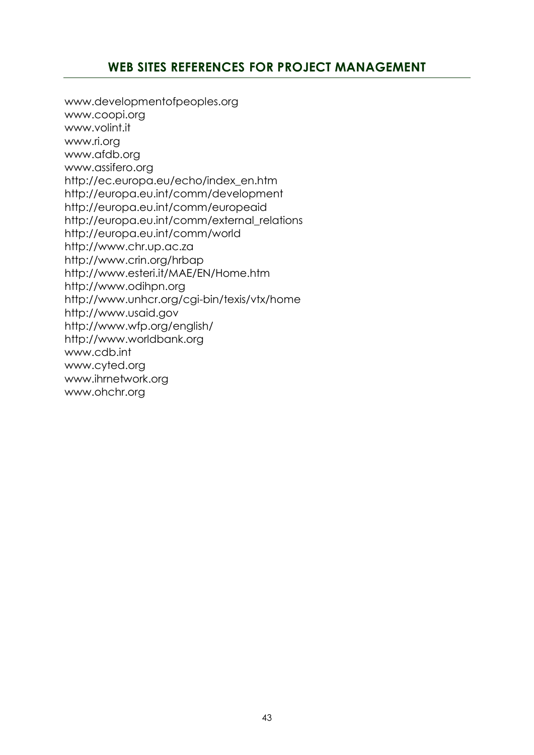## WEB SITES REFERENCES FOR PROJECT MANAGEMENT

www.developmentofpeoples.org
www.coopi.org
www.volint.it
www.ri.org
www.afdb.org
www.assifero.org
http://ec.europa.eu/echo/index_en.htm
http://europa.eu.int/comm/development
http://europa.eu.int/comm/europeaid
http://europa.eu.int/comm/external_relations
http://europa.eu.int/comm/world
http://www.chr.up.ac.za
http://www.crin.org/hrbap
http://www.esteri.it/MAE/EN/Home.htm
http://www.odihpn.org
http://www.unhcr.org/cgi-bin/texis/vtx/home
http://www.usaid.gov
http://www.wfp.org/english/
http://www.worldbank.org
www.cdb.int
www.cyted.org
www.ihrnetwork.org
www.ohchr.org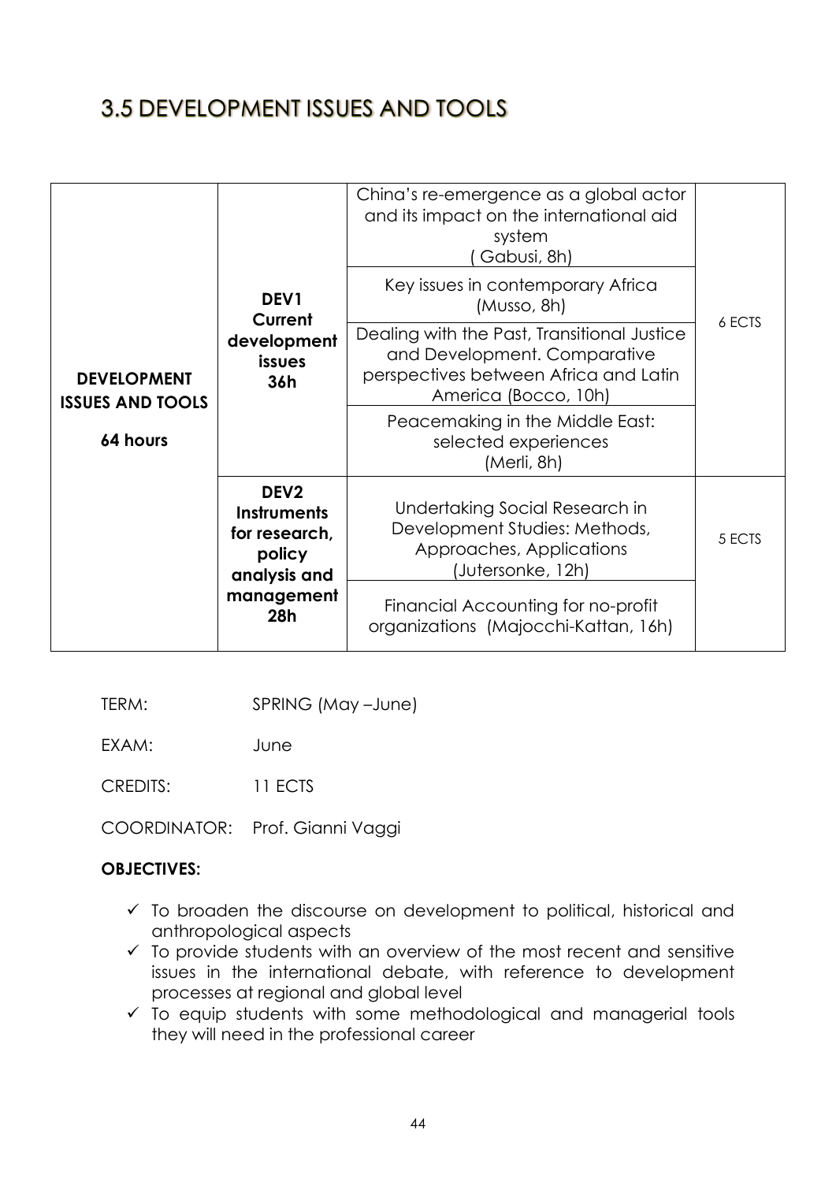## 3.5 DEVELOPMENT ISSUES AND TOOLS

| | | | |
|---|---|---|---|
| **DEVELOPMENT ISSUES AND TOOLS**<br><br>**64 hours** | **DEV1 Current development issues 36h** | China's re-emergence as a global actor and its impact on the international aid system ( Gabusi, 8h) | 6 ECTS |
| | | Key issues in contemporary Africa (Musso, 8h) | |
| | | Dealing with the Past, Transitional Justice and Development. Comparative perspectives between Africa and Latin America (Bocco, 10h) | |
| | | Peacemaking in the Middle East: selected experiences (Merli, 8h) | |
| | **DEV2 Instruments for research, policy analysis and management 28h** | Undertaking Social Research in Development Studies: Methods, Approaches, Applications (Jutersonke, 12h) | 5 ECTS |
| | | Financial Accounting for no-profit organizations (Majocchi-Kattan, 16h) | |

TERM: SPRING (May –June)

EXAM: June

CREDITS: 11 ECTS

COORDINATOR: Prof. Gianni Vaggi

**OBJECTIVES:**

- ✓ To broaden the discourse on development to political, historical and anthropological aspects
- ✓ To provide students with an overview of the most recent and sensitive issues in the international debate, with reference to development processes at regional and global level
- ✓ To equip students with some methodological and managerial tools they will need in the professional career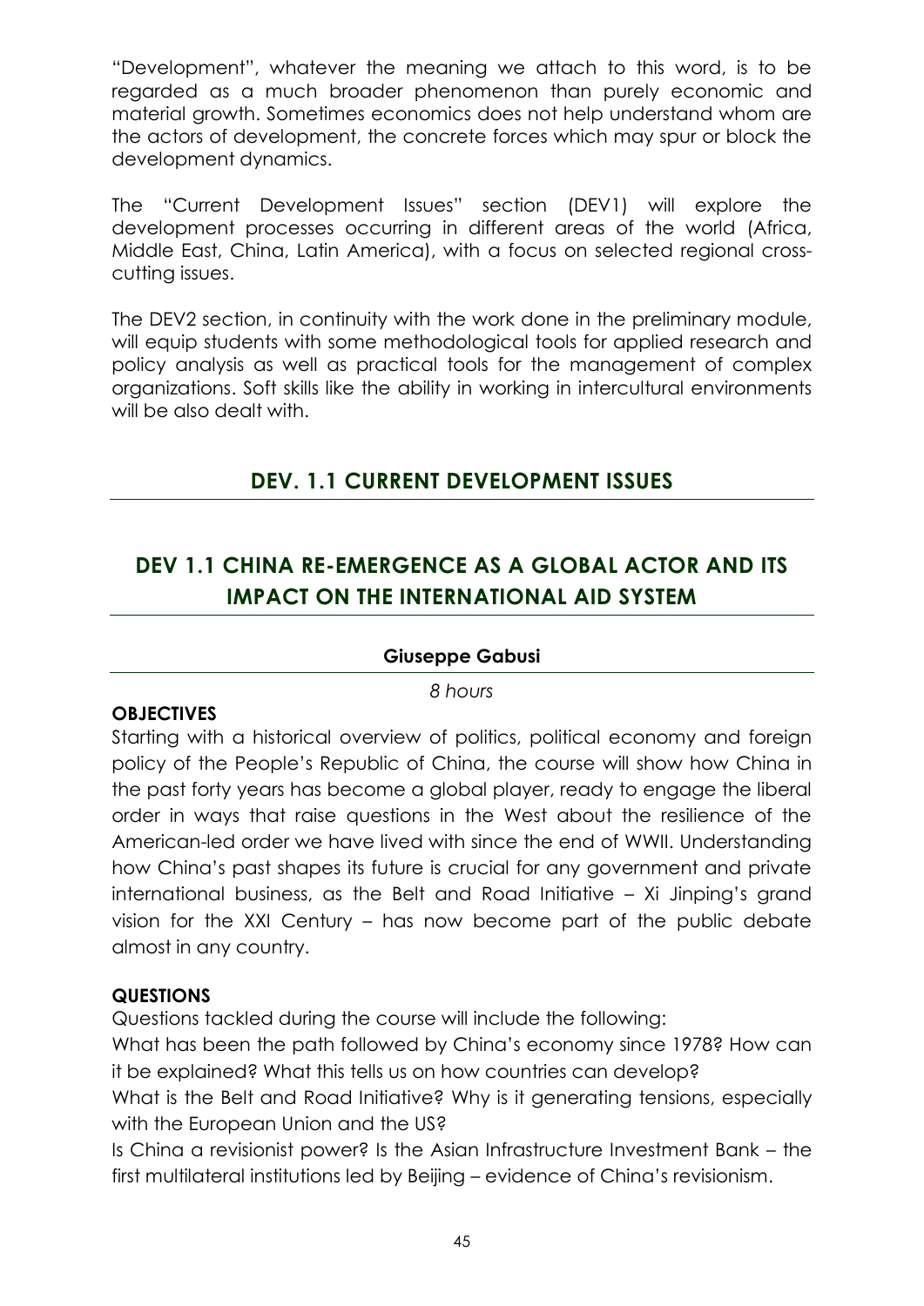"Development", whatever the meaning we attach to this word, is to be regarded as a much broader phenomenon than purely economic and material growth. Sometimes economics does not help understand whom are the actors of development, the concrete forces which may spur or block the development dynamics.

The "Current Development Issues" section (DEV1) will explore the development processes occurring in different areas of the world (Africa, Middle East, China, Latin America), with a focus on selected regional cross-cutting issues.

The DEV2 section, in continuity with the work done in the preliminary module, will equip students with some methodological tools for applied research and policy analysis as well as practical tools for the management of complex organizations. Soft skills like the ability in working in intercultural environments will be also dealt with.

## DEV. 1.1 CURRENT DEVELOPMENT ISSUES

## DEV 1.1 CHINA RE-EMERGENCE AS A GLOBAL ACTOR AND ITS IMPACT ON THE INTERNATIONAL AID SYSTEM

**Giuseppe Gabusi**

*8 hours*

**OBJECTIVES**

Starting with a historical overview of politics, political economy and foreign policy of the People's Republic of China, the course will show how China in the past forty years has become a global player, ready to engage the liberal order in ways that raise questions in the West about the resilience of the American-led order we have lived with since the end of WWII. Understanding how China's past shapes its future is crucial for any government and private international business, as the Belt and Road Initiative – Xi Jinping's grand vision for the XXI Century – has now become part of the public debate almost in any country.

**QUESTIONS**

Questions tackled during the course will include the following:

What has been the path followed by China's economy since 1978? How can it be explained? What this tells us on how countries can develop?

What is the Belt and Road Initiative? Why is it generating tensions, especially with the European Union and the US?

Is China a revisionist power? Is the Asian Infrastructure Investment Bank – the first multilateral institutions led by Beijing – evidence of China's revisionism.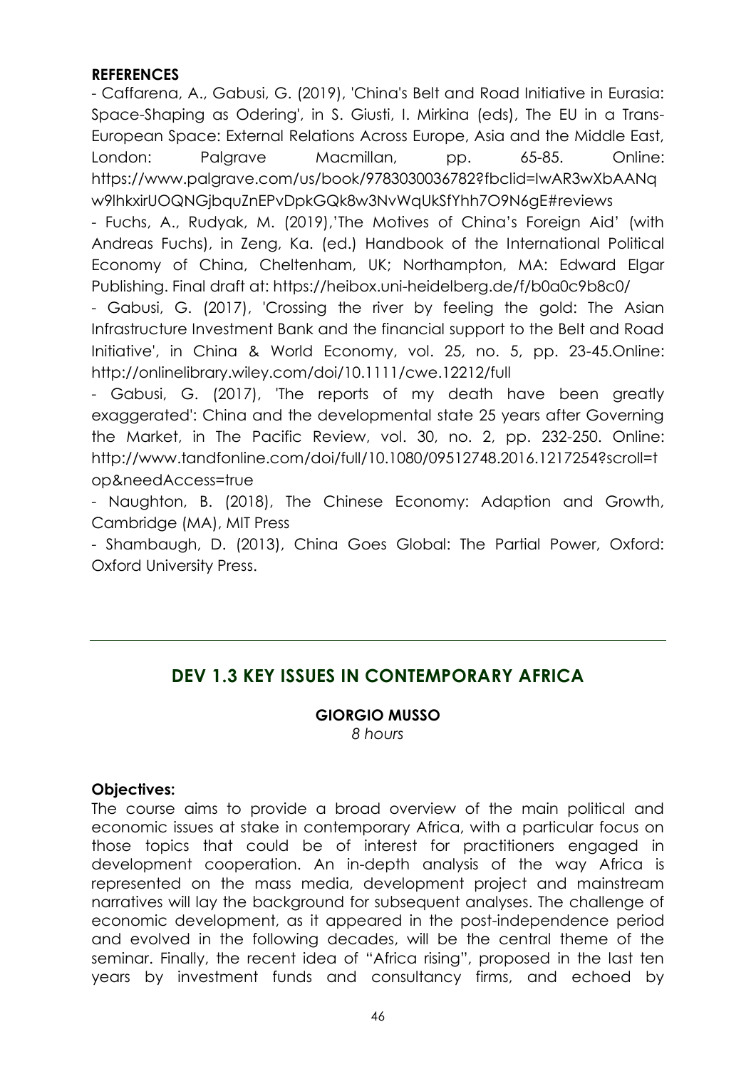**REFERENCES**

- Caffarena, A., Gabusi, G. (2019), 'China's Belt and Road Initiative in Eurasia: Space-Shaping as Odering', in S. Giusti, I. Mirkina (eds), The EU in a Trans-European Space: External Relations Across Europe, Asia and the Middle East, London: Palgrave Macmillan, pp. 65-85. Online: https://www.palgrave.com/us/book/9783030036782?fbclid=IwAR3wXbAANqw9lhkxirUOQNGjbquZnEPvDpkGQk8w3NvWqUkSfYhh7O9N6gE#reviews
- Fuchs, A., Rudyak, M. (2019),'The Motives of China's Foreign Aid' (with Andreas Fuchs), in Zeng, Ka. (ed.) Handbook of the International Political Economy of China, Cheltenham, UK; Northampton, MA: Edward Elgar Publishing. Final draft at: https://heibox.uni-heidelberg.de/f/b0a0c9b8c0/
- Gabusi, G. (2017), 'Crossing the river by feeling the gold: The Asian Infrastructure Investment Bank and the financial support to the Belt and Road Initiative', in China & World Economy, vol. 25, no. 5, pp. 23-45.Online: http://onlinelibrary.wiley.com/doi/10.1111/cwe.12212/full
- Gabusi, G. (2017), 'The reports of my death have been greatly exaggerated': China and the developmental state 25 years after Governing the Market, in The Pacific Review, vol. 30, no. 2, pp. 232-250. Online: http://www.tandfonline.com/doi/full/10.1080/09512748.2016.1217254?scroll=top&needAccess=true
- Naughton, B. (2018), The Chinese Economy: Adaption and Growth, Cambridge (MA), MIT Press
- Shambaugh, D. (2013), China Goes Global: The Partial Power, Oxford: Oxford University Press.

---

## DEV 1.3 KEY ISSUES IN CONTEMPORARY AFRICA

**GIORGIO MUSSO**

*8 hours*

**Objectives:**

The course aims to provide a broad overview of the main political and economic issues at stake in contemporary Africa, with a particular focus on those topics that could be of interest for practitioners engaged in development cooperation. An in-depth analysis of the way Africa is represented on the mass media, development project and mainstream narratives will lay the background for subsequent analyses. The challenge of economic development, as it appeared in the post-independence period and evolved in the following decades, will be the central theme of the seminar. Finally, the recent idea of "Africa rising", proposed in the last ten years by investment funds and consultancy firms, and echoed by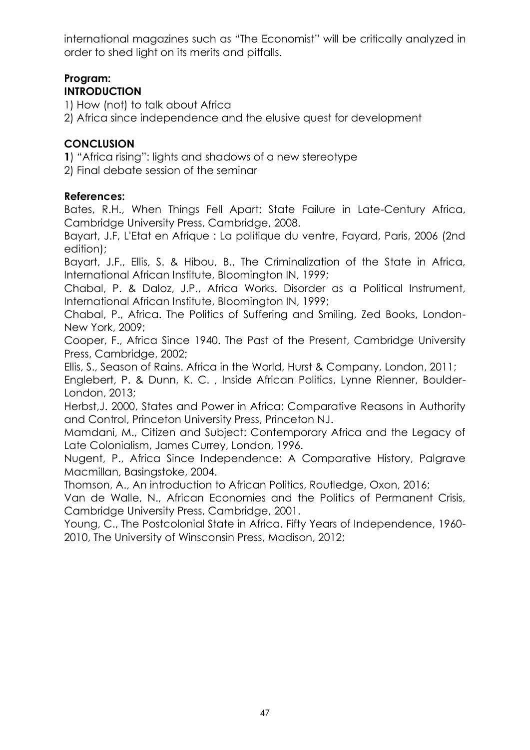international magazines such as "The Economist" will be critically analyzed in order to shed light on its merits and pitfalls.

**Program:**

**INTRODUCTION**

1) How (not) to talk about Africa
2) Africa since independence and the elusive quest for development

**CONCLUSION**

**1**) "Africa rising": lights and shadows of a new stereotype
2) Final debate session of the seminar

**References:**

Bates, R.H., When Things Fell Apart: State Failure in Late-Century Africa, Cambridge University Press, Cambridge, 2008.

Bayart, J.F, L'Etat en Afrique : La politique du ventre, Fayard, Paris, 2006 (2nd edition);

Bayart, J.F., Ellis, S. & Hibou, B., The Criminalization of the State in Africa, International African Institute, Bloomington IN, 1999;

Chabal, P. & Daloz, J.P., Africa Works. Disorder as a Political Instrument, International African Institute, Bloomington IN, 1999;

Chabal, P., Africa. The Politics of Suffering and Smiling, Zed Books, London-New York, 2009;

Cooper, F., Africa Since 1940. The Past of the Present, Cambridge University Press, Cambridge, 2002;

Ellis, S., Season of Rains. Africa in the World, Hurst & Company, London, 2011;

Englebert, P. & Dunn, K. C. , Inside African Politics, Lynne Rienner, Boulder-London, 2013;

Herbst,J. 2000, States and Power in Africa: Comparative Reasons in Authority and Control, Princeton University Press, Princeton NJ.

Mamdani, M., Citizen and Subject: Contemporary Africa and the Legacy of Late Colonialism, James Currey, London, 1996.

Nugent, P., Africa Since Independence: A Comparative History, Palgrave Macmillan, Basingstoke, 2004.

Thomson, A., An introduction to African Politics, Routledge, Oxon, 2016;

Van de Walle, N., African Economies and the Politics of Permanent Crisis, Cambridge University Press, Cambridge, 2001.

Young, C., The Postcolonial State in Africa. Fifty Years of Independence, 1960-2010, The University of Winsconsin Press, Madison, 2012;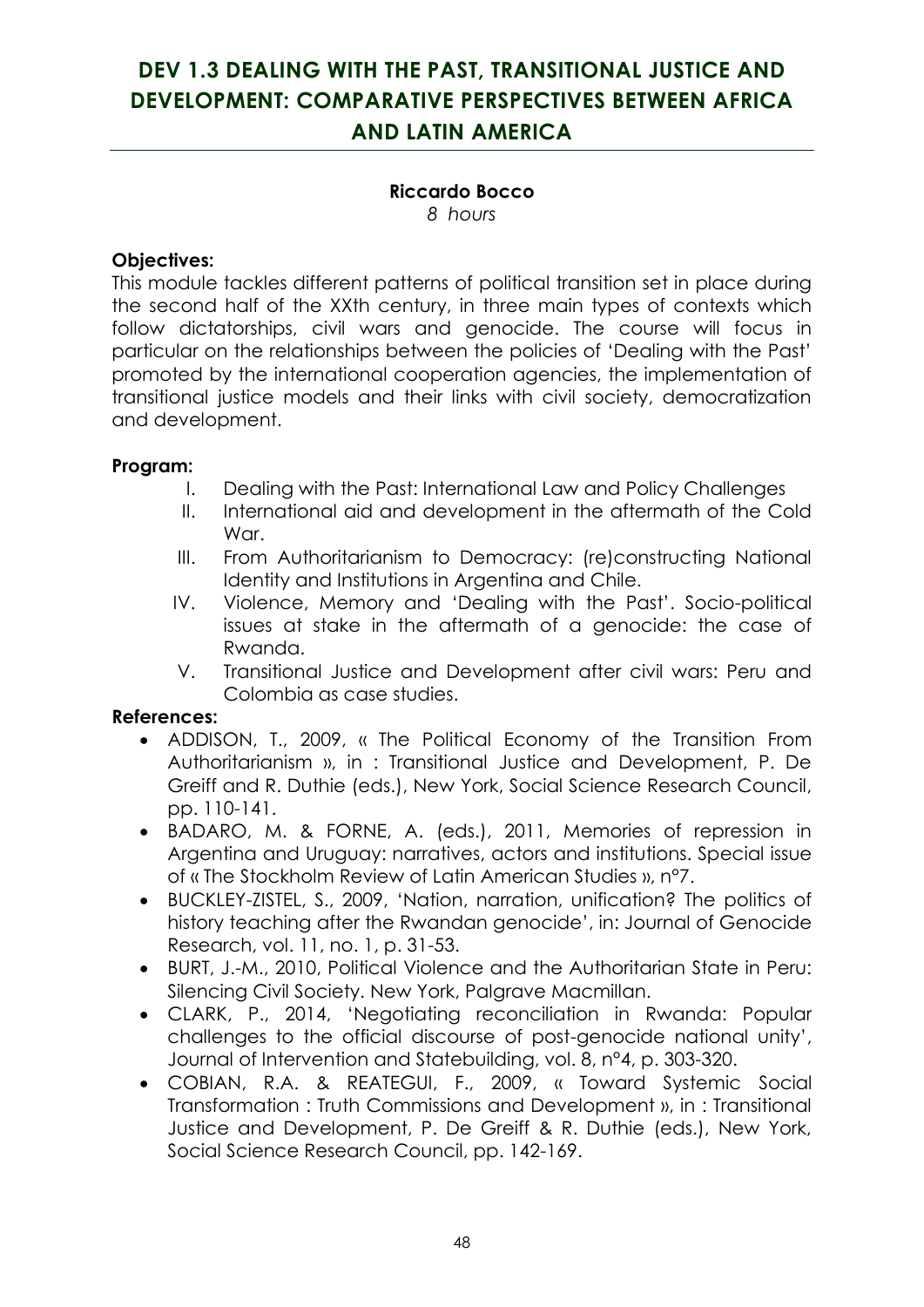# DEV 1.3 DEALING WITH THE PAST, TRANSITIONAL JUSTICE AND DEVELOPMENT: COMPARATIVE PERSPECTIVES BETWEEN AFRICA AND LATIN AMERICA

**Riccardo Bocco**
*8 hours*

**Objectives:**
This module tackles different patterns of political transition set in place during the second half of the XXth century, in three main types of contexts which follow dictatorships, civil wars and genocide. The course will focus in particular on the relationships between the policies of 'Dealing with the Past' promoted by the international cooperation agencies, the implementation of transitional justice models and their links with civil society, democratization and development.

**Program:**

I. Dealing with the Past: International Law and Policy Challenges
II. International aid and development in the aftermath of the Cold War.
III. From Authoritarianism to Democracy: (re)constructing National Identity and Institutions in Argentina and Chile.
IV. Violence, Memory and 'Dealing with the Past'. Socio-political issues at stake in the aftermath of a genocide: the case of Rwanda.
V. Transitional Justice and Development after civil wars: Peru and Colombia as case studies.

**References:**

- ADDISON, T., 2009, « The Political Economy of the Transition From Authoritarianism », in : Transitional Justice and Development, P. De Greiff and R. Duthie (eds.), New York, Social Science Research Council, pp. 110-141.
- BADARO, M. & FORNE, A. (eds.), 2011, Memories of repression in Argentina and Uruguay: narratives, actors and institutions. Special issue of « The Stockholm Review of Latin American Studies », n°7.
- BUCKLEY-ZISTEL, S., 2009, 'Nation, narration, unification? The politics of history teaching after the Rwandan genocide', in: Journal of Genocide Research, vol. 11, no. 1, p. 31-53.
- BURT, J.-M., 2010, Political Violence and the Authoritarian State in Peru: Silencing Civil Society. New York, Palgrave Macmillan.
- CLARK, P., 2014, 'Negotiating reconciliation in Rwanda: Popular challenges to the official discourse of post-genocide national unity', Journal of Intervention and Statebuilding, vol. 8, n°4, p. 303-320.
- COBIAN, R.A. & REATEGUI, F., 2009, « Toward Systemic Social Transformation : Truth Commissions and Development », in : Transitional Justice and Development, P. De Greiff & R. Duthie (eds.), New York, Social Science Research Council, pp. 142-169.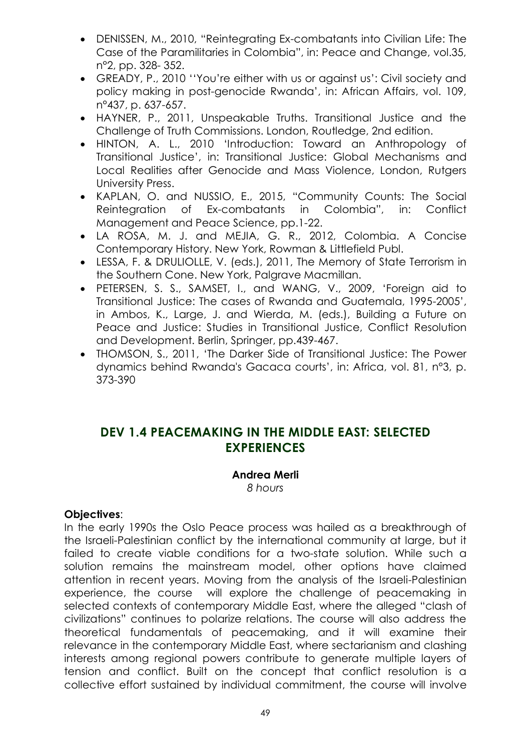- DENISSEN, M., 2010, "Reintegrating Ex-combatants into Civilian Life: The Case of the Paramilitaries in Colombia", in: Peace and Change, vol.35, n°2, pp. 328- 352.
- GREADY, P., 2010 ''You're either with us or against us': Civil society and policy making in post-genocide Rwanda', in: African Affairs, vol. 109, n°437, p. 637-657.
- HAYNER, P., 2011, Unspeakable Truths. Transitional Justice and the Challenge of Truth Commissions. London, Routledge, 2nd edition.
- HINTON, A. L., 2010 'Introduction: Toward an Anthropology of Transitional Justice', in: Transitional Justice: Global Mechanisms and Local Realities after Genocide and Mass Violence, London, Rutgers University Press.
- KAPLAN, O. and NUSSIO, E., 2015, "Community Counts: The Social Reintegration of Ex-combatants in Colombia", in: Conflict Management and Peace Science, pp.1-22.
- LA ROSA, M. J. and MEJIA, G. R., 2012, Colombia. A Concise Contemporary History. New York, Rowman & Littlefield Publ.
- LESSA, F. & DRULIOLLE, V. (eds.), 2011, The Memory of State Terrorism in the Southern Cone. New York, Palgrave Macmillan.
- PETERSEN, S. S., SAMSET, I., and WANG, V., 2009, 'Foreign aid to Transitional Justice: The cases of Rwanda and Guatemala, 1995-2005', in Ambos, K., Large, J. and Wierda, M. (eds.), Building a Future on Peace and Justice: Studies in Transitional Justice, Conflict Resolution and Development. Berlin, Springer, pp.439-467.
- THOMSON, S., 2011, 'The Darker Side of Transitional Justice: The Power dynamics behind Rwanda's Gacaca courts', in: Africa, vol. 81, n°3, p. 373-390

## DEV 1.4 PEACEMAKING IN THE MIDDLE EAST: SELECTED EXPERIENCES

**Andrea Merli**

*8 hours*

**Objectives**:

In the early 1990s the Oslo Peace process was hailed as a breakthrough of the Israeli-Palestinian conflict by the international community at large, but it failed to create viable conditions for a two-state solution. While such a solution remains the mainstream model, other options have claimed attention in recent years. Moving from the analysis of the Israeli-Palestinian experience, the course will explore the challenge of peacemaking in selected contexts of contemporary Middle East, where the alleged "clash of civilizations" continues to polarize relations. The course will also address the theoretical fundamentals of peacemaking, and it will examine their relevance in the contemporary Middle East, where sectarianism and clashing interests among regional powers contribute to generate multiple layers of tension and conflict. Built on the concept that conflict resolution is a collective effort sustained by individual commitment, the course will involve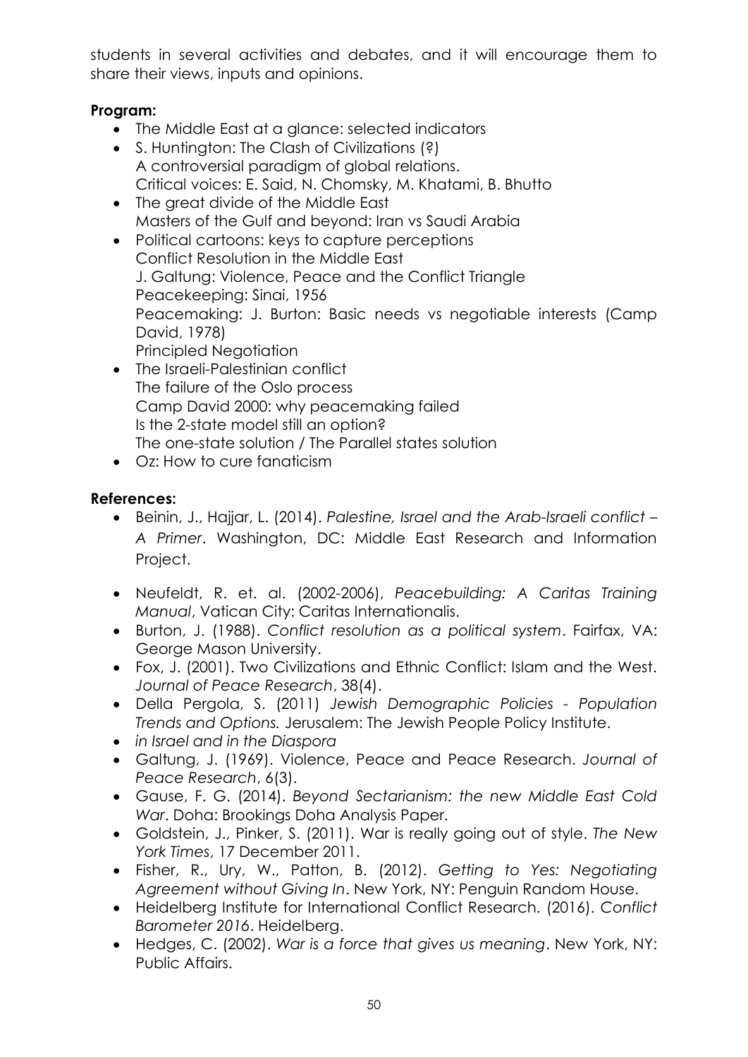students in several activities and debates, and it will encourage them to share their views, inputs and opinions.

**Program:**

- The Middle East at a glance: selected indicators
- S. Huntington: The Clash of Civilizations (?)
  A controversial paradigm of global relations.
  Critical voices: E. Said, N. Chomsky, M. Khatami, B. Bhutto
- The great divide of the Middle East
  Masters of the Gulf and beyond: Iran vs Saudi Arabia
- Political cartoons: keys to capture perceptions
  Conflict Resolution in the Middle East
  J. Galtung: Violence, Peace and the Conflict Triangle
  Peacekeeping: Sinai, 1956
  Peacemaking: J. Burton: Basic needs vs negotiable interests (Camp David, 1978)
  Principled Negotiation
- The Israeli-Palestinian conflict
  The failure of the Oslo process
  Camp David 2000: why peacemaking failed
  Is the 2-state model still an option?
  The one-state solution / The Parallel states solution
- Oz: How to cure fanaticism

**References:**

- Beinin, J., Hajjar, L. (2014). *Palestine, Israel and the Arab-Israeli conflict – A Primer*. Washington, DC: Middle East Research and Information Project.
- Neufeldt, R. et. al. (2002-2006), *Peacebuilding: A Caritas Training Manual*, Vatican City: Caritas Internationalis.
- Burton, J. (1988). *Conflict resolution as a political system*. Fairfax, VA: George Mason University.
- Fox, J. (2001). Two Civilizations and Ethnic Conflict: Islam and the West. *Journal of Peace Research*, 38(4).
- Della Pergola, S. (2011) *Jewish Demographic Policies - Population Trends and Options.* Jerusalem: The Jewish People Policy Institute.
- *in Israel and in the Diaspora*
- Galtung, J. (1969). Violence, Peace and Peace Research. *Journal of Peace Research*, 6(3).
- Gause, F. G. (2014). *Beyond Sectarianism: the new Middle East Cold War*. Doha: Brookings Doha Analysis Paper.
- Goldstein, J., Pinker, S. (2011). War is really going out of style. *The New York Times*, 17 December 2011.
- Fisher, R., Ury, W., Patton, B. (2012). *Getting to Yes: Negotiating Agreement without Giving In*. New York, NY: Penguin Random House.
- Heidelberg Institute for International Conflict Research. (2016). *Conflict Barometer 2016*. Heidelberg.
- Hedges, C. (2002). *War is a force that gives us meaning*. New York, NY: Public Affairs.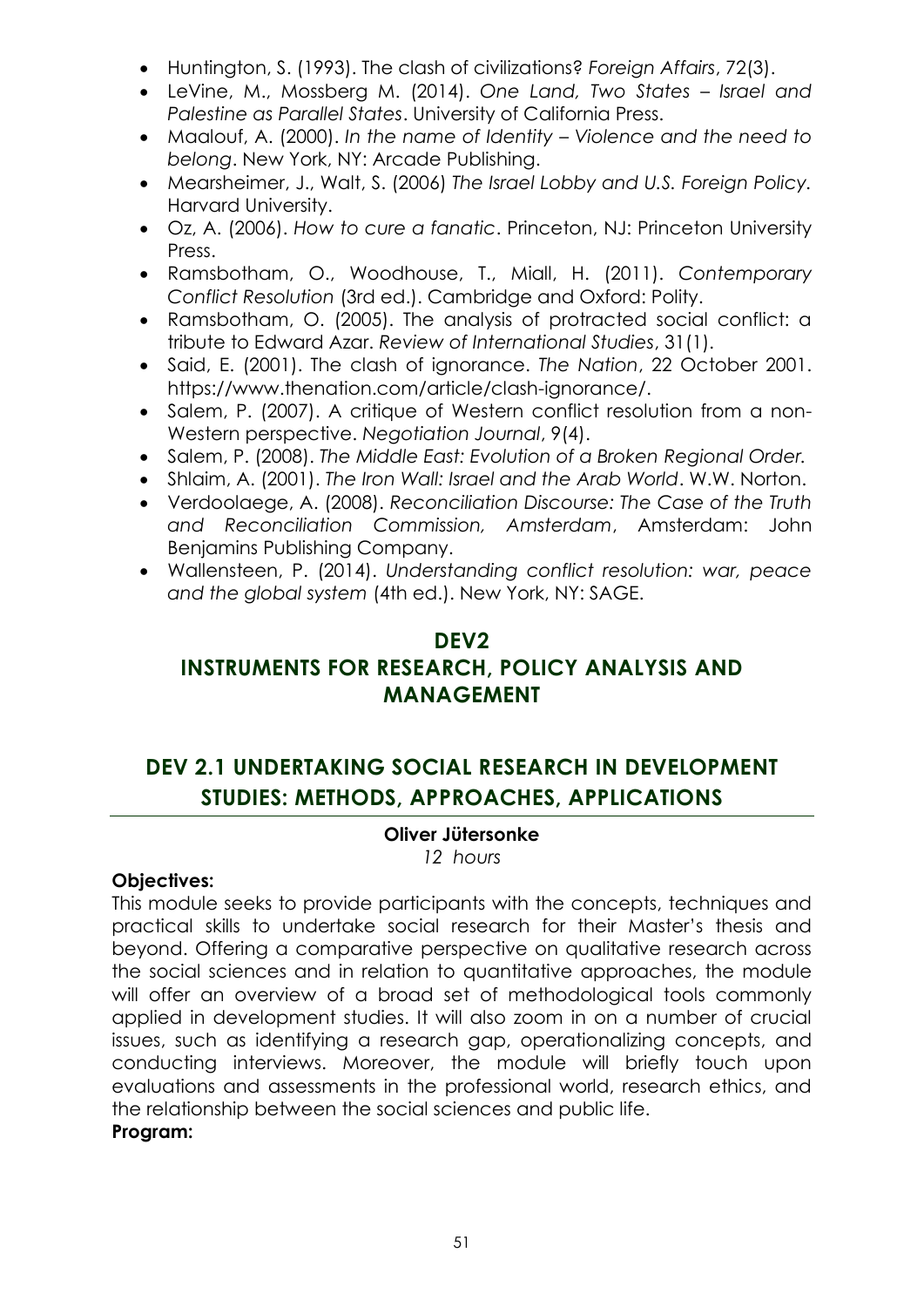- Huntington, S. (1993). The clash of civilizations? *Foreign Affairs*, 72(3).
- LeVine, M., Mossberg M. (2014). *One Land, Two States – Israel and Palestine as Parallel States*. University of California Press.
- Maalouf, A. (2000). *In the name of Identity – Violence and the need to belong*. New York, NY: Arcade Publishing.
- Mearsheimer, J., Walt, S. (2006) *The Israel Lobby and U.S. Foreign Policy.* Harvard University.
- Oz, A. (2006). *How to cure a fanatic*. Princeton, NJ: Princeton University Press.
- Ramsbotham, O., Woodhouse, T., Miall, H. (2011). *Contemporary Conflict Resolution* (3rd ed.). Cambridge and Oxford: Polity.
- Ramsbotham, O. (2005). The analysis of protracted social conflict: a tribute to Edward Azar. *Review of International Studies*, 31(1).
- Said, E. (2001). The clash of ignorance. *The Nation*, 22 October 2001. https://www.thenation.com/article/clash-ignorance/.
- Salem, P. (2007). A critique of Western conflict resolution from a non-Western perspective. *Negotiation Journal*, 9(4).
- Salem, P. (2008). *The Middle East: Evolution of a Broken Regional Order.*
- Shlaim, A. (2001). *The Iron Wall: Israel and the Arab World*. W.W. Norton.
- Verdoolaege, A. (2008). *Reconciliation Discourse: The Case of the Truth and Reconciliation Commission, Amsterdam*, Amsterdam: John Benjamins Publishing Company.
- Wallensteen, P. (2014). *Understanding conflict resolution: war, peace and the global system* (4th ed.). New York, NY: SAGE.

# DEV2
# INSTRUMENTS FOR RESEARCH, POLICY ANALYSIS AND MANAGEMENT

## DEV 2.1 UNDERTAKING SOCIAL RESEARCH IN DEVELOPMENT STUDIES: METHODS, APPROACHES, APPLICATIONS

**Oliver Jütersonke**
*12 hours*

**Objectives:**
This module seeks to provide participants with the concepts, techniques and practical skills to undertake social research for their Master's thesis and beyond. Offering a comparative perspective on qualitative research across the social sciences and in relation to quantitative approaches, the module will offer an overview of a broad set of methodological tools commonly applied in development studies. It will also zoom in on a number of crucial issues, such as identifying a research gap, operationalizing concepts, and conducting interviews. Moreover, the module will briefly touch upon evaluations and assessments in the professional world, research ethics, and the relationship between the social sciences and public life.
**Program:**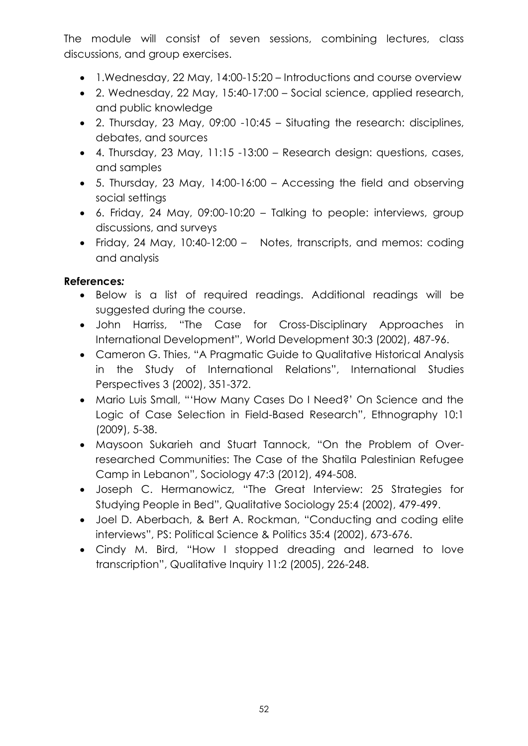The module will consist of seven sessions, combining lectures, class discussions, and group exercises.

- 1.Wednesday, 22 May, 14:00-15:20 – Introductions and course overview
- 2. Wednesday, 22 May, 15:40-17:00 – Social science, applied research, and public knowledge
- 2. Thursday, 23 May, 09:00 -10:45 – Situating the research: disciplines, debates, and sources
- 4. Thursday, 23 May, 11:15 -13:00 – Research design: questions, cases, and samples
- 5. Thursday, 23 May, 14:00-16:00 – Accessing the field and observing social settings
- 6. Friday, 24 May, 09:00-10:20 – Talking to people: interviews, group discussions, and surveys
- Friday, 24 May, 10:40-12:00 – Notes, transcripts, and memos: coding and analysis

**References*:***

- Below is a list of required readings. Additional readings will be suggested during the course.
- John Harriss, "The Case for Cross-Disciplinary Approaches in International Development", World Development 30:3 (2002), 487-96.
- Cameron G. Thies, "A Pragmatic Guide to Qualitative Historical Analysis in the Study of International Relations", International Studies Perspectives 3 (2002), 351-372.
- Mario Luis Small, "'How Many Cases Do I Need?' On Science and the Logic of Case Selection in Field-Based Research", Ethnography 10:1 (2009), 5-38.
- Maysoon Sukarieh and Stuart Tannock, "On the Problem of Over-researched Communities: The Case of the Shatila Palestinian Refugee Camp in Lebanon", Sociology 47:3 (2012), 494-508.
- Joseph C. Hermanowicz, "The Great Interview: 25 Strategies for Studying People in Bed", Qualitative Sociology 25:4 (2002), 479-499.
- Joel D. Aberbach, & Bert A. Rockman, "Conducting and coding elite interviews", PS: Political Science & Politics 35:4 (2002), 673-676.
- Cindy M. Bird, "How I stopped dreading and learned to love transcription", Qualitative Inquiry 11:2 (2005), 226-248.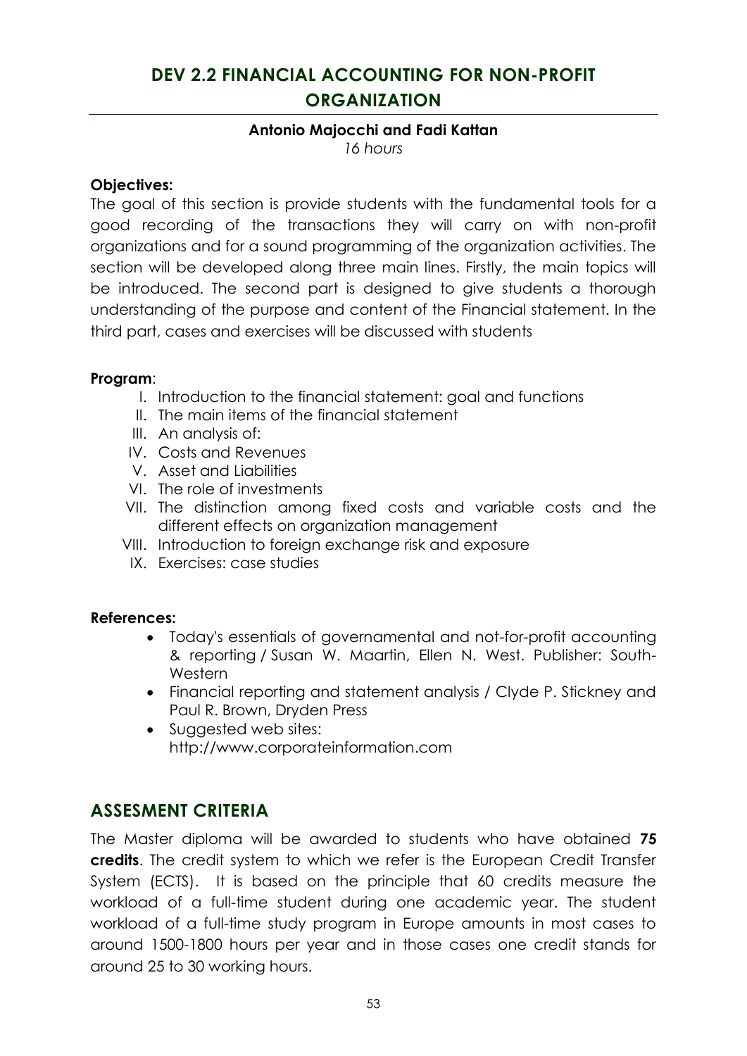## DEV 2.2 FINANCIAL ACCOUNTING FOR NON-PROFIT ORGANIZATION

**Antonio Majocchi and Fadi Kattan**

*16 hours*

**Objectives:**

The goal of this section is provide students with the fundamental tools for a good recording of the transactions they will carry on with non-profit organizations and for a sound programming of the organization activities. The section will be developed along three main lines. Firstly, the main topics will be introduced. The second part is designed to give students a thorough understanding of the purpose and content of the Financial statement. In the third part, cases and exercises will be discussed with students

**Program**:

I. Introduction to the financial statement: goal and functions
II. The main items of the financial statement
III. An analysis of:
IV. Costs and Revenues
V. Asset and Liabilities
VI. The role of investments
VII. The distinction among fixed costs and variable costs and the different effects on organization management
VIII. Introduction to foreign exchange risk and exposure
IX. Exercises: case studies

**References:**

- Today's essentials of governamental and not-for-profit accounting & reporting / Susan W. Maartin, Ellen N. West. Publisher: South-Western
- Financial reporting and statement analysis / Clyde P. Stickney and Paul R. Brown, Dryden Press
- Suggested web sites: http://www.corporateinformation.com

## ASSESMENT CRITERIA

The Master diploma will be awarded to students who have obtained **75 credits**. The credit system to which we refer is the European Credit Transfer System (ECTS). It is based on the principle that 60 credits measure the workload of a full-time student during one academic year. The student workload of a full-time study program in Europe amounts in most cases to around 1500-1800 hours per year and in those cases one credit stands for around 25 to 30 working hours.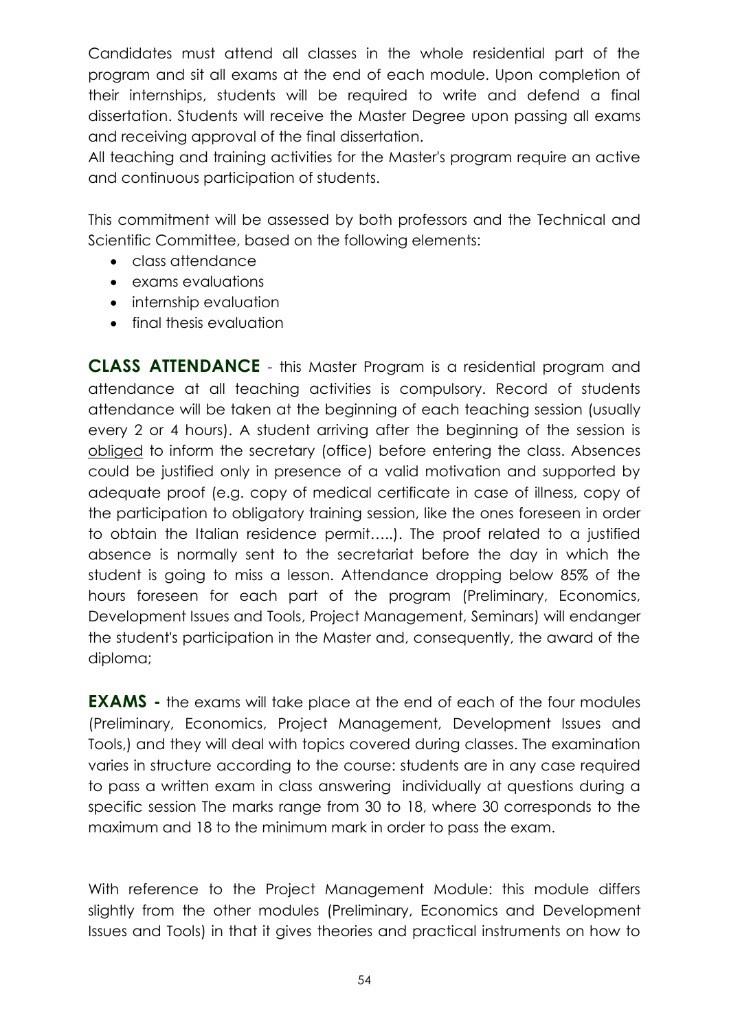Candidates must attend all classes in the whole residential part of the program and sit all exams at the end of each module. Upon completion of their internships, students will be required to write and defend a final dissertation. Students will receive the Master Degree upon passing all exams and receiving approval of the final dissertation.

All teaching and training activities for the Master's program require an active and continuous participation of students.

This commitment will be assessed by both professors and the Technical and Scientific Committee, based on the following elements:

- class attendance
- exams evaluations
- internship evaluation
- final thesis evaluation

**CLASS ATTENDANCE** - this Master Program is a residential program and attendance at all teaching activities is compulsory. Record of students attendance will be taken at the beginning of each teaching session (usually every 2 or 4 hours). A student arriving after the beginning of the session is <u>obliged</u> to inform the secretary (office) before entering the class. Absences could be justified only in presence of a valid motivation and supported by adequate proof (e.g. copy of medical certificate in case of illness, copy of the participation to obligatory training session, like the ones foreseen in order to obtain the Italian residence permit…..). The proof related to a justified absence is normally sent to the secretariat before the day in which the student is going to miss a lesson. Attendance dropping below 85% of the hours foreseen for each part of the program (Preliminary, Economics, Development Issues and Tools, Project Management, Seminars) will endanger the student's participation in the Master and, consequently, the award of the diploma;

**EXAMS -** the exams will take place at the end of each of the four modules (Preliminary, Economics, Project Management, Development Issues and Tools,) and they will deal with topics covered during classes. The examination varies in structure according to the course: students are in any case required to pass a written exam in class answering individually at questions during a specific session The marks range from 30 to 18, where 30 corresponds to the maximum and 18 to the minimum mark in order to pass the exam.

With reference to the Project Management Module: this module differs slightly from the other modules (Preliminary, Economics and Development Issues and Tools) in that it gives theories and practical instruments on how to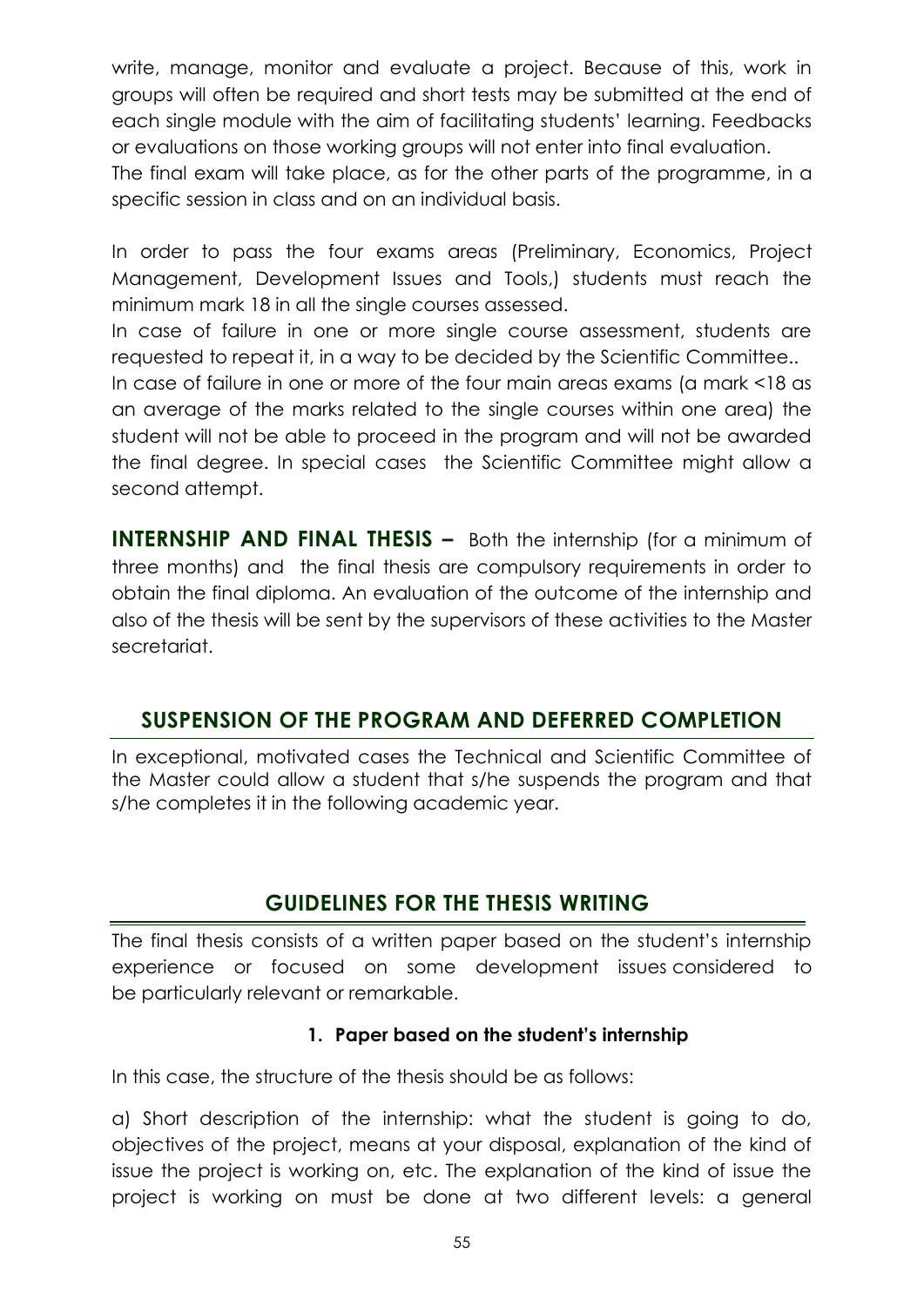write, manage, monitor and evaluate a project. Because of this, work in groups will often be required and short tests may be submitted at the end of each single module with the aim of facilitating students' learning. Feedbacks or evaluations on those working groups will not enter into final evaluation.
The final exam will take place, as for the other parts of the programme, in a specific session in class and on an individual basis.

In order to pass the four exams areas (Preliminary, Economics, Project Management, Development Issues and Tools,) students must reach the minimum mark 18 in all the single courses assessed.
In case of failure in one or more single course assessment, students are requested to repeat it, in a way to be decided by the Scientific Committee..
In case of failure in one or more of the four main areas exams (a mark <18 as an average of the marks related to the single courses within one area) the student will not be able to proceed in the program and will not be awarded the final degree. In special cases the Scientific Committee might allow a second attempt.

**INTERNSHIP AND FINAL THESIS –** Both the internship (for a minimum of three months) and the final thesis are compulsory requirements in order to obtain the final diploma. An evaluation of the outcome of the internship and also of the thesis will be sent by the supervisors of these activities to the Master secretariat.

## SUSPENSION OF THE PROGRAM AND DEFERRED COMPLETION

In exceptional, motivated cases the Technical and Scientific Committee of the Master could allow a student that s/he suspends the program and that s/he completes it in the following academic year.

## GUIDELINES FOR THE THESIS WRITING

The final thesis consists of a written paper based on the student's internship experience or focused on some development issues considered to be particularly relevant or remarkable.

### 1. Paper based on the student's internship

In this case, the structure of the thesis should be as follows:

a) Short description of the internship: what the student is going to do, objectives of the project, means at your disposal, explanation of the kind of issue the project is working on, etc. The explanation of the kind of issue the project is working on must be done at two different levels: a general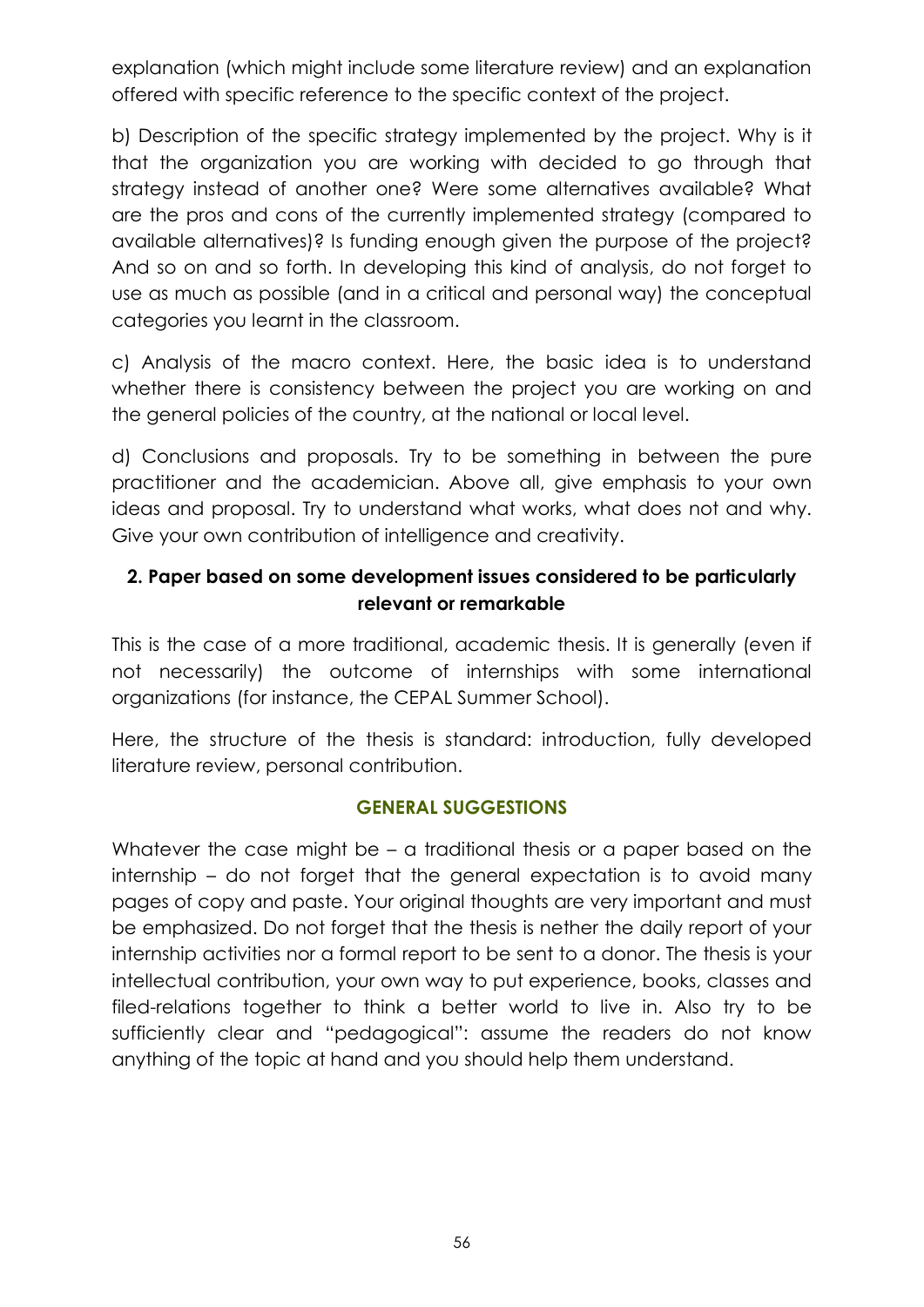explanation (which might include some literature review) and an explanation offered with specific reference to the specific context of the project.

b) Description of the specific strategy implemented by the project. Why is it that the organization you are working with decided to go through that strategy instead of another one? Were some alternatives available? What are the pros and cons of the currently implemented strategy (compared to available alternatives)? Is funding enough given the purpose of the project? And so on and so forth. In developing this kind of analysis, do not forget to use as much as possible (and in a critical and personal way) the conceptual categories you learnt in the classroom.

c) Analysis of the macro context. Here, the basic idea is to understand whether there is consistency between the project you are working on and the general policies of the country, at the national or local level.

d) Conclusions and proposals. Try to be something in between the pure practitioner and the academician. Above all, give emphasis to your own ideas and proposal. Try to understand what works, what does not and why. Give your own contribution of intelligence and creativity.

### 2. Paper based on some development issues considered to be particularly relevant or remarkable

This is the case of a more traditional, academic thesis. It is generally (even if not necessarily) the outcome of internships with some international organizations (for instance, the CEPAL Summer School).

Here, the structure of the thesis is standard: introduction, fully developed literature review, personal contribution.

### GENERAL SUGGESTIONS

Whatever the case might be – a traditional thesis or a paper based on the internship – do not forget that the general expectation is to avoid many pages of copy and paste. Your original thoughts are very important and must be emphasized. Do not forget that the thesis is nether the daily report of your internship activities nor a formal report to be sent to a donor. The thesis is your intellectual contribution, your own way to put experience, books, classes and filed-relations together to think a better world to live in. Also try to be sufficiently clear and "pedagogical": assume the readers do not know anything of the topic at hand and you should help them understand.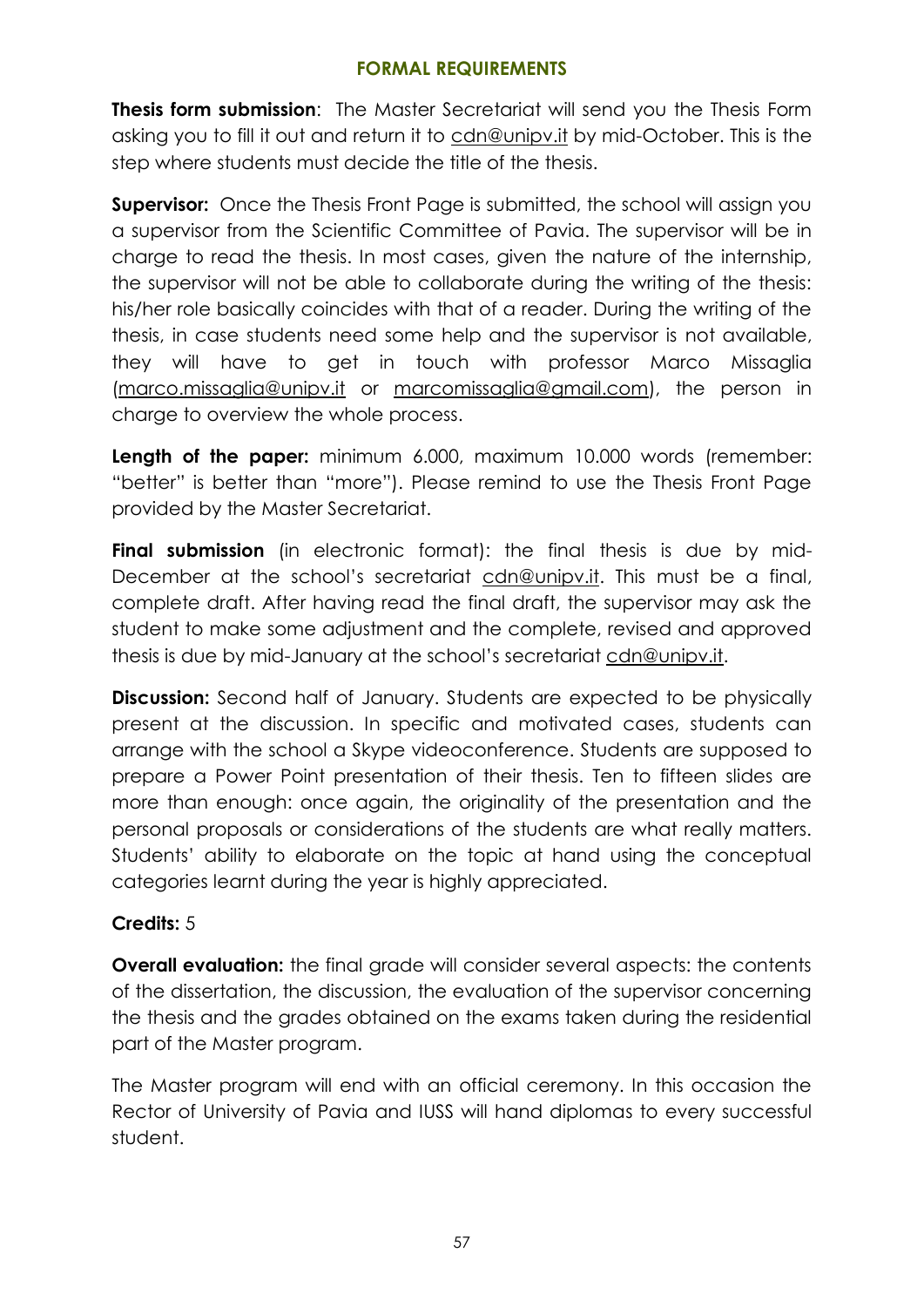## FORMAL REQUIREMENTS

**Thesis form submission**: The Master Secretariat will send you the Thesis Form asking you to fill it out and return it to cdn@unipv.it by mid-October. This is the step where students must decide the title of the thesis.

**Supervisor:** Once the Thesis Front Page is submitted, the school will assign you a supervisor from the Scientific Committee of Pavia. The supervisor will be in charge to read the thesis. In most cases, given the nature of the internship, the supervisor will not be able to collaborate during the writing of the thesis: his/her role basically coincides with that of a reader. During the writing of the thesis, in case students need some help and the supervisor is not available, they will have to get in touch with professor Marco Missaglia (marco.missaglia@unipv.it or marcomissaglia@gmail.com), the person in charge to overview the whole process.

**Length of the paper:** minimum 6.000, maximum 10.000 words (remember: "better" is better than "more"). Please remind to use the Thesis Front Page provided by the Master Secretariat.

**Final submission** (in electronic format): the final thesis is due by mid-December at the school's secretariat cdn@unipv.it. This must be a final, complete draft. After having read the final draft, the supervisor may ask the student to make some adjustment and the complete, revised and approved thesis is due by mid-January at the school's secretariat cdn@unipv.it.

**Discussion:** Second half of January. Students are expected to be physically present at the discussion. In specific and motivated cases, students can arrange with the school a Skype videoconference. Students are supposed to prepare a Power Point presentation of their thesis. Ten to fifteen slides are more than enough: once again, the originality of the presentation and the personal proposals or considerations of the students are what really matters. Students' ability to elaborate on the topic at hand using the conceptual categories learnt during the year is highly appreciated.

**Credits:** 5

**Overall evaluation:** the final grade will consider several aspects: the contents of the dissertation, the discussion, the evaluation of the supervisor concerning the thesis and the grades obtained on the exams taken during the residential part of the Master program.

The Master program will end with an official ceremony. In this occasion the Rector of University of Pavia and IUSS will hand diplomas to every successful student.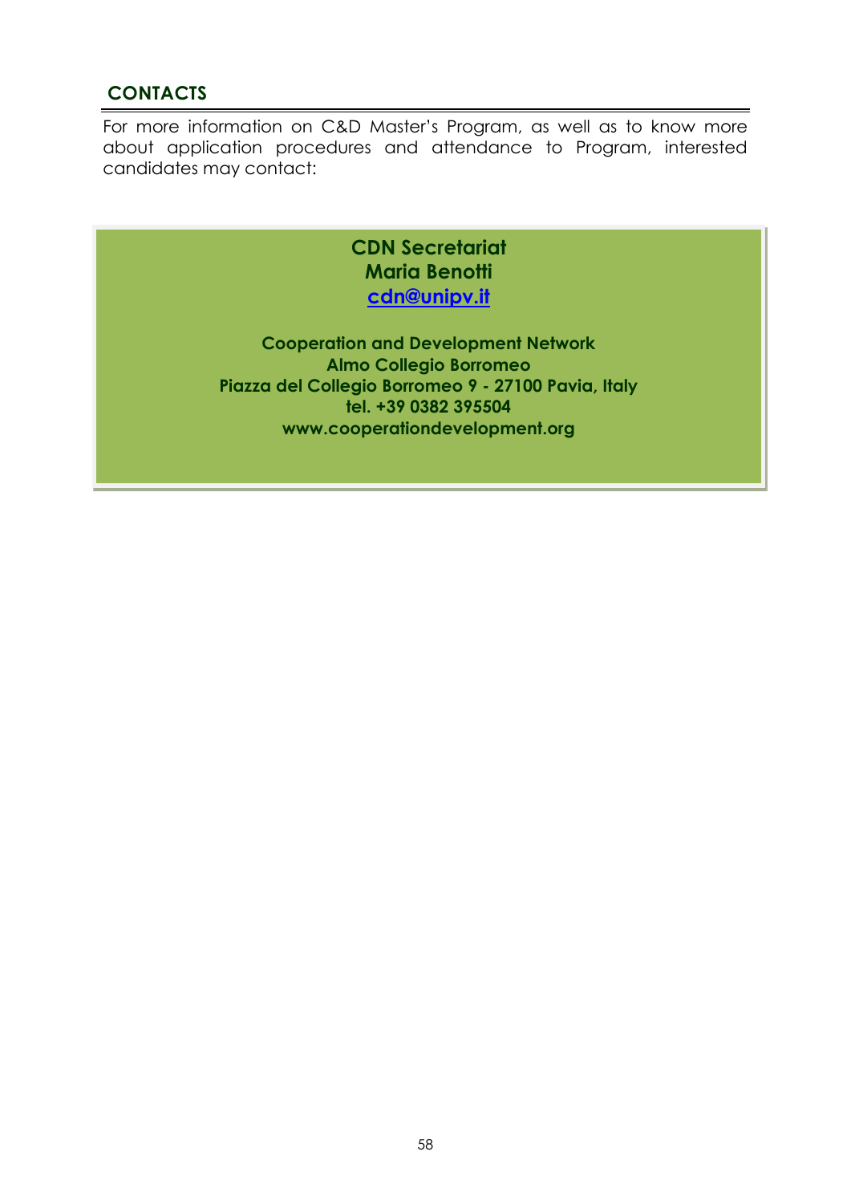## CONTACTS

For more information on C&D Master's Program, as well as to know more about application procedures and attendance to Program, interested candidates may contact:

**CDN Secretariat**
**Maria Benotti**
**cdn@unipv.it**

**Cooperation and Development Network**
**Almo Collegio Borromeo**
**Piazza del Collegio Borromeo 9 - 27100 Pavia, Italy**
**tel. +39 0382 395504**
**www.cooperationdevelopment.org**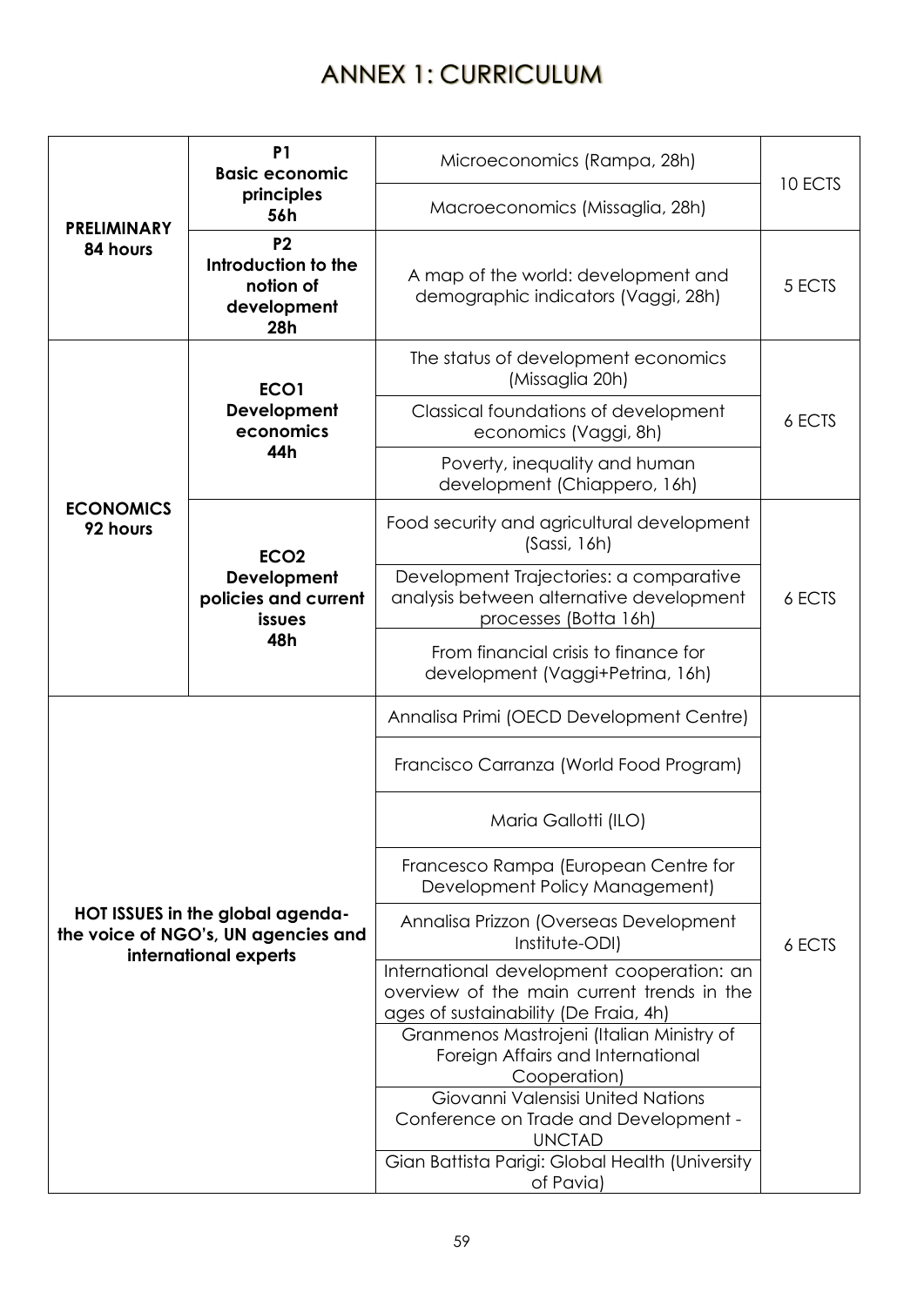# ANNEX 1: CURRICULUM

| | | | |
|---|---|---|---|
| **PRELIMINARY 84 hours** | **P1 Basic economic principles 56h** | Microeconomics (Rampa, 28h) | 10 ECTS |
| | | Macroeconomics (Missaglia, 28h) | |
| | **P2 Introduction to the notion of development 28h** | A map of the world: development and demographic indicators (Vaggi, 28h) | 5 ECTS |
| **ECONOMICS 92 hours** | **ECO1 Development economics 44h** | The status of development economics (Missaglia 20h) | 6 ECTS |
| | | Classical foundations of development economics (Vaggi, 8h) | |
| | | Poverty, inequality and human development (Chiappero, 16h) | |
| | **ECO2 Development policies and current issues 48h** | Food security and agricultural development (Sassi, 16h) | 6 ECTS |
| | | Development Trajectories: a comparative analysis between alternative development processes (Botta 16h) | |
| | | From financial crisis to finance for development (Vaggi+Petrina, 16h) | |
| **HOT ISSUES in the global agenda- the voice of NGO's, UN agencies and international experts** | | Annalisa Primi (OECD Development Centre) | 6 ECTS |
| | | Francisco Carranza (World Food Program) | |
| | | Maria Gallotti (ILO) | |
| | | Francesco Rampa (European Centre for Development Policy Management) | |
| | | Annalisa Prizzon (Overseas Development Institute-ODI) | |
| | | International development cooperation: an overview of the main current trends in the ages of sustainability (De Fraia, 4h) | |
| | | Granmenos Mastrojeni (Italian Ministry of Foreign Affairs and International Cooperation) | |
| | | Giovanni Valensisi United Nations Conference on Trade and Development - UNCTAD | |
| | | Gian Battista Parigi: Global Health (University of Pavia) | |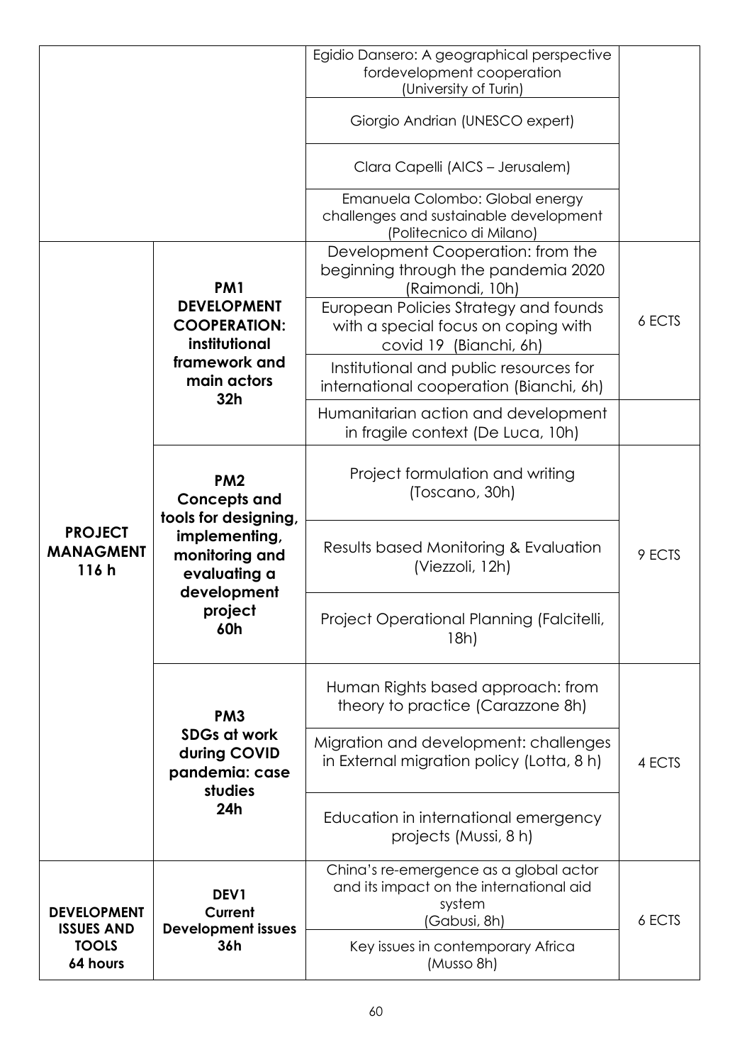| | | | |
|---|---|---|---|
| | | Egidio Dansero: A geographical perspective fordevelopment cooperation (University of Turin) | |
| | | Giorgio Andrian (UNESCO expert) | |
| | | Clara Capelli (AICS – Jerusalem) | |
| | | Emanuela Colombo: Global energy challenges and sustainable development (Politecnico di Milano) | |
| **PROJECT MANAGMENT 116 h** | **PM1 DEVELOPMENT COOPERATION: institutional framework and main actors 32h** | Development Cooperation: from the beginning through the pandemia 2020 (Raimondi, 10h) | 6 ECTS |
| | | European Policies Strategy and founds with a special focus on coping with covid 19 (Bianchi, 6h) | |
| | | Institutional and public resources for international cooperation (Bianchi, 6h) | |
| | | Humanitarian action and development in fragile context (De Luca, 10h) | |
| | **PM2 Concepts and tools for designing, implementing, monitoring and evaluating a development project 60h** | Project formulation and writing (Toscano, 30h) | 9 ECTS |
| | | Results based Monitoring & Evaluation (Viezzoli, 12h) | |
| | | Project Operational Planning (Falcitelli, 18h) | |
| | **PM3 SDGs at work during COVID pandemia: case studies 24h** | Human Rights based approach: from theory to practice (Carazzone 8h) | 4 ECTS |
| | | Migration and development: challenges in External migration policy (Lotta, 8 h) | |
| | | Education in international emergency projects (Mussi, 8 h) | |
| **DEVELOPMENT ISSUES AND TOOLS 64 hours** | **DEV1 Current Development issues 36h** | China's re-emergence as a global actor and its impact on the international aid system (Gabusi, 8h) | 6 ECTS |
| | | Key issues in contemporary Africa (Musso 8h) | |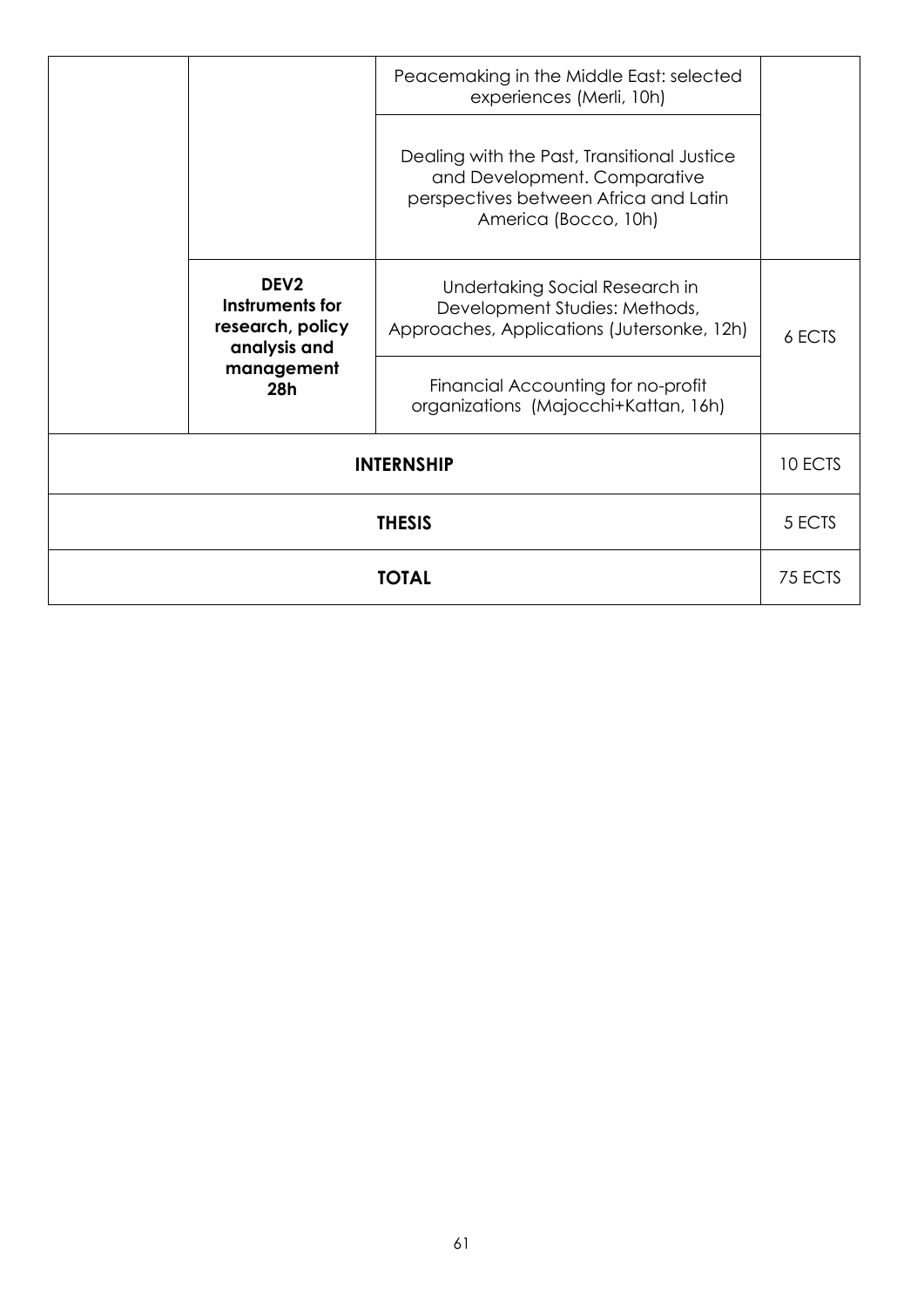| | | | |
|---|---|---|---|
| | | Peacemaking in the Middle East: selected experiences (Merli, 10h) | |
| | | Dealing with the Past, Transitional Justice and Development. Comparative perspectives between Africa and Latin America (Bocco, 10h) | |
| | **DEV2 Instruments for research, policy analysis and management 28h** | Undertaking Social Research in Development Studies: Methods, Approaches, Applications (Jutersonke, 12h) | 6 ECTS |
| | | Financial Accounting for no-profit organizations (Majocchi+Kattan, 16h) | |
| **INTERNSHIP** | | | 10 ECTS |
| **THESIS** | | | 5 ECTS |
| **TOTAL** | | | 75 ECTS |